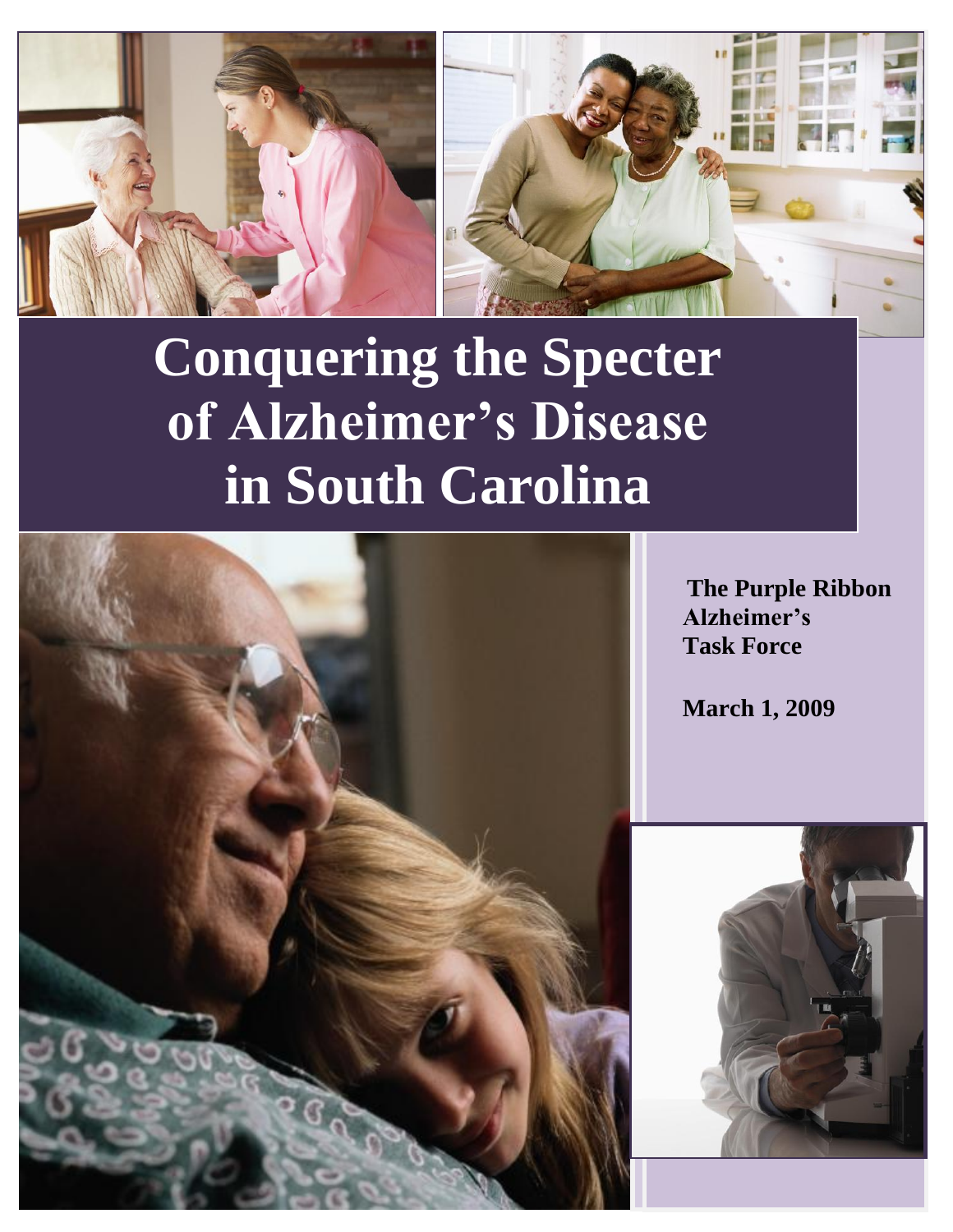# Conquering the Specter of Alzheimer's Disease in South Carolina

**The Purple Ribbon Alzheimer's Task Force**

**March 1, 2009**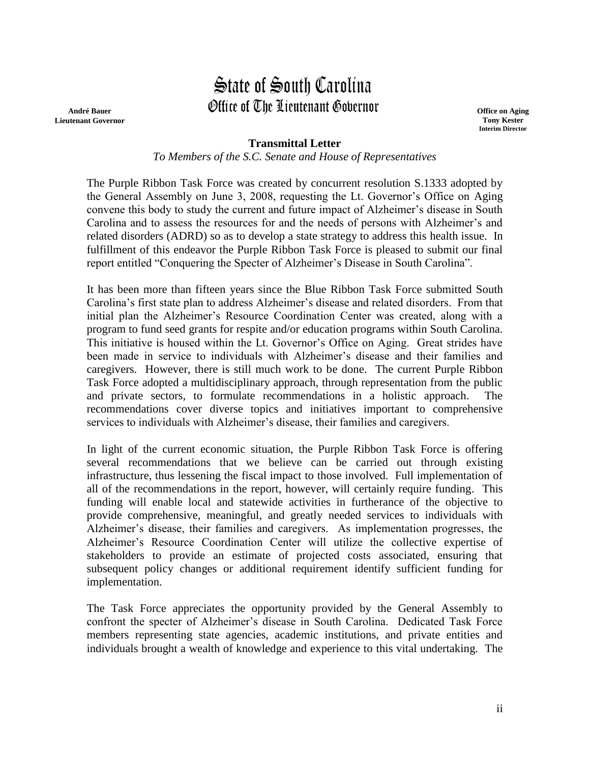# State of South Carolina
## Office of The Lieutenant Governor

**André Bauer**
**Lieutenant Governor**

**Office on Aging**
**Tony Kester**
**Interim Director**

**Transmittal Letter**

*To Members of the S.C. Senate and House of Representatives*

The Purple Ribbon Task Force was created by concurrent resolution S.1333 adopted by the General Assembly on June 3, 2008, requesting the Lt. Governor's Office on Aging convene this body to study the current and future impact of Alzheimer's disease in South Carolina and to assess the resources for and the needs of persons with Alzheimer's and related disorders (ADRD) so as to develop a state strategy to address this health issue. In fulfillment of this endeavor the Purple Ribbon Task Force is pleased to submit our final report entitled "Conquering the Specter of Alzheimer's Disease in South Carolina".

It has been more than fifteen years since the Blue Ribbon Task Force submitted South Carolina's first state plan to address Alzheimer's disease and related disorders. From that initial plan the Alzheimer's Resource Coordination Center was created, along with a program to fund seed grants for respite and/or education programs within South Carolina. This initiative is housed within the Lt. Governor's Office on Aging. Great strides have been made in service to individuals with Alzheimer's disease and their families and caregivers. However, there is still much work to be done. The current Purple Ribbon Task Force adopted a multidisciplinary approach, through representation from the public and private sectors, to formulate recommendations in a holistic approach. The recommendations cover diverse topics and initiatives important to comprehensive services to individuals with Alzheimer's disease, their families and caregivers.

In light of the current economic situation, the Purple Ribbon Task Force is offering several recommendations that we believe can be carried out through existing infrastructure, thus lessening the fiscal impact to those involved. Full implementation of all of the recommendations in the report, however, will certainly require funding. This funding will enable local and statewide activities in furtherance of the objective to provide comprehensive, meaningful, and greatly needed services to individuals with Alzheimer's disease, their families and caregivers. As implementation progresses, the Alzheimer's Resource Coordination Center will utilize the collective expertise of stakeholders to provide an estimate of projected costs associated, ensuring that subsequent policy changes or additional requirement identify sufficient funding for implementation.

The Task Force appreciates the opportunity provided by the General Assembly to confront the specter of Alzheimer's disease in South Carolina. Dedicated Task Force members representing state agencies, academic institutions, and private entities and individuals brought a wealth of knowledge and experience to this vital undertaking. The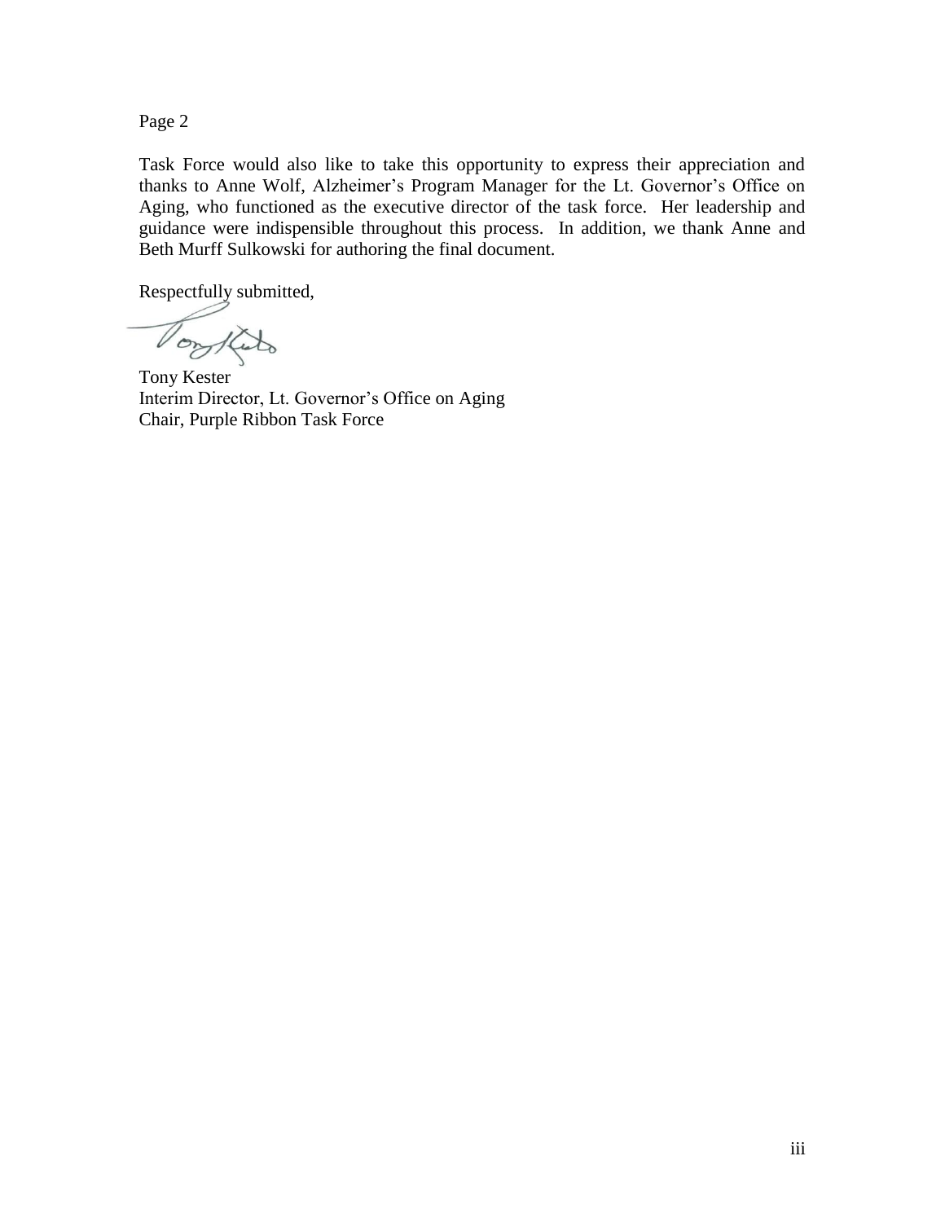Page 2

Task Force would also like to take this opportunity to express their appreciation and thanks to Anne Wolf, Alzheimer's Program Manager for the Lt. Governor's Office on Aging, who functioned as the executive director of the task force. Her leadership and guidance were indispensible throughout this process. In addition, we thank Anne and Beth Murff Sulkowski for authoring the final document.

Respectfully submitted,

Tony Kester
Interim Director, Lt. Governor's Office on Aging
Chair, Purple Ribbon Task Force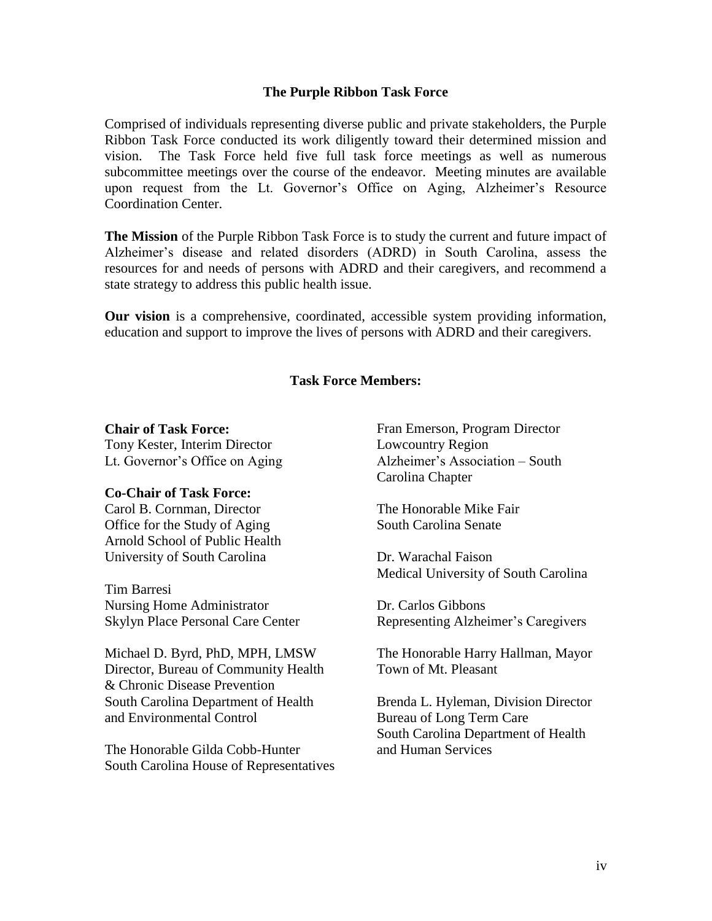## The Purple Ribbon Task Force

Comprised of individuals representing diverse public and private stakeholders, the Purple Ribbon Task Force conducted its work diligently toward their determined mission and vision. The Task Force held five full task force meetings as well as numerous subcommittee meetings over the course of the endeavor. Meeting minutes are available upon request from the Lt. Governor's Office on Aging, Alzheimer's Resource Coordination Center.

**The Mission** of the Purple Ribbon Task Force is to study the current and future impact of Alzheimer's disease and related disorders (ADRD) in South Carolina, assess the resources for and needs of persons with ADRD and their caregivers, and recommend a state strategy to address this public health issue.

**Our vision** is a comprehensive, coordinated, accessible system providing information, education and support to improve the lives of persons with ADRD and their caregivers.

### Task Force Members:

**Chair of Task Force:**
Tony Kester, Interim Director
Lt. Governor's Office on Aging

**Co-Chair of Task Force:**
Carol B. Cornman, Director
Office for the Study of Aging
Arnold School of Public Health
University of South Carolina

Tim Barresi
Nursing Home Administrator
Skylyn Place Personal Care Center

Michael D. Byrd, PhD, MPH, LMSW
Director, Bureau of Community Health & Chronic Disease Prevention
South Carolina Department of Health and Environmental Control

The Honorable Gilda Cobb-Hunter
South Carolina House of Representatives

Fran Emerson, Program Director
Lowcountry Region
Alzheimer's Association – South Carolina Chapter

The Honorable Mike Fair
South Carolina Senate

Dr. Warachal Faison
Medical University of South Carolina

Dr. Carlos Gibbons
Representing Alzheimer's Caregivers

The Honorable Harry Hallman, Mayor
Town of Mt. Pleasant

Brenda L. Hyleman, Division Director
Bureau of Long Term Care
South Carolina Department of Health and Human Services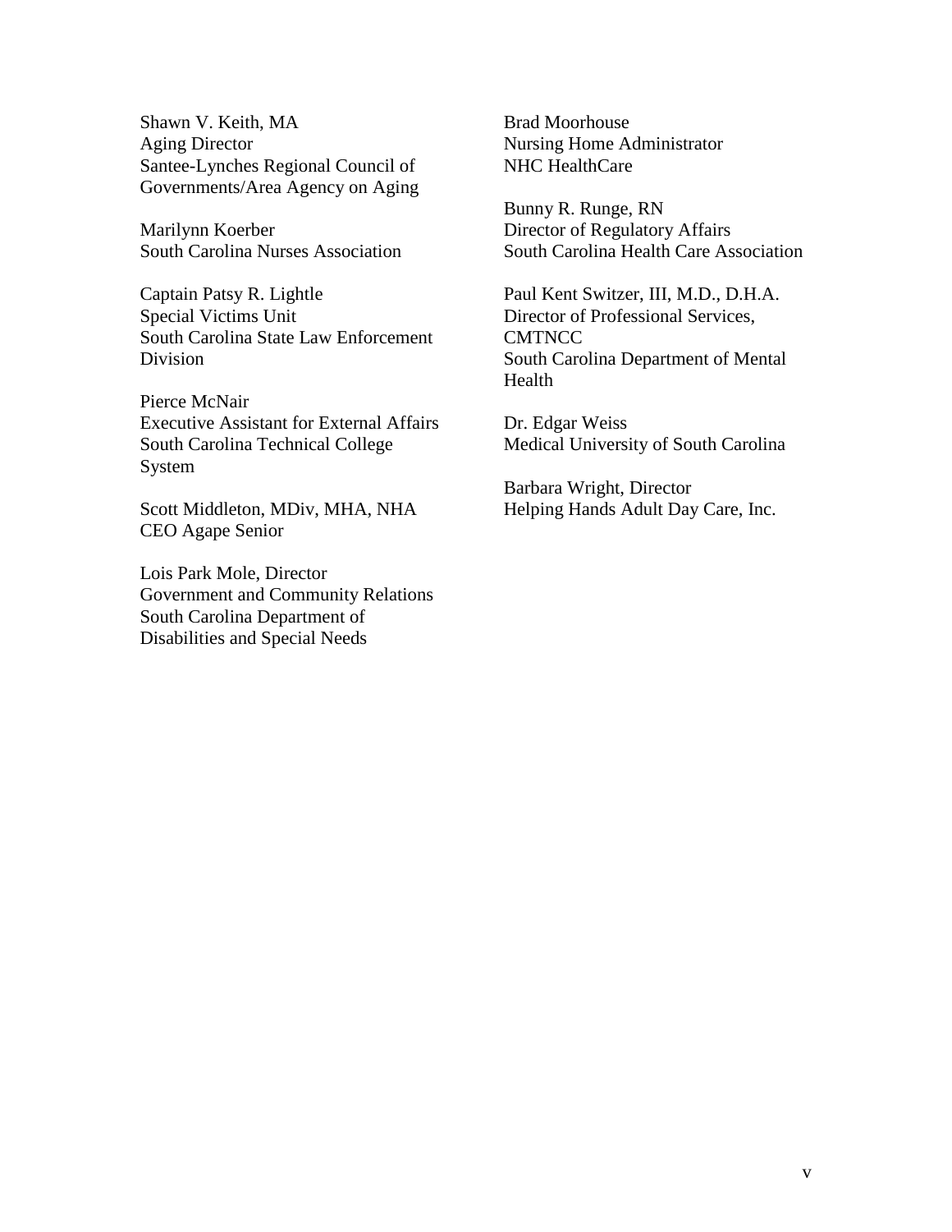Shawn V. Keith, MA
Aging Director
Santee-Lynches Regional Council of Governments/Area Agency on Aging

Marilynn Koerber
South Carolina Nurses Association

Captain Patsy R. Lightle
Special Victims Unit
South Carolina State Law Enforcement Division

Pierce McNair
Executive Assistant for External Affairs
South Carolina Technical College System

Scott Middleton, MDiv, MHA, NHA
CEO Agape Senior

Lois Park Mole, Director
Government and Community Relations
South Carolina Department of Disabilities and Special Needs

Brad Moorhouse
Nursing Home Administrator
NHC HealthCare

Bunny R. Runge, RN
Director of Regulatory Affairs
South Carolina Health Care Association

Paul Kent Switzer, III, M.D., D.H.A.
Director of Professional Services, CMTNCC
South Carolina Department of Mental Health

Dr. Edgar Weiss
Medical University of South Carolina

Barbara Wright, Director
Helping Hands Adult Day Care, Inc.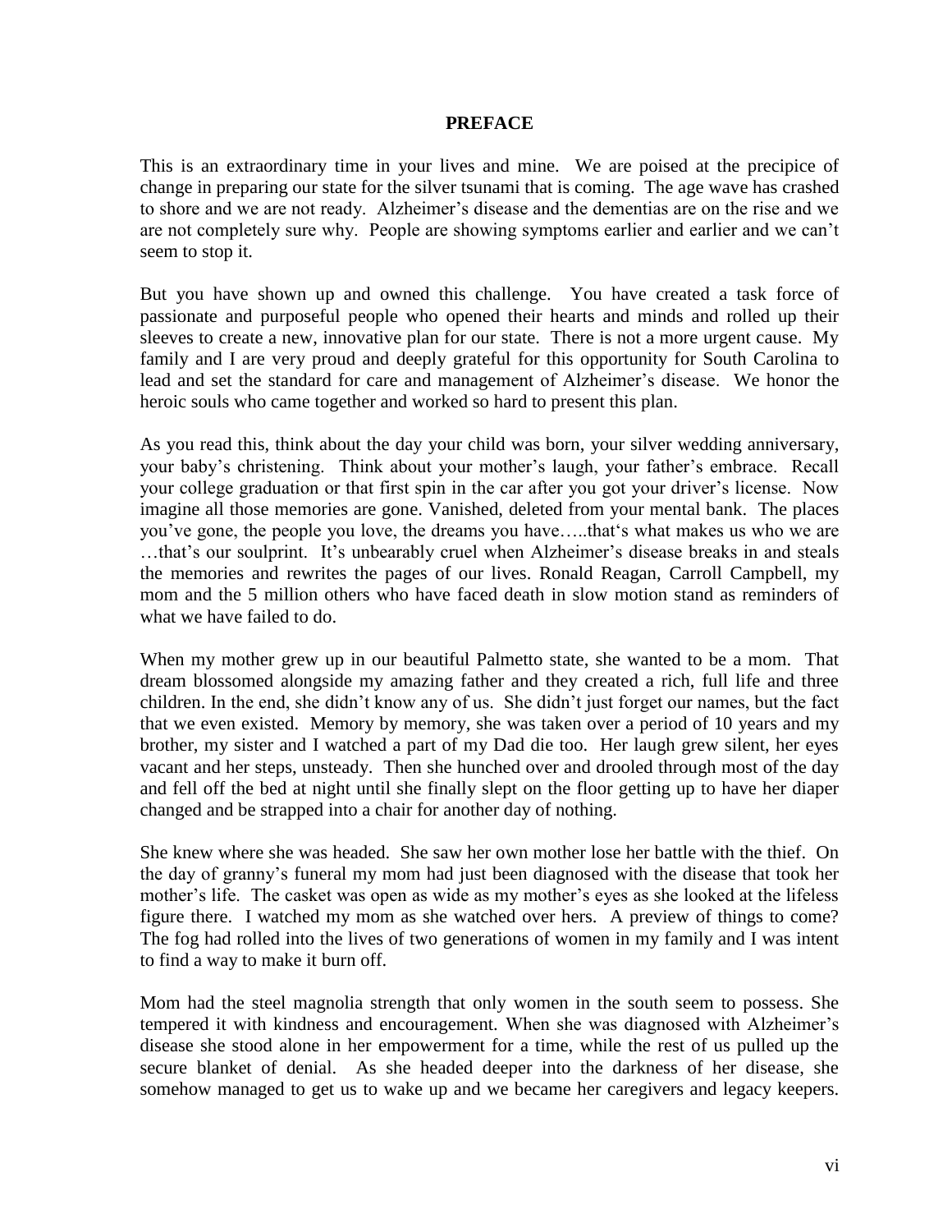## PREFACE

This is an extraordinary time in your lives and mine. We are poised at the precipice of change in preparing our state for the silver tsunami that is coming. The age wave has crashed to shore and we are not ready. Alzheimer's disease and the dementias are on the rise and we are not completely sure why. People are showing symptoms earlier and earlier and we can't seem to stop it.

But you have shown up and owned this challenge. You have created a task force of passionate and purposeful people who opened their hearts and minds and rolled up their sleeves to create a new, innovative plan for our state. There is not a more urgent cause. My family and I are very proud and deeply grateful for this opportunity for South Carolina to lead and set the standard for care and management of Alzheimer's disease. We honor the heroic souls who came together and worked so hard to present this plan.

As you read this, think about the day your child was born, your silver wedding anniversary, your baby's christening. Think about your mother's laugh, your father's embrace. Recall your college graduation or that first spin in the car after you got your driver's license. Now imagine all those memories are gone. Vanished, deleted from your mental bank. The places you've gone, the people you love, the dreams you have…..that's what makes us who we are …that's our soulprint. It's unbearably cruel when Alzheimer's disease breaks in and steals the memories and rewrites the pages of our lives. Ronald Reagan, Carroll Campbell, my mom and the 5 million others who have faced death in slow motion stand as reminders of what we have failed to do.

When my mother grew up in our beautiful Palmetto state, she wanted to be a mom. That dream blossomed alongside my amazing father and they created a rich, full life and three children. In the end, she didn't know any of us. She didn't just forget our names, but the fact that we even existed. Memory by memory, she was taken over a period of 10 years and my brother, my sister and I watched a part of my Dad die too. Her laugh grew silent, her eyes vacant and her steps, unsteady. Then she hunched over and drooled through most of the day and fell off the bed at night until she finally slept on the floor getting up to have her diaper changed and be strapped into a chair for another day of nothing.

She knew where she was headed. She saw her own mother lose her battle with the thief. On the day of granny's funeral my mom had just been diagnosed with the disease that took her mother's life. The casket was open as wide as my mother's eyes as she looked at the lifeless figure there. I watched my mom as she watched over hers. A preview of things to come? The fog had rolled into the lives of two generations of women in my family and I was intent to find a way to make it burn off.

Mom had the steel magnolia strength that only women in the south seem to possess. She tempered it with kindness and encouragement. When she was diagnosed with Alzheimer's disease she stood alone in her empowerment for a time, while the rest of us pulled up the secure blanket of denial. As she headed deeper into the darkness of her disease, she somehow managed to get us to wake up and we became her caregivers and legacy keepers.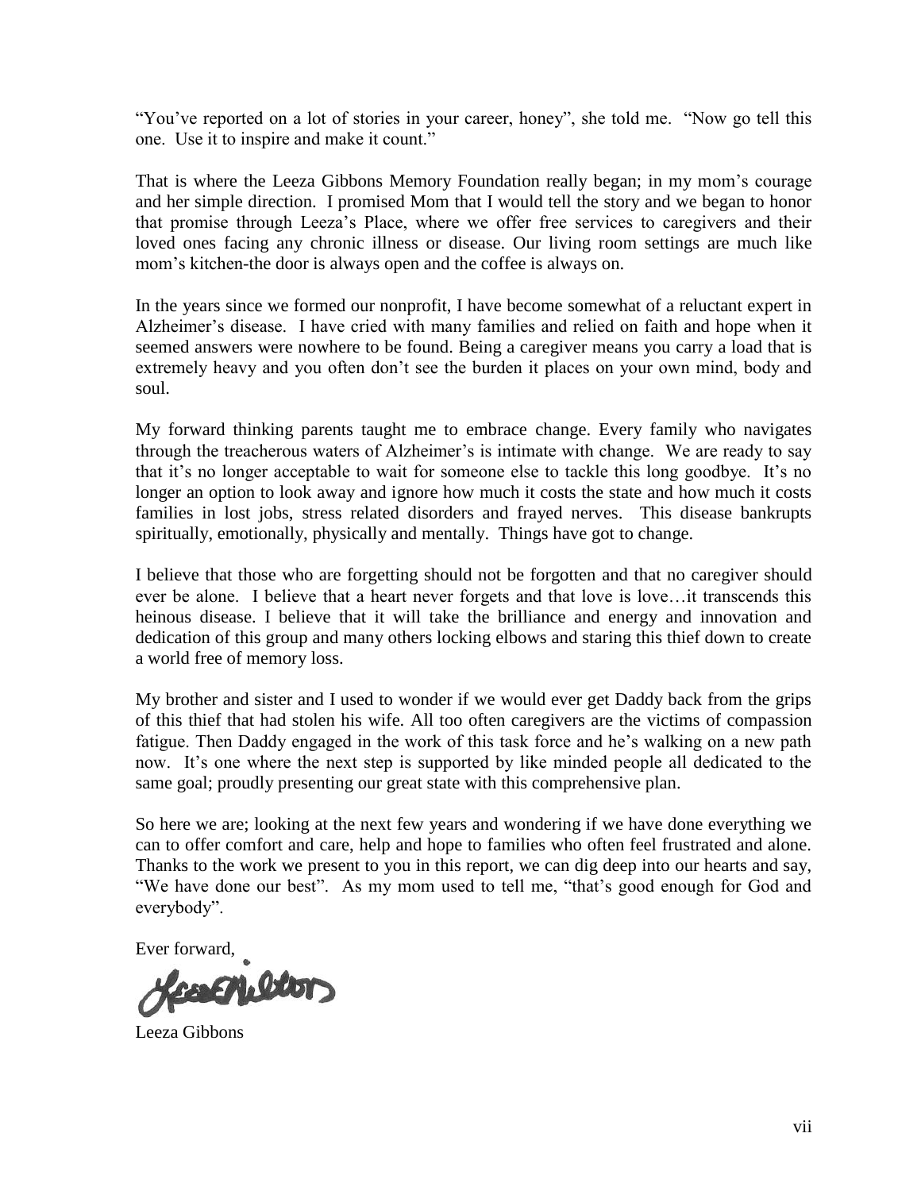"You've reported on a lot of stories in your career, honey", she told me. "Now go tell this one. Use it to inspire and make it count."

That is where the Leeza Gibbons Memory Foundation really began; in my mom's courage and her simple direction. I promised Mom that I would tell the story and we began to honor that promise through Leeza's Place, where we offer free services to caregivers and their loved ones facing any chronic illness or disease. Our living room settings are much like mom's kitchen-the door is always open and the coffee is always on.

In the years since we formed our nonprofit, I have become somewhat of a reluctant expert in Alzheimer's disease. I have cried with many families and relied on faith and hope when it seemed answers were nowhere to be found. Being a caregiver means you carry a load that is extremely heavy and you often don't see the burden it places on your own mind, body and soul.

My forward thinking parents taught me to embrace change. Every family who navigates through the treacherous waters of Alzheimer's is intimate with change. We are ready to say that it's no longer acceptable to wait for someone else to tackle this long goodbye. It's no longer an option to look away and ignore how much it costs the state and how much it costs families in lost jobs, stress related disorders and frayed nerves. This disease bankrupts spiritually, emotionally, physically and mentally. Things have got to change.

I believe that those who are forgetting should not be forgotten and that no caregiver should ever be alone. I believe that a heart never forgets and that love is love…it transcends this heinous disease. I believe that it will take the brilliance and energy and innovation and dedication of this group and many others locking elbows and staring this thief down to create a world free of memory loss.

My brother and sister and I used to wonder if we would ever get Daddy back from the grips of this thief that had stolen his wife. All too often caregivers are the victims of compassion fatigue. Then Daddy engaged in the work of this task force and he's walking on a new path now. It's one where the next step is supported by like minded people all dedicated to the same goal; proudly presenting our great state with this comprehensive plan.

So here we are; looking at the next few years and wondering if we have done everything we can to offer comfort and care, help and hope to families who often feel frustrated and alone. Thanks to the work we present to you in this report, we can dig deep into our hearts and say, "We have done our best". As my mom used to tell me, "that's good enough for God and everybody".

Ever forward,

Leeza Gibbons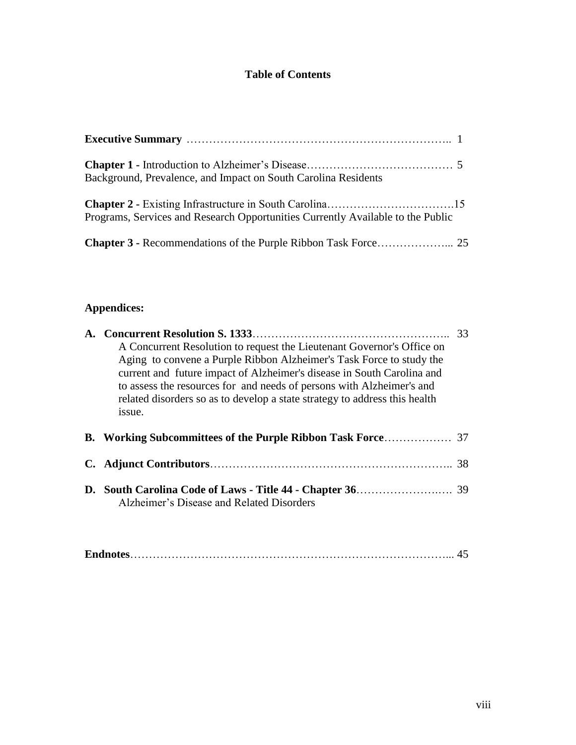# Table of Contents

**Executive Summary** ………………………………………………………….. 1

**Chapter 1 -** Introduction to Alzheimer's Disease………………………………… 5
Background, Prevalence, and Impact on South Carolina Residents

**Chapter 2 -** Existing Infrastructure in South Carolina…………………………….15
Programs, Services and Research Opportunities Currently Available to the Public

**Chapter 3 -** Recommendations of the Purple Ribbon Task Force………………... 25

## Appendices:

**A. Concurrent Resolution S. 1333**…………………………………………….. 33
A Concurrent Resolution to request the Lieutenant Governor's Office on Aging to convene a Purple Ribbon Alzheimer's Task Force to study the current and future impact of Alzheimer's disease in South Carolina and to assess the resources for and needs of persons with Alzheimer's and related disorders so as to develop a state strategy to address this health issue.

**B. Working Subcommittees of the Purple Ribbon Task Force**……………… 37

**C. Adjunct Contributors**…………………………………………………….. 38

**D. South Carolina Code of Laws - Title 44 - Chapter 36**………………….… 39
Alzheimer's Disease and Related Disorders

**Endnotes**……………………………………………………………………... 45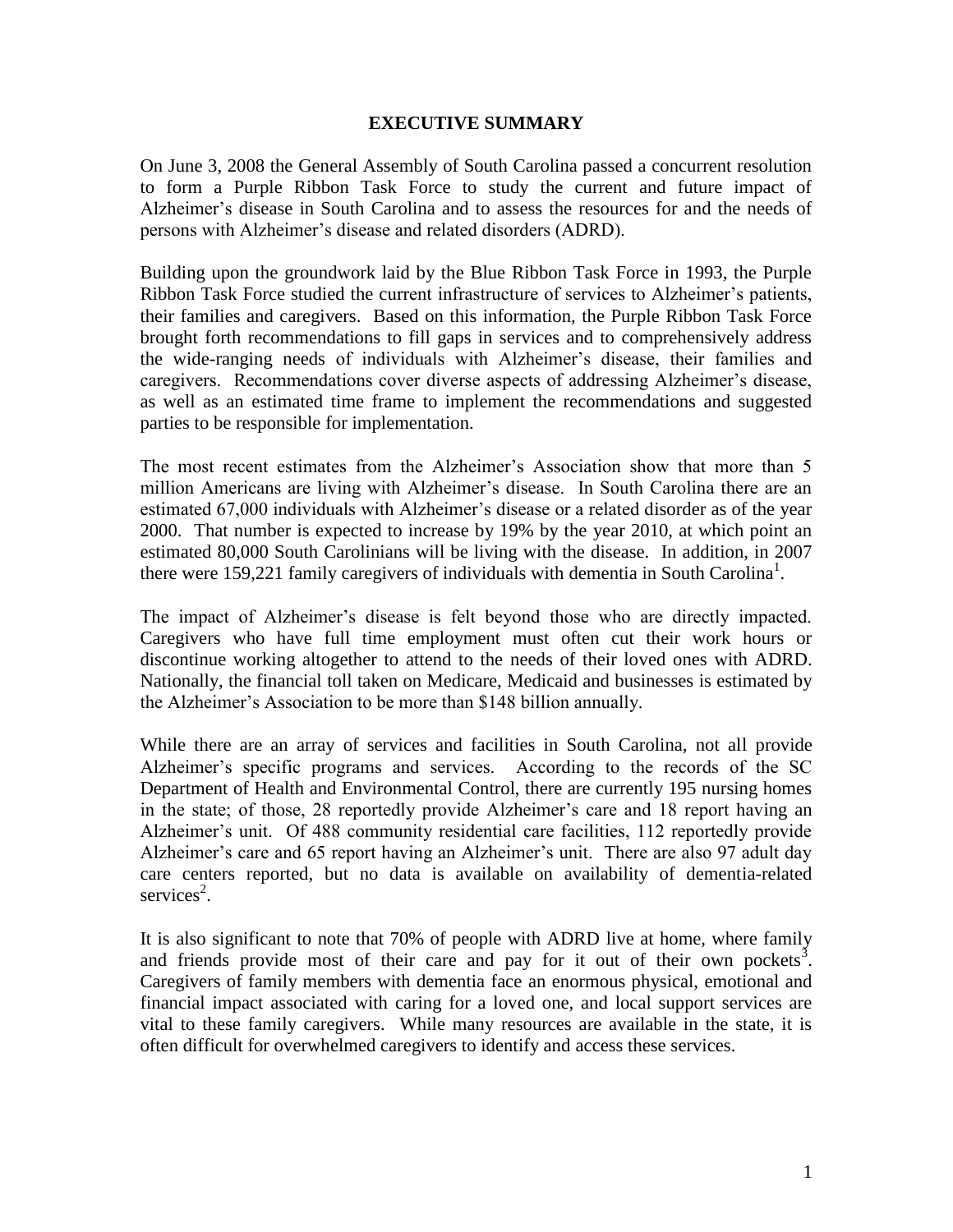# EXECUTIVE SUMMARY

On June 3, 2008 the General Assembly of South Carolina passed a concurrent resolution to form a Purple Ribbon Task Force to study the current and future impact of Alzheimer's disease in South Carolina and to assess the resources for and the needs of persons with Alzheimer's disease and related disorders (ADRD).

Building upon the groundwork laid by the Blue Ribbon Task Force in 1993, the Purple Ribbon Task Force studied the current infrastructure of services to Alzheimer's patients, their families and caregivers. Based on this information, the Purple Ribbon Task Force brought forth recommendations to fill gaps in services and to comprehensively address the wide-ranging needs of individuals with Alzheimer's disease, their families and caregivers. Recommendations cover diverse aspects of addressing Alzheimer's disease, as well as an estimated time frame to implement the recommendations and suggested parties to be responsible for implementation.

The most recent estimates from the Alzheimer's Association show that more than 5 million Americans are living with Alzheimer's disease. In South Carolina there are an estimated 67,000 individuals with Alzheimer's disease or a related disorder as of the year 2000. That number is expected to increase by 19% by the year 2010, at which point an estimated 80,000 South Carolinians will be living with the disease. In addition, in 2007 there were 159,221 family caregivers of individuals with dementia in South Carolina[1].

The impact of Alzheimer's disease is felt beyond those who are directly impacted. Caregivers who have full time employment must often cut their work hours or discontinue working altogether to attend to the needs of their loved ones with ADRD. Nationally, the financial toll taken on Medicare, Medicaid and businesses is estimated by the Alzheimer's Association to be more than $148 billion annually.

While there are an array of services and facilities in South Carolina, not all provide Alzheimer's specific programs and services. According to the records of the SC Department of Health and Environmental Control, there are currently 195 nursing homes in the state; of those, 28 reportedly provide Alzheimer's care and 18 report having an Alzheimer's unit. Of 488 community residential care facilities, 112 reportedly provide Alzheimer's care and 65 report having an Alzheimer's unit. There are also 97 adult day care centers reported, but no data is available on availability of dementia-related services[2].

It is also significant to note that 70% of people with ADRD live at home, where family and friends provide most of their care and pay for it out of their own pockets[3]. Caregivers of family members with dementia face an enormous physical, emotional and financial impact associated with caring for a loved one, and local support services are vital to these family caregivers. While many resources are available in the state, it is often difficult for overwhelmed caregivers to identify and access these services.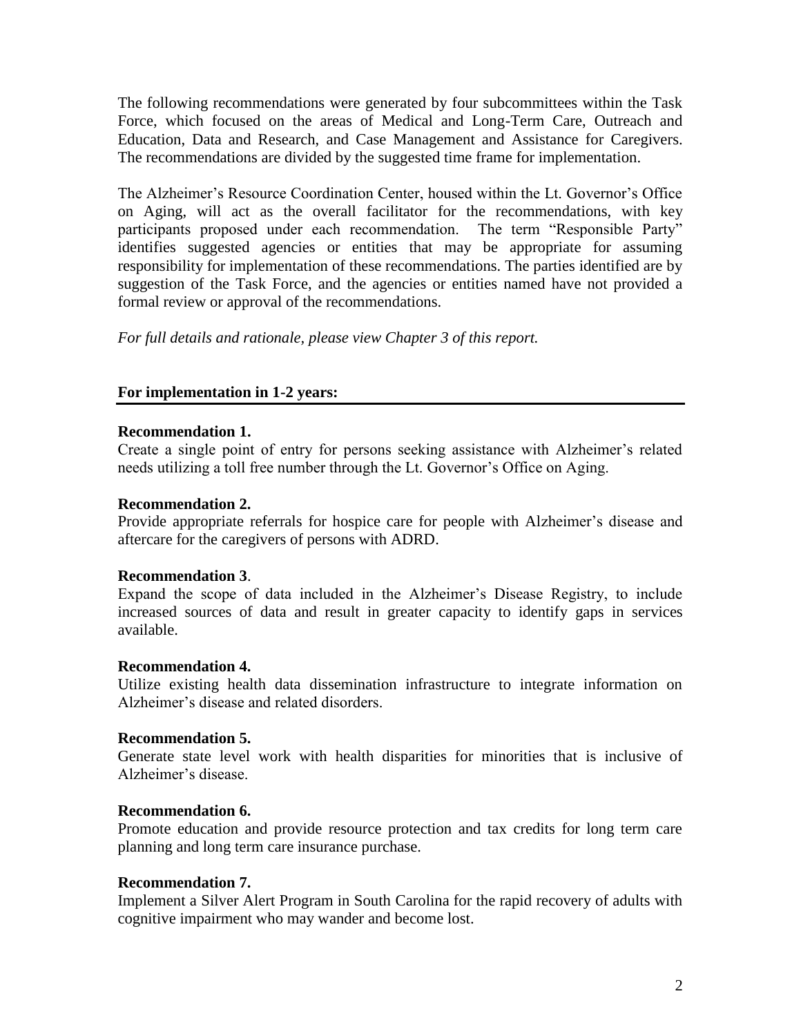The following recommendations were generated by four subcommittees within the Task Force, which focused on the areas of Medical and Long-Term Care, Outreach and Education, Data and Research, and Case Management and Assistance for Caregivers. The recommendations are divided by the suggested time frame for implementation.

The Alzheimer's Resource Coordination Center, housed within the Lt. Governor's Office on Aging, will act as the overall facilitator for the recommendations, with key participants proposed under each recommendation. The term "Responsible Party" identifies suggested agencies or entities that may be appropriate for assuming responsibility for implementation of these recommendations. The parties identified are by suggestion of the Task Force, and the agencies or entities named have not provided a formal review or approval of the recommendations.

*For full details and rationale, please view Chapter 3 of this report.*

**For implementation in 1-2 years:**

**Recommendation 1.**
Create a single point of entry for persons seeking assistance with Alzheimer's related needs utilizing a toll free number through the Lt. Governor's Office on Aging.

**Recommendation 2.**
Provide appropriate referrals for hospice care for people with Alzheimer's disease and aftercare for the caregivers of persons with ADRD.

**Recommendation 3**.
Expand the scope of data included in the Alzheimer's Disease Registry, to include increased sources of data and result in greater capacity to identify gaps in services available.

**Recommendation 4.**
Utilize existing health data dissemination infrastructure to integrate information on Alzheimer's disease and related disorders.

**Recommendation 5.**
Generate state level work with health disparities for minorities that is inclusive of Alzheimer's disease.

**Recommendation 6.**
Promote education and provide resource protection and tax credits for long term care planning and long term care insurance purchase.

**Recommendation 7.**
Implement a Silver Alert Program in South Carolina for the rapid recovery of adults with cognitive impairment who may wander and become lost.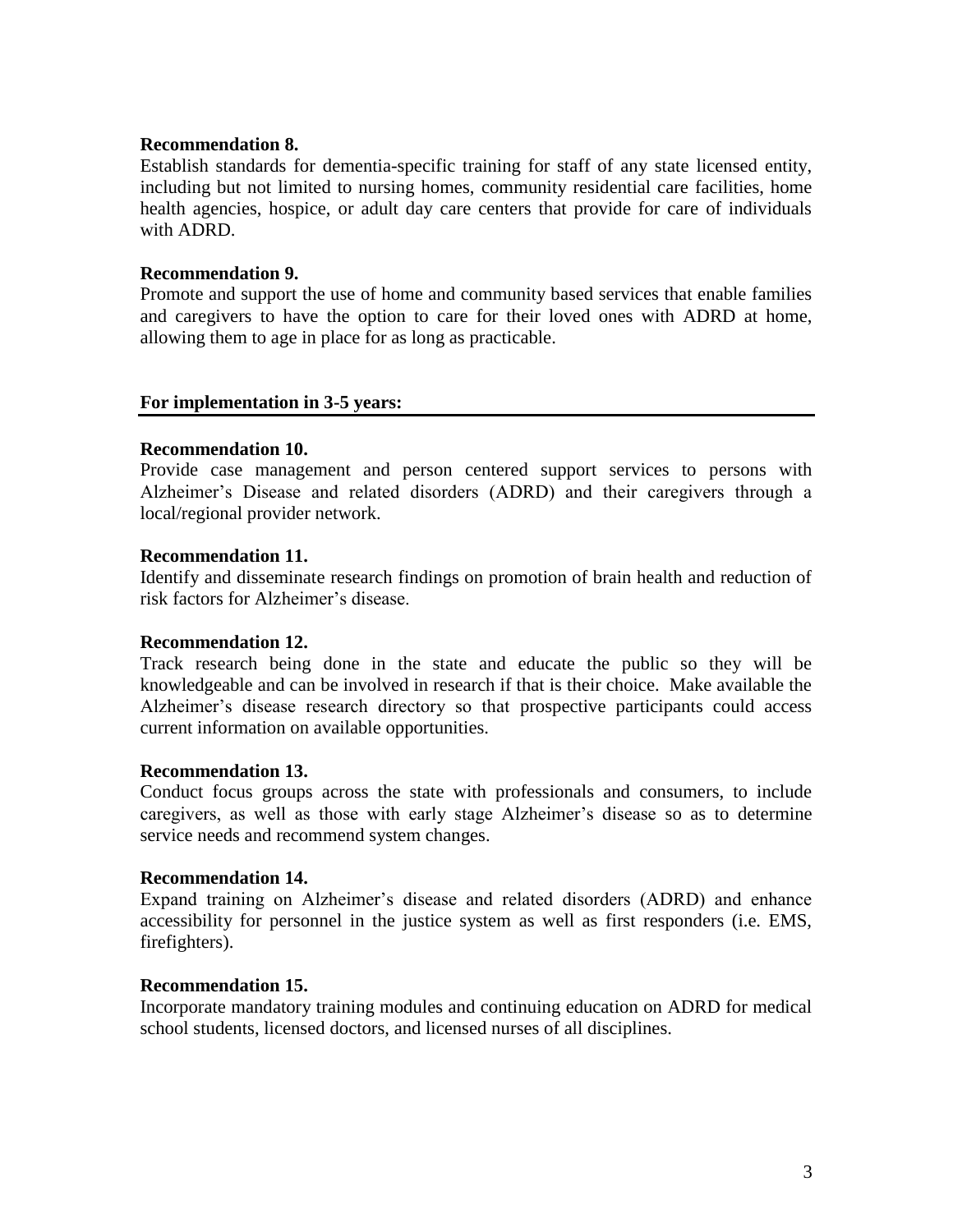**Recommendation 8.**
Establish standards for dementia-specific training for staff of any state licensed entity, including but not limited to nursing homes, community residential care facilities, home health agencies, hospice, or adult day care centers that provide for care of individuals with ADRD.

**Recommendation 9.**
Promote and support the use of home and community based services that enable families and caregivers to have the option to care for their loved ones with ADRD at home, allowing them to age in place for as long as practicable.

**For implementation in 3-5 years:**

**Recommendation 10.**
Provide case management and person centered support services to persons with Alzheimer's Disease and related disorders (ADRD) and their caregivers through a local/regional provider network.

**Recommendation 11.**
Identify and disseminate research findings on promotion of brain health and reduction of risk factors for Alzheimer's disease.

**Recommendation 12.**
Track research being done in the state and educate the public so they will be knowledgeable and can be involved in research if that is their choice. Make available the Alzheimer's disease research directory so that prospective participants could access current information on available opportunities.

**Recommendation 13.**
Conduct focus groups across the state with professionals and consumers, to include caregivers, as well as those with early stage Alzheimer's disease so as to determine service needs and recommend system changes.

**Recommendation 14.**
Expand training on Alzheimer's disease and related disorders (ADRD) and enhance accessibility for personnel in the justice system as well as first responders (i.e. EMS, firefighters).

**Recommendation 15.**
Incorporate mandatory training modules and continuing education on ADRD for medical school students, licensed doctors, and licensed nurses of all disciplines.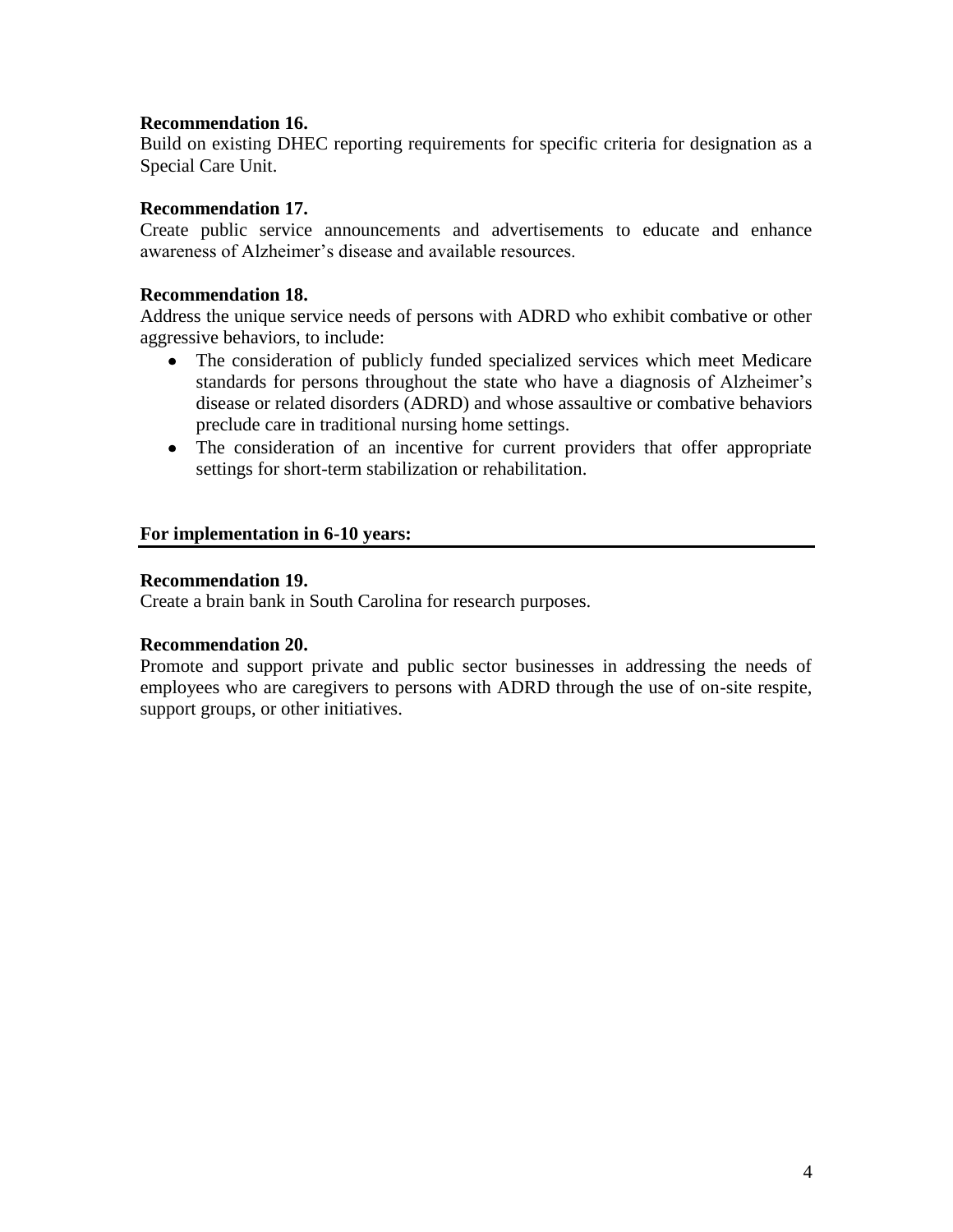**Recommendation 16.**
Build on existing DHEC reporting requirements for specific criteria for designation as a Special Care Unit.

**Recommendation 17.**
Create public service announcements and advertisements to educate and enhance awareness of Alzheimer's disease and available resources.

**Recommendation 18.**
Address the unique service needs of persons with ADRD who exhibit combative or other aggressive behaviors, to include:

- The consideration of publicly funded specialized services which meet Medicare standards for persons throughout the state who have a diagnosis of Alzheimer's disease or related disorders (ADRD) and whose assaultive or combative behaviors preclude care in traditional nursing home settings.
- The consideration of an incentive for current providers that offer appropriate settings for short-term stabilization or rehabilitation.

**For implementation in 6-10 years:**

**Recommendation 19.**
Create a brain bank in South Carolina for research purposes.

**Recommendation 20.**
Promote and support private and public sector businesses in addressing the needs of employees who are caregivers to persons with ADRD through the use of on-site respite, support groups, or other initiatives.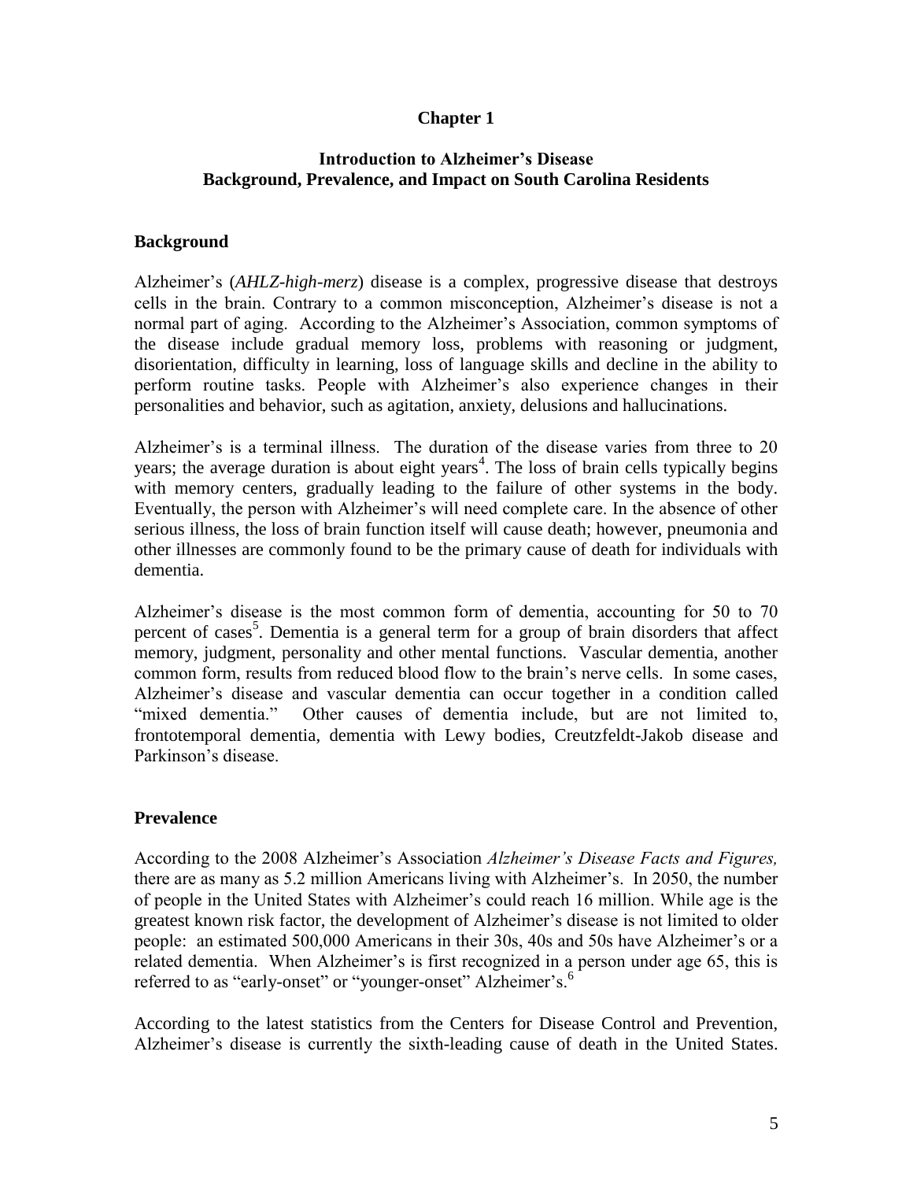# Chapter 1

## Introduction to Alzheimer's Disease
## Background, Prevalence, and Impact on South Carolina Residents

### Background

Alzheimer's (*AHLZ-high-merz*) disease is a complex, progressive disease that destroys cells in the brain. Contrary to a common misconception, Alzheimer's disease is not a normal part of aging. According to the Alzheimer's Association, common symptoms of the disease include gradual memory loss, problems with reasoning or judgment, disorientation, difficulty in learning, loss of language skills and decline in the ability to perform routine tasks. People with Alzheimer's also experience changes in their personalities and behavior, such as agitation, anxiety, delusions and hallucinations.

Alzheimer's is a terminal illness. The duration of the disease varies from three to 20 years; the average duration is about eight years[4]. The loss of brain cells typically begins with memory centers, gradually leading to the failure of other systems in the body. Eventually, the person with Alzheimer's will need complete care. In the absence of other serious illness, the loss of brain function itself will cause death; however, pneumonia and other illnesses are commonly found to be the primary cause of death for individuals with dementia.

Alzheimer's disease is the most common form of dementia, accounting for 50 to 70 percent of cases[5]. Dementia is a general term for a group of brain disorders that affect memory, judgment, personality and other mental functions. Vascular dementia, another common form, results from reduced blood flow to the brain's nerve cells. In some cases, Alzheimer's disease and vascular dementia can occur together in a condition called "mixed dementia." Other causes of dementia include, but are not limited to, frontotemporal dementia, dementia with Lewy bodies, Creutzfeldt-Jakob disease and Parkinson's disease.

### Prevalence

According to the 2008 Alzheimer's Association *Alzheimer's Disease Facts and Figures,* there are as many as 5.2 million Americans living with Alzheimer's. In 2050, the number of people in the United States with Alzheimer's could reach 16 million. While age is the greatest known risk factor, the development of Alzheimer's disease is not limited to older people: an estimated 500,000 Americans in their 30s, 40s and 50s have Alzheimer's or a related dementia. When Alzheimer's is first recognized in a person under age 65, this is referred to as "early-onset" or "younger-onset" Alzheimer's.[6]

According to the latest statistics from the Centers for Disease Control and Prevention, Alzheimer's disease is currently the sixth-leading cause of death in the United States.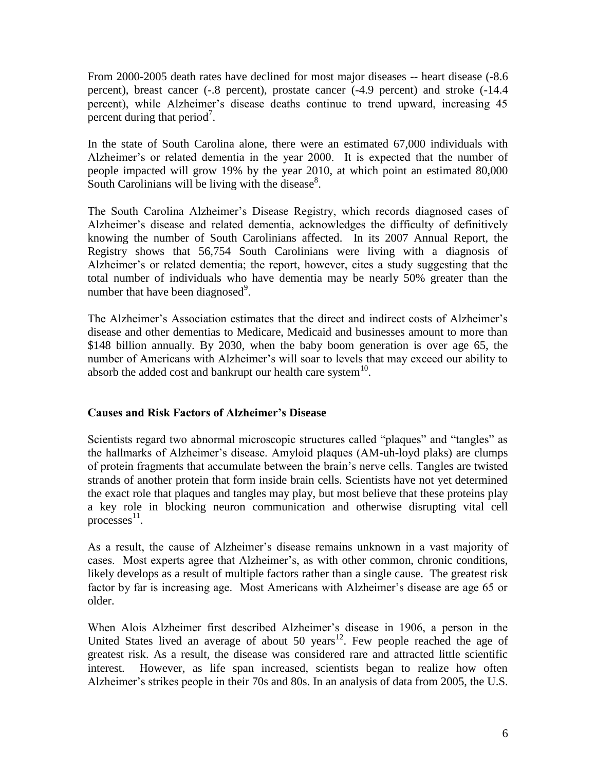From 2000-2005 death rates have declined for most major diseases -- heart disease (-8.6 percent), breast cancer (-.8 percent), prostate cancer (-4.9 percent) and stroke (-14.4 percent), while Alzheimer's disease deaths continue to trend upward, increasing 45 percent during that period[7].

In the state of South Carolina alone, there were an estimated 67,000 individuals with Alzheimer's or related dementia in the year 2000. It is expected that the number of people impacted will grow 19% by the year 2010, at which point an estimated 80,000 South Carolinians will be living with the disease[8].

The South Carolina Alzheimer's Disease Registry, which records diagnosed cases of Alzheimer's disease and related dementia, acknowledges the difficulty of definitively knowing the number of South Carolinians affected. In its 2007 Annual Report, the Registry shows that 56,754 South Carolinians were living with a diagnosis of Alzheimer's or related dementia; the report, however, cites a study suggesting that the total number of individuals who have dementia may be nearly 50% greater than the number that have been diagnosed[9].

The Alzheimer's Association estimates that the direct and indirect costs of Alzheimer's disease and other dementias to Medicare, Medicaid and businesses amount to more than $148 billion annually. By 2030, when the baby boom generation is over age 65, the number of Americans with Alzheimer's will soar to levels that may exceed our ability to absorb the added cost and bankrupt our health care system[10].

**Causes and Risk Factors of Alzheimer's Disease**

Scientists regard two abnormal microscopic structures called "plaques" and "tangles" as the hallmarks of Alzheimer's disease. Amyloid plaques (AM-uh-loyd plaks) are clumps of protein fragments that accumulate between the brain's nerve cells. Tangles are twisted strands of another protein that form inside brain cells. Scientists have not yet determined the exact role that plaques and tangles may play, but most believe that these proteins play a key role in blocking neuron communication and otherwise disrupting vital cell processes[11].

As a result, the cause of Alzheimer's disease remains unknown in a vast majority of cases. Most experts agree that Alzheimer's, as with other common, chronic conditions, likely develops as a result of multiple factors rather than a single cause. The greatest risk factor by far is increasing age. Most Americans with Alzheimer's disease are age 65 or older.

When Alois Alzheimer first described Alzheimer's disease in 1906, a person in the United States lived an average of about 50 years[12]. Few people reached the age of greatest risk. As a result, the disease was considered rare and attracted little scientific interest. However, as life span increased, scientists began to realize how often Alzheimer's strikes people in their 70s and 80s. In an analysis of data from 2005, the U.S.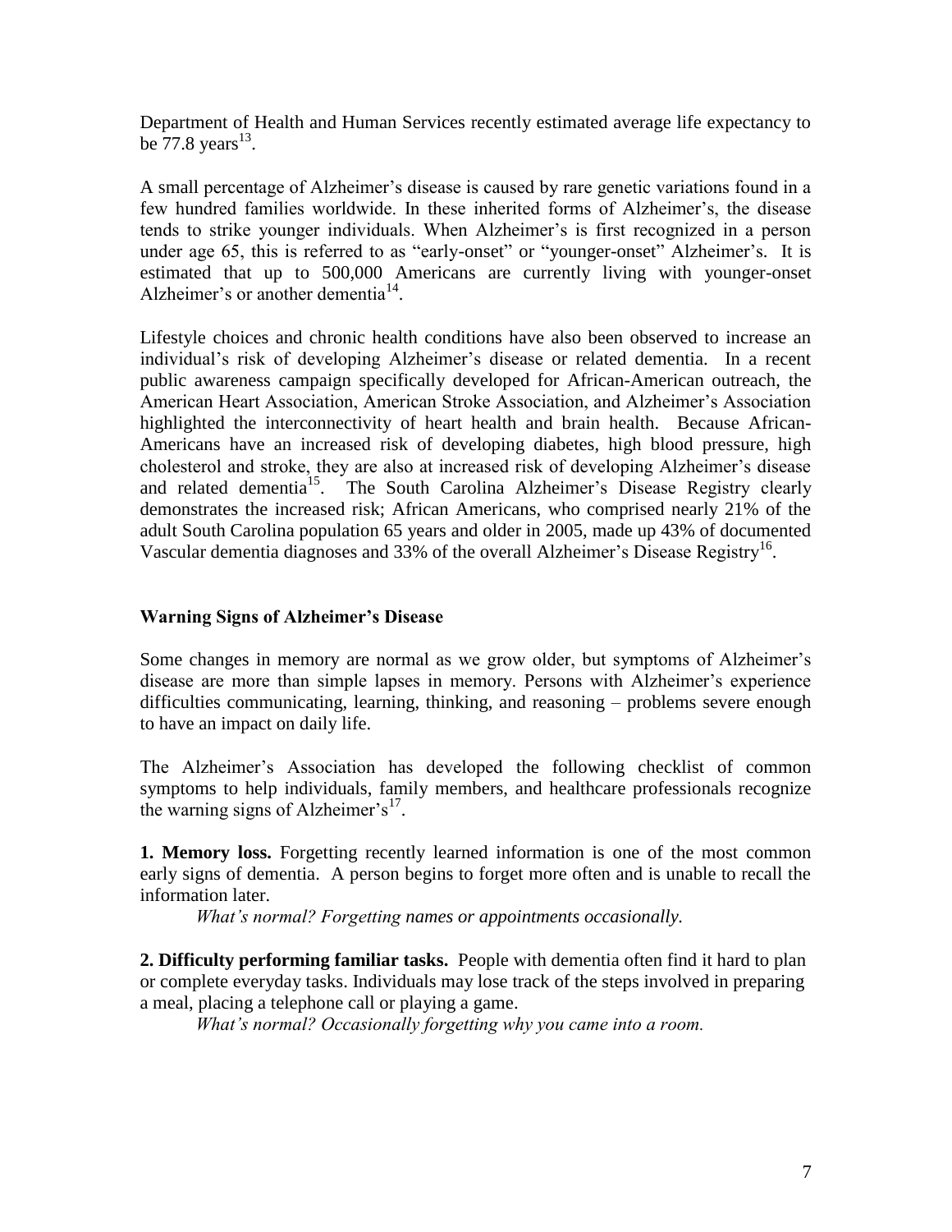Department of Health and Human Services recently estimated average life expectancy to be 77.8 years[13].

A small percentage of Alzheimer's disease is caused by rare genetic variations found in a few hundred families worldwide. In these inherited forms of Alzheimer's, the disease tends to strike younger individuals. When Alzheimer's is first recognized in a person under age 65, this is referred to as "early-onset" or "younger-onset" Alzheimer's. It is estimated that up to 500,000 Americans are currently living with younger-onset Alzheimer's or another dementia[14].

Lifestyle choices and chronic health conditions have also been observed to increase an individual's risk of developing Alzheimer's disease or related dementia. In a recent public awareness campaign specifically developed for African-American outreach, the American Heart Association, American Stroke Association, and Alzheimer's Association highlighted the interconnectivity of heart health and brain health. Because African-Americans have an increased risk of developing diabetes, high blood pressure, high cholesterol and stroke, they are also at increased risk of developing Alzheimer's disease and related dementia[15]. The South Carolina Alzheimer's Disease Registry clearly demonstrates the increased risk; African Americans, who comprised nearly 21% of the adult South Carolina population 65 years and older in 2005, made up 43% of documented Vascular dementia diagnoses and 33% of the overall Alzheimer's Disease Registry[16].

## Warning Signs of Alzheimer's Disease

Some changes in memory are normal as we grow older, but symptoms of Alzheimer's disease are more than simple lapses in memory. Persons with Alzheimer's experience difficulties communicating, learning, thinking, and reasoning – problems severe enough to have an impact on daily life.

The Alzheimer's Association has developed the following checklist of common symptoms to help individuals, family members, and healthcare professionals recognize the warning signs of Alzheimer's[17].

**1. Memory loss.** Forgetting recently learned information is one of the most common early signs of dementia. A person begins to forget more often and is unable to recall the information later.

*What's normal? Forgetting names or appointments occasionally.*

**2. Difficulty performing familiar tasks.** People with dementia often find it hard to plan or complete everyday tasks. Individuals may lose track of the steps involved in preparing a meal, placing a telephone call or playing a game.

*What's normal? Occasionally forgetting why you came into a room.*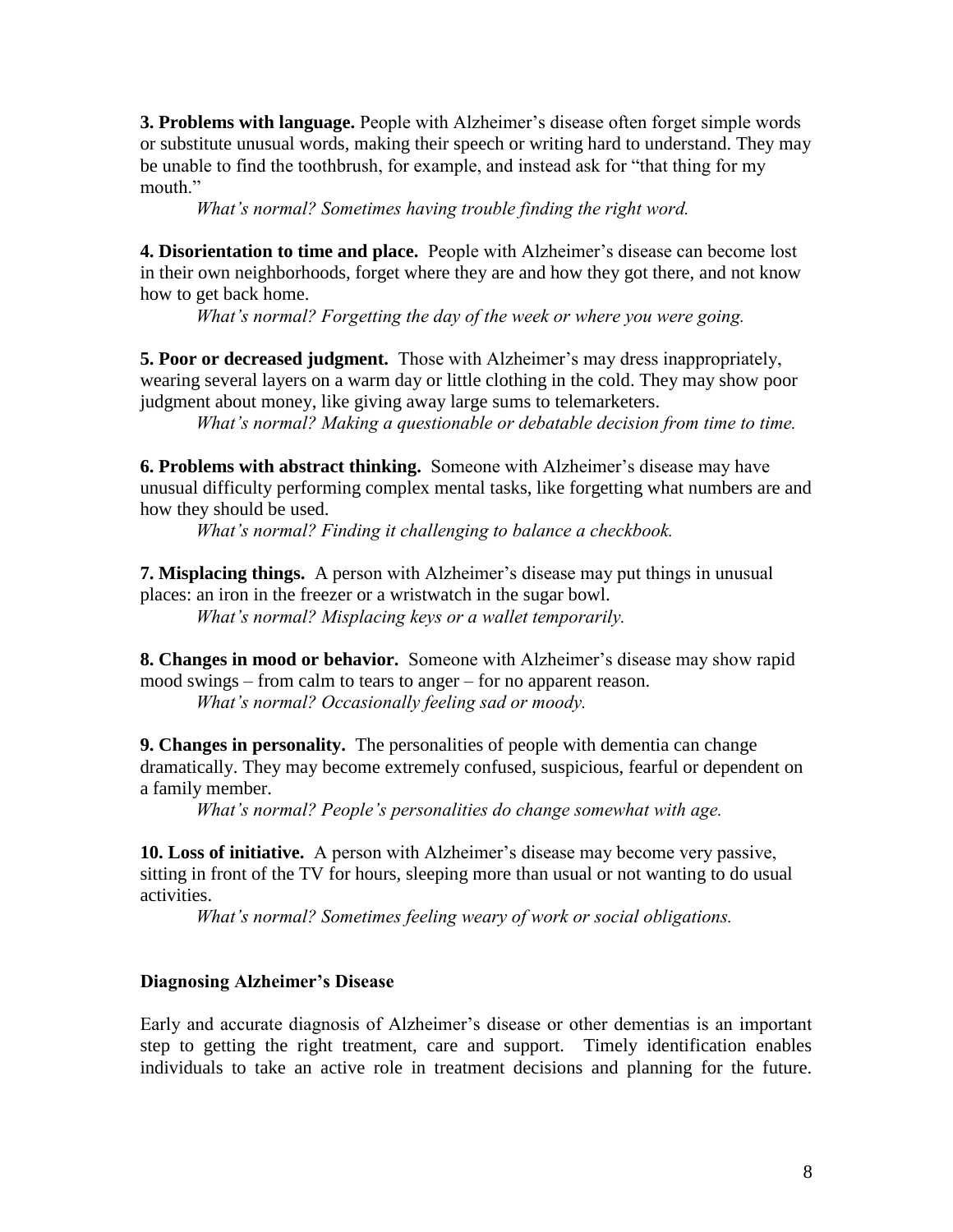**3. Problems with language.** People with Alzheimer's disease often forget simple words or substitute unusual words, making their speech or writing hard to understand. They may be unable to find the toothbrush, for example, and instead ask for "that thing for my mouth."

*What's normal? Sometimes having trouble finding the right word.*

**4. Disorientation to time and place.** People with Alzheimer's disease can become lost in their own neighborhoods, forget where they are and how they got there, and not know how to get back home.

*What's normal? Forgetting the day of the week or where you were going.*

**5. Poor or decreased judgment.** Those with Alzheimer's may dress inappropriately, wearing several layers on a warm day or little clothing in the cold. They may show poor judgment about money, like giving away large sums to telemarketers.

*What's normal? Making a questionable or debatable decision from time to time.*

**6. Problems with abstract thinking.** Someone with Alzheimer's disease may have unusual difficulty performing complex mental tasks, like forgetting what numbers are and how they should be used.

*What's normal? Finding it challenging to balance a checkbook.*

**7. Misplacing things.** A person with Alzheimer's disease may put things in unusual places: an iron in the freezer or a wristwatch in the sugar bowl.

*What's normal? Misplacing keys or a wallet temporarily.*

**8. Changes in mood or behavior.** Someone with Alzheimer's disease may show rapid mood swings – from calm to tears to anger – for no apparent reason.

*What's normal? Occasionally feeling sad or moody.*

**9. Changes in personality.** The personalities of people with dementia can change dramatically. They may become extremely confused, suspicious, fearful or dependent on a family member.

*What's normal? People's personalities do change somewhat with age.*

**10. Loss of initiative.** A person with Alzheimer's disease may become very passive, sitting in front of the TV for hours, sleeping more than usual or not wanting to do usual activities.

*What's normal? Sometimes feeling weary of work or social obligations.*

### Diagnosing Alzheimer's Disease

Early and accurate diagnosis of Alzheimer's disease or other dementias is an important step to getting the right treatment, care and support. Timely identification enables individuals to take an active role in treatment decisions and planning for the future.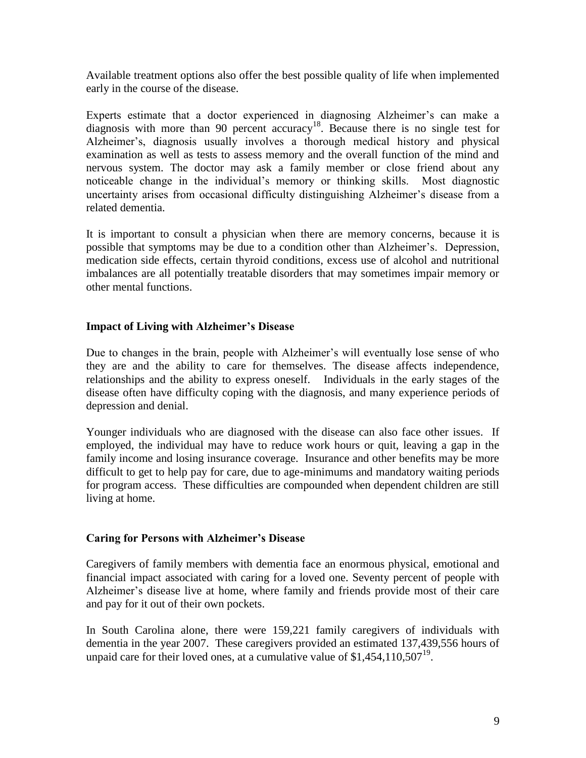Available treatment options also offer the best possible quality of life when implemented early in the course of the disease.

Experts estimate that a doctor experienced in diagnosing Alzheimer's can make a diagnosis with more than 90 percent accuracy[18]. Because there is no single test for Alzheimer's, diagnosis usually involves a thorough medical history and physical examination as well as tests to assess memory and the overall function of the mind and nervous system. The doctor may ask a family member or close friend about any noticeable change in the individual's memory or thinking skills. Most diagnostic uncertainty arises from occasional difficulty distinguishing Alzheimer's disease from a related dementia.

It is important to consult a physician when there are memory concerns, because it is possible that symptoms may be due to a condition other than Alzheimer's. Depression, medication side effects, certain thyroid conditions, excess use of alcohol and nutritional imbalances are all potentially treatable disorders that may sometimes impair memory or other mental functions.

### Impact of Living with Alzheimer's Disease

Due to changes in the brain, people with Alzheimer's will eventually lose sense of who they are and the ability to care for themselves. The disease affects independence, relationships and the ability to express oneself. Individuals in the early stages of the disease often have difficulty coping with the diagnosis, and many experience periods of depression and denial.

Younger individuals who are diagnosed with the disease can also face other issues. If employed, the individual may have to reduce work hours or quit, leaving a gap in the family income and losing insurance coverage. Insurance and other benefits may be more difficult to get to help pay for care, due to age-minimums and mandatory waiting periods for program access. These difficulties are compounded when dependent children are still living at home.

### Caring for Persons with Alzheimer's Disease

Caregivers of family members with dementia face an enormous physical, emotional and financial impact associated with caring for a loved one. Seventy percent of people with Alzheimer's disease live at home, where family and friends provide most of their care and pay for it out of their own pockets.

In South Carolina alone, there were 159,221 family caregivers of individuals with dementia in the year 2007. These caregivers provided an estimated 137,439,556 hours of unpaid care for their loved ones, at a cumulative value of $1,454,110,507[19].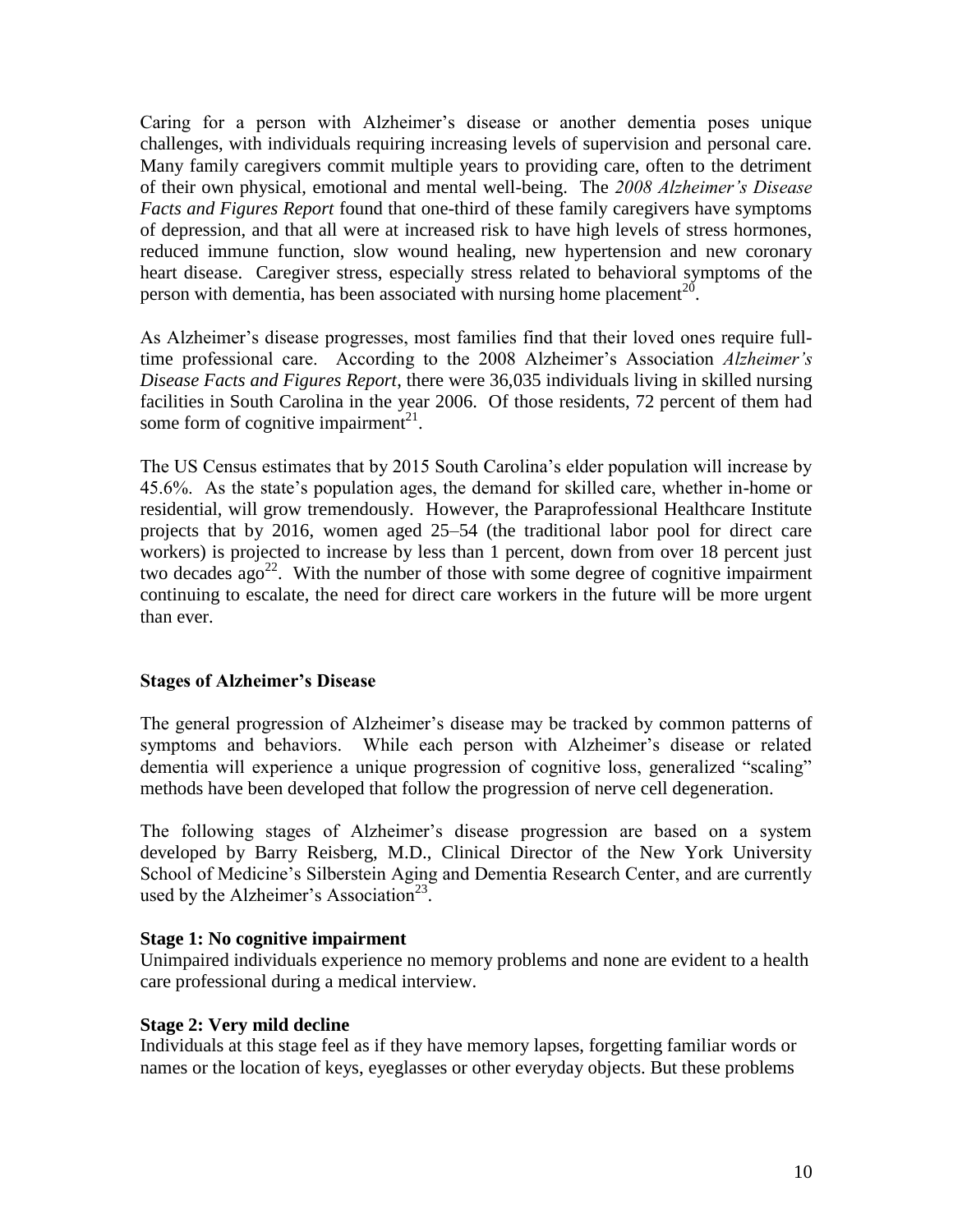Caring for a person with Alzheimer's disease or another dementia poses unique challenges, with individuals requiring increasing levels of supervision and personal care. Many family caregivers commit multiple years to providing care, often to the detriment of their own physical, emotional and mental well-being. The *2008 Alzheimer's Disease Facts and Figures Report* found that one-third of these family caregivers have symptoms of depression, and that all were at increased risk to have high levels of stress hormones, reduced immune function, slow wound healing, new hypertension and new coronary heart disease. Caregiver stress, especially stress related to behavioral symptoms of the person with dementia, has been associated with nursing home placement[20].

As Alzheimer's disease progresses, most families find that their loved ones require full-time professional care. According to the 2008 Alzheimer's Association *Alzheimer's Disease Facts and Figures Report*, there were 36,035 individuals living in skilled nursing facilities in South Carolina in the year 2006. Of those residents, 72 percent of them had some form of cognitive impairment[21].

The US Census estimates that by 2015 South Carolina's elder population will increase by 45.6%. As the state's population ages, the demand for skilled care, whether in-home or residential, will grow tremendously. However, the Paraprofessional Healthcare Institute projects that by 2016, women aged 25–54 (the traditional labor pool for direct care workers) is projected to increase by less than 1 percent, down from over 18 percent just two decades ago[22]. With the number of those with some degree of cognitive impairment continuing to escalate, the need for direct care workers in the future will be more urgent than ever.

## Stages of Alzheimer's Disease

The general progression of Alzheimer's disease may be tracked by common patterns of symptoms and behaviors. While each person with Alzheimer's disease or related dementia will experience a unique progression of cognitive loss, generalized "scaling" methods have been developed that follow the progression of nerve cell degeneration.

The following stages of Alzheimer's disease progression are based on a system developed by Barry Reisberg, M.D., Clinical Director of the New York University School of Medicine's Silberstein Aging and Dementia Research Center, and are currently used by the Alzheimer's Association[23].

### Stage 1: No cognitive impairment

Unimpaired individuals experience no memory problems and none are evident to a health care professional during a medical interview.

### Stage 2: Very mild decline

Individuals at this stage feel as if they have memory lapses, forgetting familiar words or names or the location of keys, eyeglasses or other everyday objects. But these problems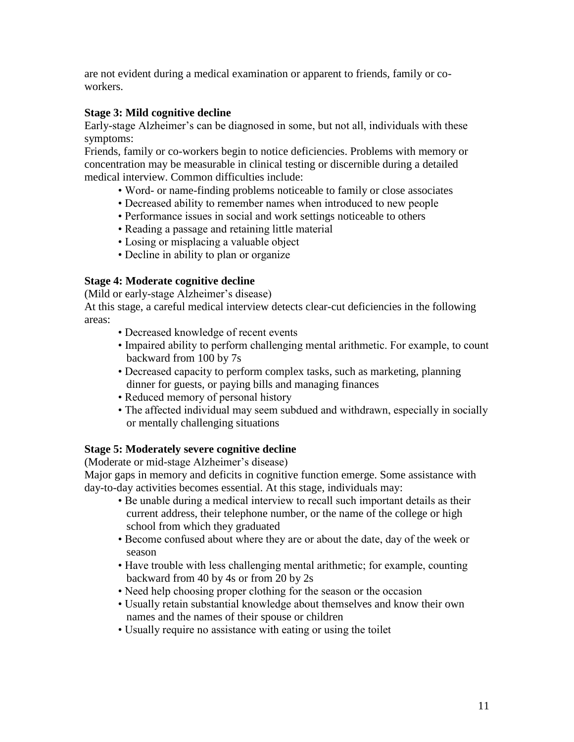are not evident during a medical examination or apparent to friends, family or co-workers.

**Stage 3: Mild cognitive decline**

Early-stage Alzheimer's can be diagnosed in some, but not all, individuals with these symptoms:

Friends, family or co-workers begin to notice deficiencies. Problems with memory or concentration may be measurable in clinical testing or discernible during a detailed medical interview. Common difficulties include:

- Word- or name-finding problems noticeable to family or close associates
- Decreased ability to remember names when introduced to new people
- Performance issues in social and work settings noticeable to others
- Reading a passage and retaining little material
- Losing or misplacing a valuable object
- Decline in ability to plan or organize

**Stage 4: Moderate cognitive decline**

(Mild or early-stage Alzheimer's disease)

At this stage, a careful medical interview detects clear-cut deficiencies in the following areas:

- Decreased knowledge of recent events
- Impaired ability to perform challenging mental arithmetic. For example, to count backward from 100 by 7s
- Decreased capacity to perform complex tasks, such as marketing, planning dinner for guests, or paying bills and managing finances
- Reduced memory of personal history
- The affected individual may seem subdued and withdrawn, especially in socially or mentally challenging situations

**Stage 5: Moderately severe cognitive decline**

(Moderate or mid-stage Alzheimer's disease)

Major gaps in memory and deficits in cognitive function emerge. Some assistance with day-to-day activities becomes essential. At this stage, individuals may:

- Be unable during a medical interview to recall such important details as their current address, their telephone number, or the name of the college or high school from which they graduated
- Become confused about where they are or about the date, day of the week or season
- Have trouble with less challenging mental arithmetic; for example, counting backward from 40 by 4s or from 20 by 2s
- Need help choosing proper clothing for the season or the occasion
- Usually retain substantial knowledge about themselves and know their own names and the names of their spouse or children
- Usually require no assistance with eating or using the toilet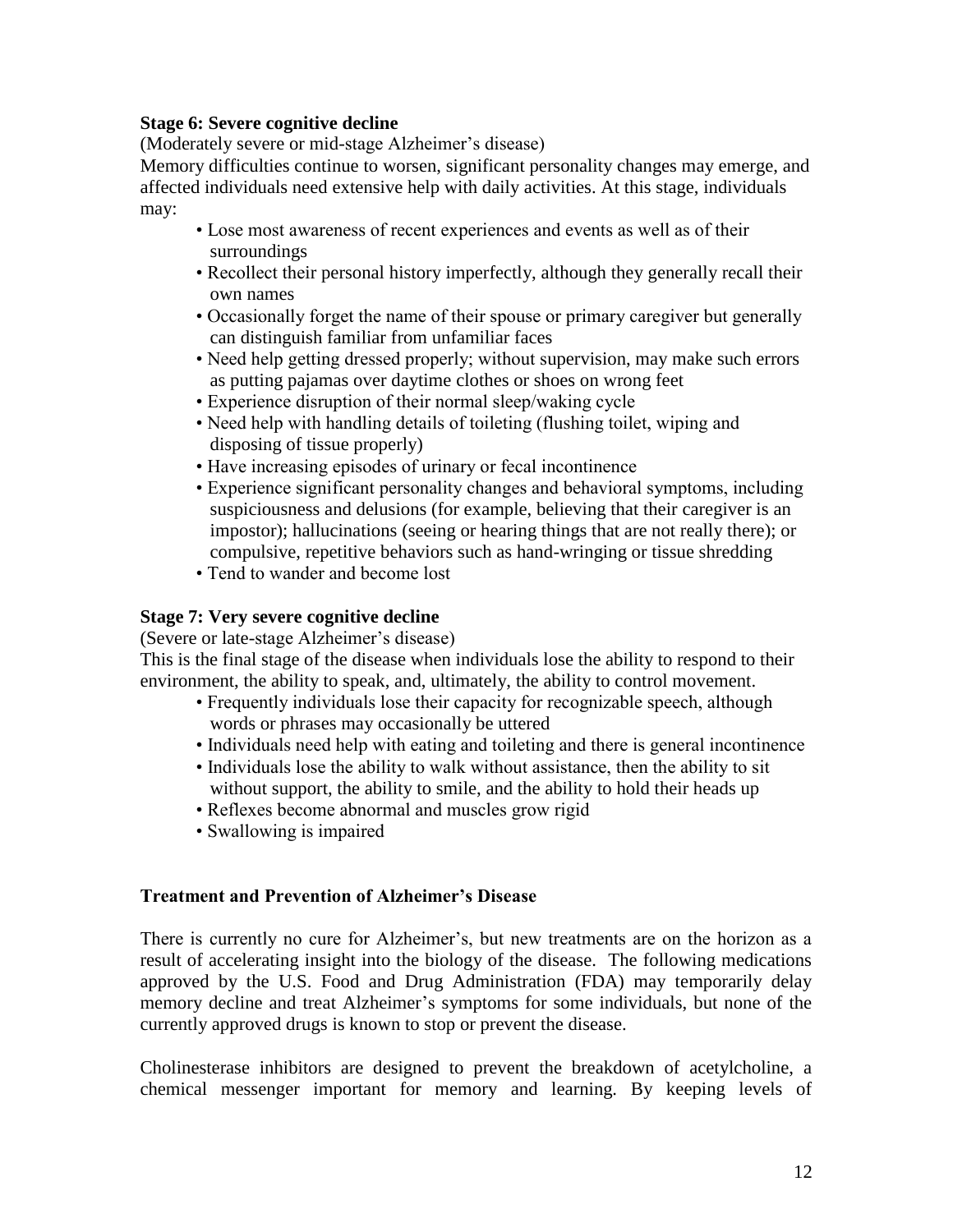**Stage 6: Severe cognitive decline**

(Moderately severe or mid-stage Alzheimer's disease)

Memory difficulties continue to worsen, significant personality changes may emerge, and affected individuals need extensive help with daily activities. At this stage, individuals may:

- Lose most awareness of recent experiences and events as well as of their surroundings
- Recollect their personal history imperfectly, although they generally recall their own names
- Occasionally forget the name of their spouse or primary caregiver but generally can distinguish familiar from unfamiliar faces
- Need help getting dressed properly; without supervision, may make such errors as putting pajamas over daytime clothes or shoes on wrong feet
- Experience disruption of their normal sleep/waking cycle
- Need help with handling details of toileting (flushing toilet, wiping and disposing of tissue properly)
- Have increasing episodes of urinary or fecal incontinence
- Experience significant personality changes and behavioral symptoms, including suspiciousness and delusions (for example, believing that their caregiver is an impostor); hallucinations (seeing or hearing things that are not really there); or compulsive, repetitive behaviors such as hand-wringing or tissue shredding
- Tend to wander and become lost

**Stage 7: Very severe cognitive decline**

(Severe or late-stage Alzheimer's disease)

This is the final stage of the disease when individuals lose the ability to respond to their environment, the ability to speak, and, ultimately, the ability to control movement.

- Frequently individuals lose their capacity for recognizable speech, although words or phrases may occasionally be uttered
- Individuals need help with eating and toileting and there is general incontinence
- Individuals lose the ability to walk without assistance, then the ability to sit without support, the ability to smile, and the ability to hold their heads up
- Reflexes become abnormal and muscles grow rigid
- Swallowing is impaired

**Treatment and Prevention of Alzheimer's Disease**

There is currently no cure for Alzheimer's, but new treatments are on the horizon as a result of accelerating insight into the biology of the disease. The following medications approved by the U.S. Food and Drug Administration (FDA) may temporarily delay memory decline and treat Alzheimer's symptoms for some individuals, but none of the currently approved drugs is known to stop or prevent the disease.

Cholinesterase inhibitors are designed to prevent the breakdown of acetylcholine, a chemical messenger important for memory and learning. By keeping levels of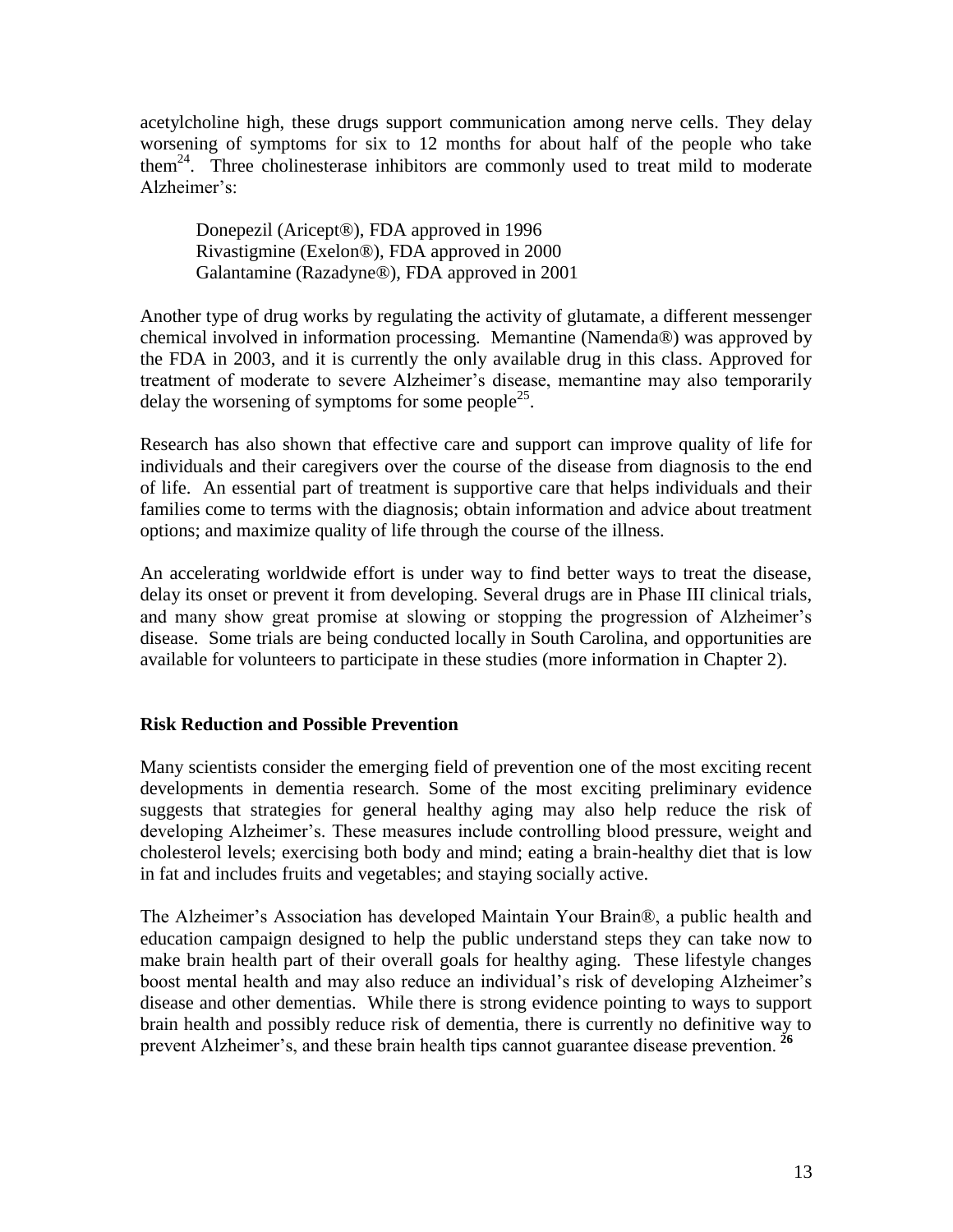acetylcholine high, these drugs support communication among nerve cells. They delay worsening of symptoms for six to 12 months for about half of the people who take them[24]. Three cholinesterase inhibitors are commonly used to treat mild to moderate Alzheimer's:

Donepezil (Aricept®), FDA approved in 1996
Rivastigmine (Exelon®), FDA approved in 2000
Galantamine (Razadyne®), FDA approved in 2001

Another type of drug works by regulating the activity of glutamate, a different messenger chemical involved in information processing. Memantine (Namenda®) was approved by the FDA in 2003, and it is currently the only available drug in this class. Approved for treatment of moderate to severe Alzheimer's disease, memantine may also temporarily delay the worsening of symptoms for some people[25].

Research has also shown that effective care and support can improve quality of life for individuals and their caregivers over the course of the disease from diagnosis to the end of life. An essential part of treatment is supportive care that helps individuals and their families come to terms with the diagnosis; obtain information and advice about treatment options; and maximize quality of life through the course of the illness.

An accelerating worldwide effort is under way to find better ways to treat the disease, delay its onset or prevent it from developing. Several drugs are in Phase III clinical trials, and many show great promise at slowing or stopping the progression of Alzheimer's disease. Some trials are being conducted locally in South Carolina, and opportunities are available for volunteers to participate in these studies (more information in Chapter 2).

**Risk Reduction and Possible Prevention**

Many scientists consider the emerging field of prevention one of the most exciting recent developments in dementia research. Some of the most exciting preliminary evidence suggests that strategies for general healthy aging may also help reduce the risk of developing Alzheimer's. These measures include controlling blood pressure, weight and cholesterol levels; exercising both body and mind; eating a brain-healthy diet that is low in fat and includes fruits and vegetables; and staying socially active.

The Alzheimer's Association has developed Maintain Your Brain®, a public health and education campaign designed to help the public understand steps they can take now to make brain health part of their overall goals for healthy aging. These lifestyle changes boost mental health and may also reduce an individual's risk of developing Alzheimer's disease and other dementias. While there is strong evidence pointing to ways to support brain health and possibly reduce risk of dementia, there is currently no definitive way to prevent Alzheimer's, and these brain health tips cannot guarantee disease prevention. [26]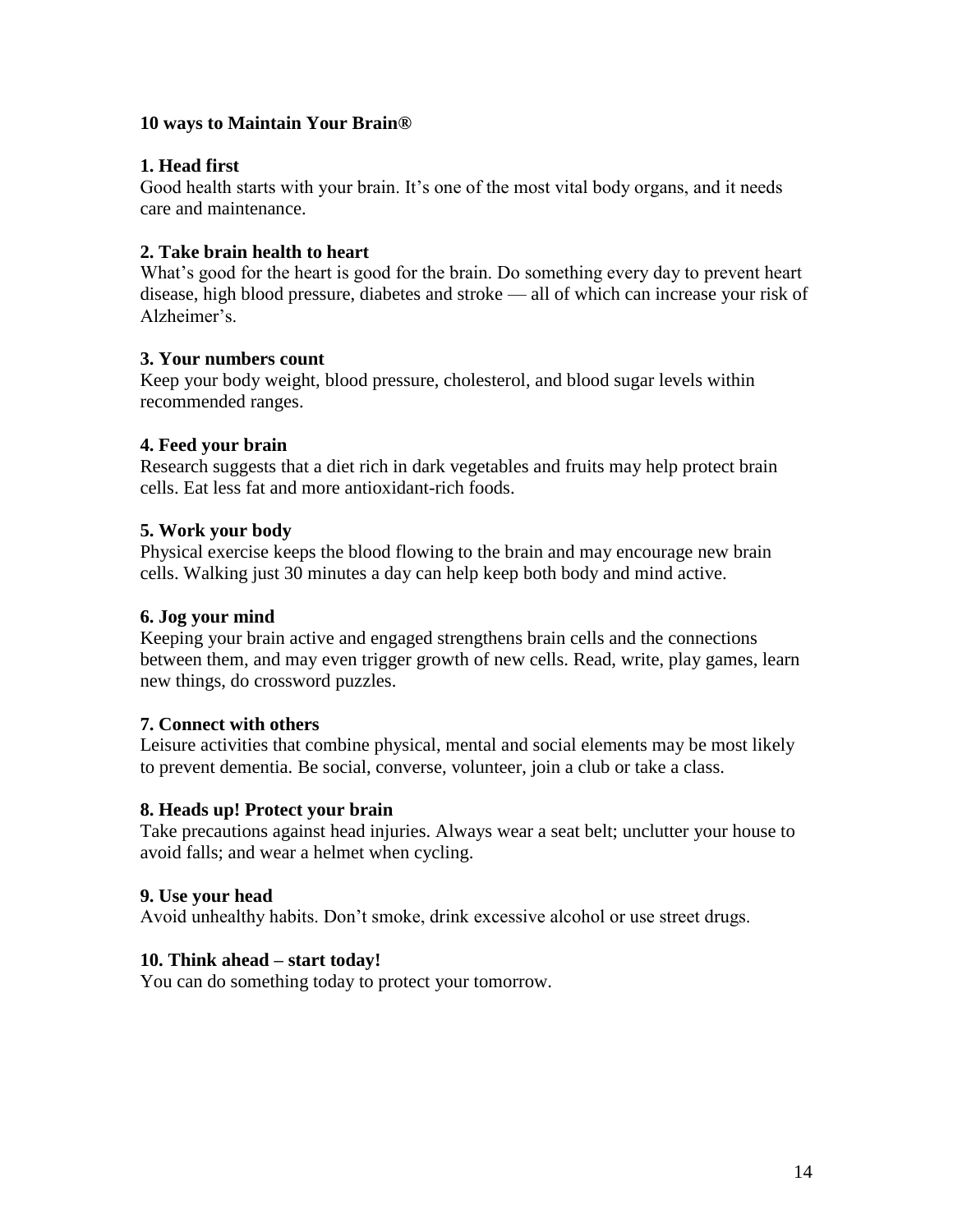## 10 ways to Maintain Your Brain®

### 1. Head first

Good health starts with your brain. It's one of the most vital body organs, and it needs care and maintenance.

### 2. Take brain health to heart

What's good for the heart is good for the brain. Do something every day to prevent heart disease, high blood pressure, diabetes and stroke — all of which can increase your risk of Alzheimer's.

### 3. Your numbers count

Keep your body weight, blood pressure, cholesterol, and blood sugar levels within recommended ranges.

### 4. Feed your brain

Research suggests that a diet rich in dark vegetables and fruits may help protect brain cells. Eat less fat and more antioxidant-rich foods.

### 5. Work your body

Physical exercise keeps the blood flowing to the brain and may encourage new brain cells. Walking just 30 minutes a day can help keep both body and mind active.

### 6. Jog your mind

Keeping your brain active and engaged strengthens brain cells and the connections between them, and may even trigger growth of new cells. Read, write, play games, learn new things, do crossword puzzles.

### 7. Connect with others

Leisure activities that combine physical, mental and social elements may be most likely to prevent dementia. Be social, converse, volunteer, join a club or take a class.

### 8. Heads up! Protect your brain

Take precautions against head injuries. Always wear a seat belt; unclutter your house to avoid falls; and wear a helmet when cycling.

### 9. Use your head

Avoid unhealthy habits. Don't smoke, drink excessive alcohol or use street drugs.

### 10. Think ahead – start today!

You can do something today to protect your tomorrow.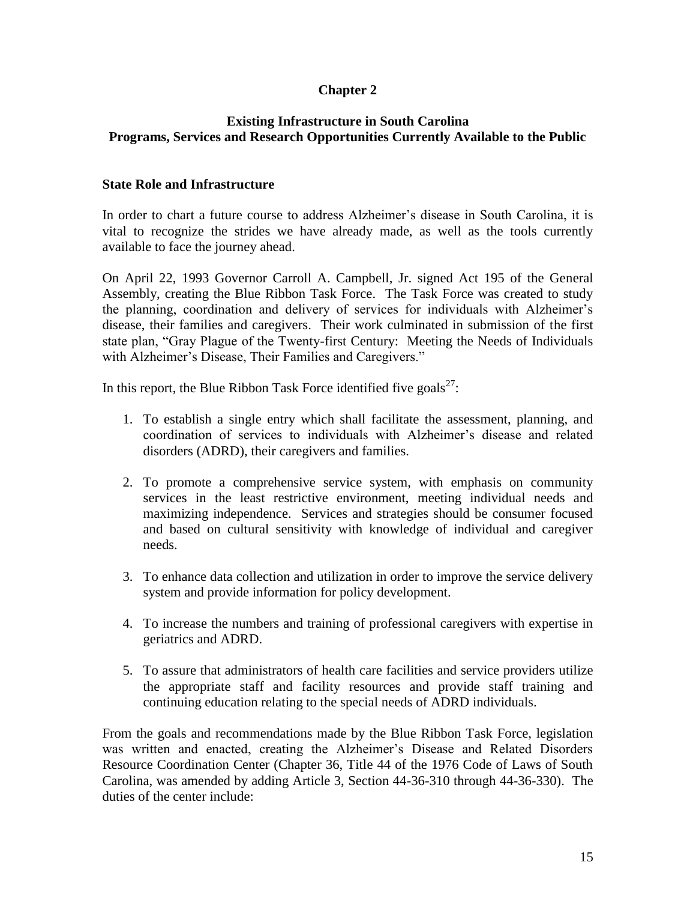# Chapter 2

## Existing Infrastructure in South Carolina
## Programs, Services and Research Opportunities Currently Available to the Public

### State Role and Infrastructure

In order to chart a future course to address Alzheimer's disease in South Carolina, it is vital to recognize the strides we have already made, as well as the tools currently available to face the journey ahead.

On April 22, 1993 Governor Carroll A. Campbell, Jr. signed Act 195 of the General Assembly, creating the Blue Ribbon Task Force. The Task Force was created to study the planning, coordination and delivery of services for individuals with Alzheimer's disease, their families and caregivers. Their work culminated in submission of the first state plan, "Gray Plague of the Twenty-first Century: Meeting the Needs of Individuals with Alzheimer's Disease, Their Families and Caregivers."

In this report, the Blue Ribbon Task Force identified five goals[27]:

1. To establish a single entry which shall facilitate the assessment, planning, and coordination of services to individuals with Alzheimer's disease and related disorders (ADRD), their caregivers and families.

2. To promote a comprehensive service system, with emphasis on community services in the least restrictive environment, meeting individual needs and maximizing independence. Services and strategies should be consumer focused and based on cultural sensitivity with knowledge of individual and caregiver needs.

3. To enhance data collection and utilization in order to improve the service delivery system and provide information for policy development.

4. To increase the numbers and training of professional caregivers with expertise in geriatrics and ADRD.

5. To assure that administrators of health care facilities and service providers utilize the appropriate staff and facility resources and provide staff training and continuing education relating to the special needs of ADRD individuals.

From the goals and recommendations made by the Blue Ribbon Task Force, legislation was written and enacted, creating the Alzheimer's Disease and Related Disorders Resource Coordination Center (Chapter 36, Title 44 of the 1976 Code of Laws of South Carolina, was amended by adding Article 3, Section 44-36-310 through 44-36-330). The duties of the center include: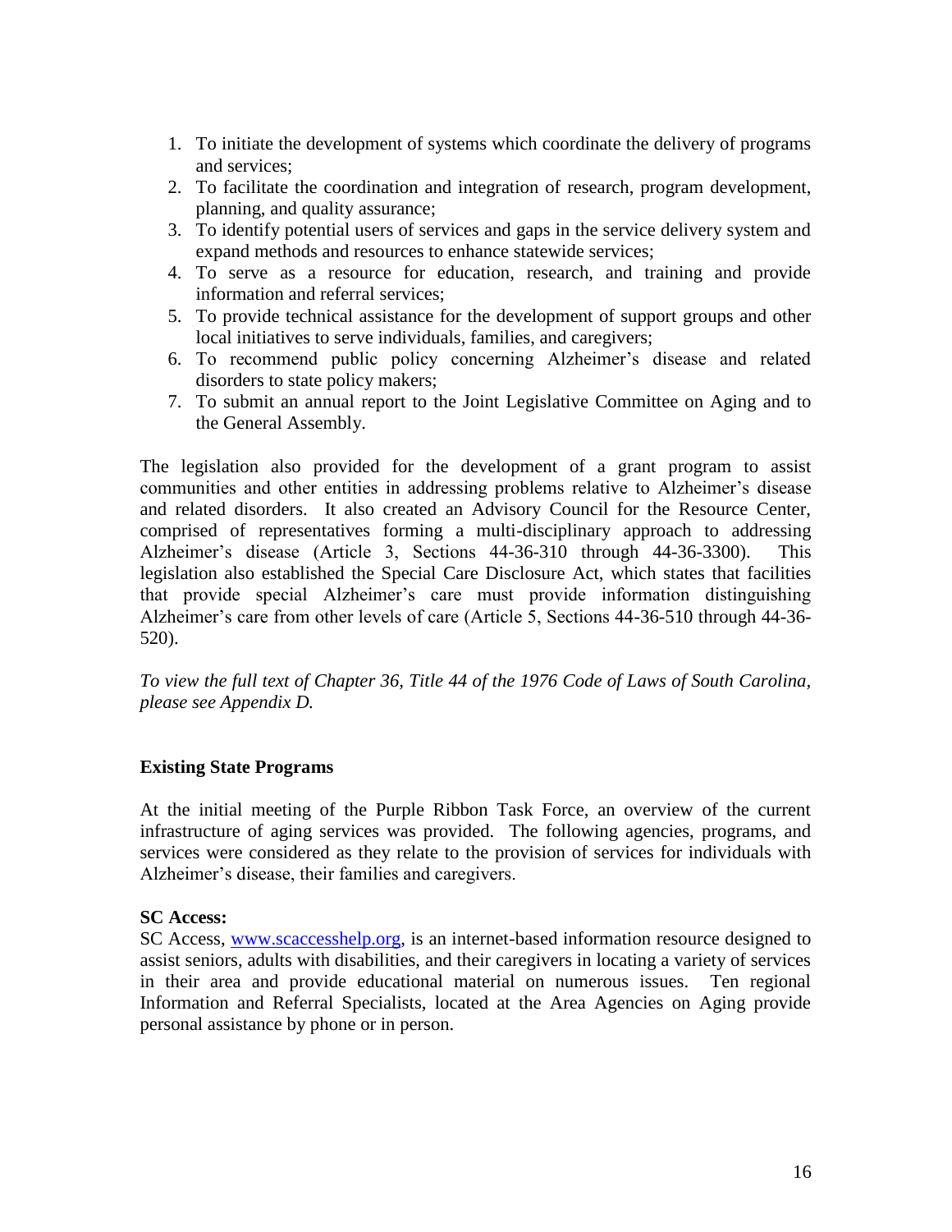1. To initiate the development of systems which coordinate the delivery of programs and services;
2. To facilitate the coordination and integration of research, program development, planning, and quality assurance;
3. To identify potential users of services and gaps in the service delivery system and expand methods and resources to enhance statewide services;
4. To serve as a resource for education, research, and training and provide information and referral services;
5. To provide technical assistance for the development of support groups and other local initiatives to serve individuals, families, and caregivers;
6. To recommend public policy concerning Alzheimer's disease and related disorders to state policy makers;
7. To submit an annual report to the Joint Legislative Committee on Aging and to the General Assembly.

The legislation also provided for the development of a grant program to assist communities and other entities in addressing problems relative to Alzheimer's disease and related disorders. It also created an Advisory Council for the Resource Center, comprised of representatives forming a multi-disciplinary approach to addressing Alzheimer's disease (Article 3, Sections 44-36-310 through 44-36-3300). This legislation also established the Special Care Disclosure Act, which states that facilities that provide special Alzheimer's care must provide information distinguishing Alzheimer's care from other levels of care (Article 5, Sections 44-36-510 through 44-36-520).

*To view the full text of Chapter 36, Title 44 of the 1976 Code of Laws of South Carolina, please see Appendix D.*

### Existing State Programs

At the initial meeting of the Purple Ribbon Task Force, an overview of the current infrastructure of aging services was provided. The following agencies, programs, and services were considered as they relate to the provision of services for individuals with Alzheimer's disease, their families and caregivers.

**SC Access:**
SC Access, www.scaccesshelp.org, is an internet-based information resource designed to assist seniors, adults with disabilities, and their caregivers in locating a variety of services in their area and provide educational material on numerous issues. Ten regional Information and Referral Specialists, located at the Area Agencies on Aging provide personal assistance by phone or in person.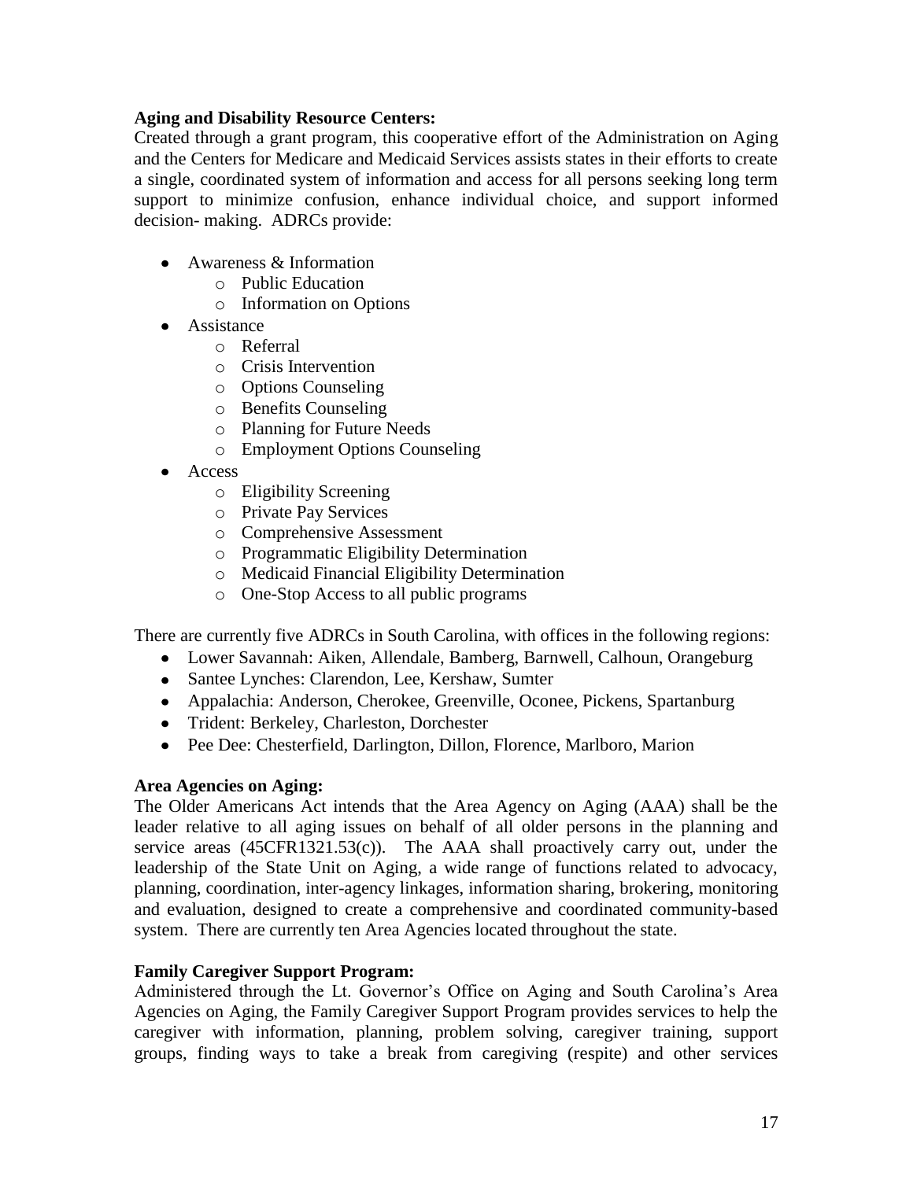**Aging and Disability Resource Centers:**
Created through a grant program, this cooperative effort of the Administration on Aging and the Centers for Medicare and Medicaid Services assists states in their efforts to create a single, coordinated system of information and access for all persons seeking long term support to minimize confusion, enhance individual choice, and support informed decision- making. ADRCs provide:

- Awareness & Information
  - Public Education
  - Information on Options
- Assistance
  - Referral
  - Crisis Intervention
  - Options Counseling
  - Benefits Counseling
  - Planning for Future Needs
  - Employment Options Counseling
- Access
  - Eligibility Screening
  - Private Pay Services
  - Comprehensive Assessment
  - Programmatic Eligibility Determination
  - Medicaid Financial Eligibility Determination
  - One-Stop Access to all public programs

There are currently five ADRCs in South Carolina, with offices in the following regions:

- Lower Savannah: Aiken, Allendale, Bamberg, Barnwell, Calhoun, Orangeburg
- Santee Lynches: Clarendon, Lee, Kershaw, Sumter
- Appalachia: Anderson, Cherokee, Greenville, Oconee, Pickens, Spartanburg
- Trident: Berkeley, Charleston, Dorchester
- Pee Dee: Chesterfield, Darlington, Dillon, Florence, Marlboro, Marion

**Area Agencies on Aging:**
The Older Americans Act intends that the Area Agency on Aging (AAA) shall be the leader relative to all aging issues on behalf of all older persons in the planning and service areas (45CFR1321.53(c)). The AAA shall proactively carry out, under the leadership of the State Unit on Aging, a wide range of functions related to advocacy, planning, coordination, inter-agency linkages, information sharing, brokering, monitoring and evaluation, designed to create a comprehensive and coordinated community-based system. There are currently ten Area Agencies located throughout the state.

**Family Caregiver Support Program:**
Administered through the Lt. Governor's Office on Aging and South Carolina's Area Agencies on Aging, the Family Caregiver Support Program provides services to help the caregiver with information, planning, problem solving, caregiver training, support groups, finding ways to take a break from caregiving (respite) and other services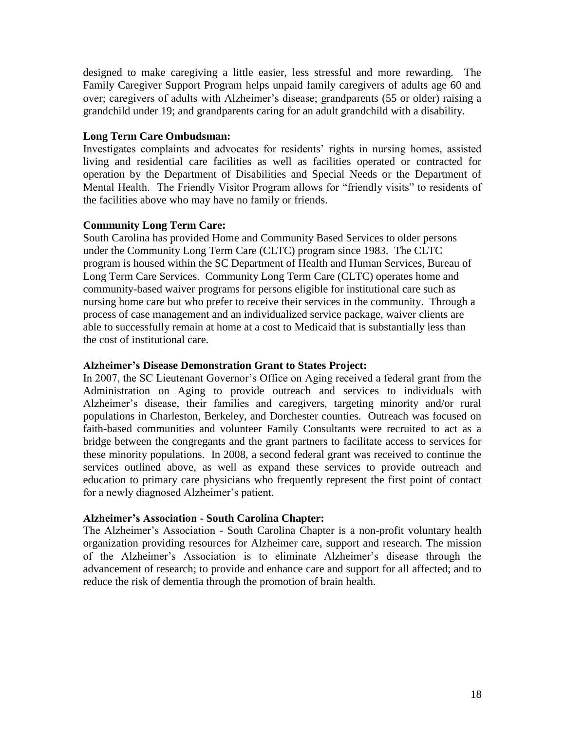designed to make caregiving a little easier, less stressful and more rewarding. The Family Caregiver Support Program helps unpaid family caregivers of adults age 60 and over; caregivers of adults with Alzheimer's disease; grandparents (55 or older) raising a grandchild under 19; and grandparents caring for an adult grandchild with a disability.

**Long Term Care Ombudsman:**
Investigates complaints and advocates for residents' rights in nursing homes, assisted living and residential care facilities as well as facilities operated or contracted for operation by the Department of Disabilities and Special Needs or the Department of Mental Health. The Friendly Visitor Program allows for "friendly visits" to residents of the facilities above who may have no family or friends.

**Community Long Term Care:**
South Carolina has provided Home and Community Based Services to older persons under the Community Long Term Care (CLTC) program since 1983. The CLTC program is housed within the SC Department of Health and Human Services, Bureau of Long Term Care Services. Community Long Term Care (CLTC) operates home and community-based waiver programs for persons eligible for institutional care such as nursing home care but who prefer to receive their services in the community. Through a process of case management and an individualized service package, waiver clients are able to successfully remain at home at a cost to Medicaid that is substantially less than the cost of institutional care.

**Alzheimer's Disease Demonstration Grant to States Project:**
In 2007, the SC Lieutenant Governor's Office on Aging received a federal grant from the Administration on Aging to provide outreach and services to individuals with Alzheimer's disease, their families and caregivers, targeting minority and/or rural populations in Charleston, Berkeley, and Dorchester counties. Outreach was focused on faith-based communities and volunteer Family Consultants were recruited to act as a bridge between the congregants and the grant partners to facilitate access to services for these minority populations. In 2008, a second federal grant was received to continue the services outlined above, as well as expand these services to provide outreach and education to primary care physicians who frequently represent the first point of contact for a newly diagnosed Alzheimer's patient.

**Alzheimer's Association - South Carolina Chapter:**
The Alzheimer's Association - South Carolina Chapter is a non-profit voluntary health organization providing resources for Alzheimer care, support and research. The mission of the Alzheimer's Association is to eliminate Alzheimer's disease through the advancement of research; to provide and enhance care and support for all affected; and to reduce the risk of dementia through the promotion of brain health.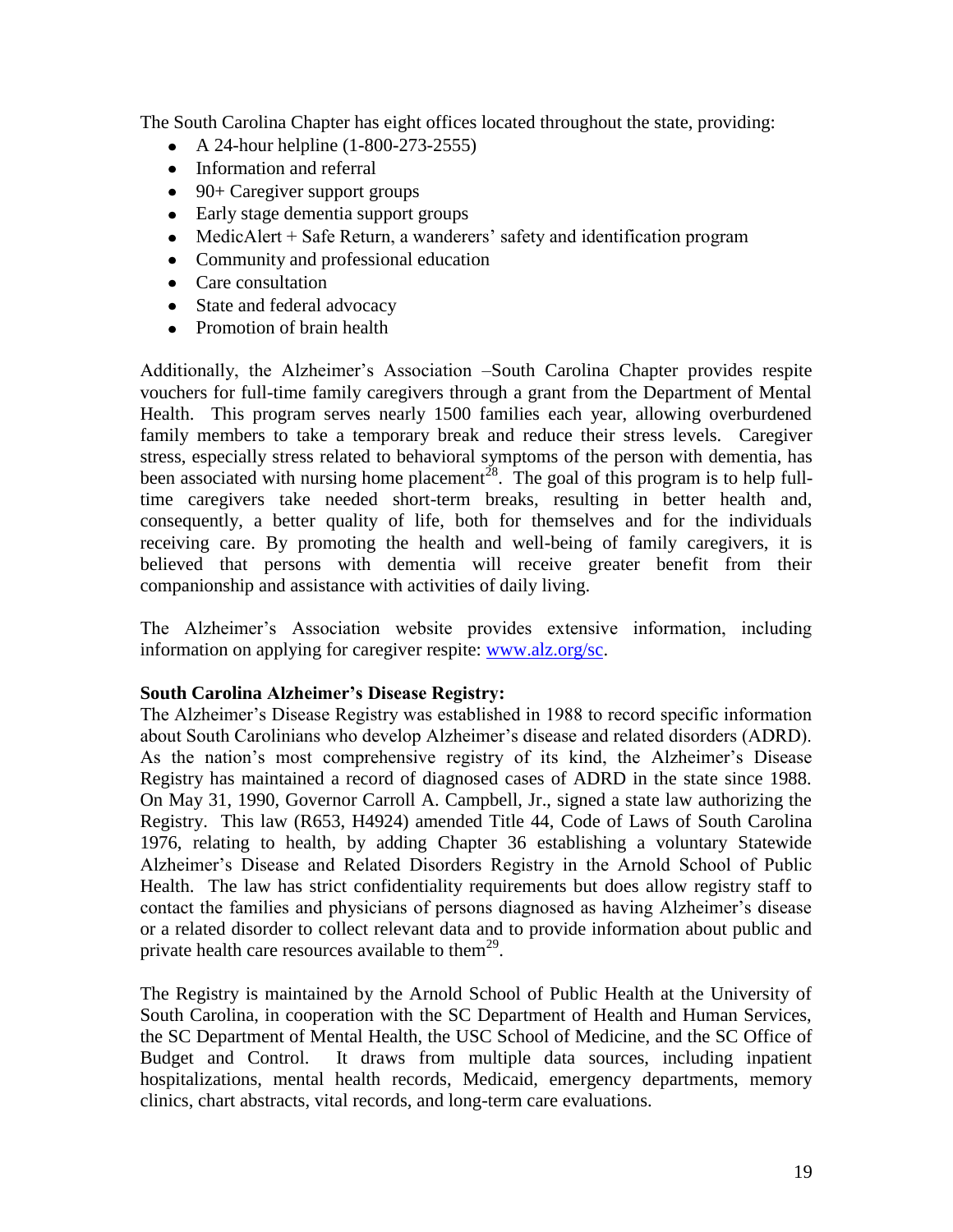The South Carolina Chapter has eight offices located throughout the state, providing:

- A 24-hour helpline (1-800-273-2555)
- Information and referral
- 90+ Caregiver support groups
- Early stage dementia support groups
- MedicAlert + Safe Return, a wanderers' safety and identification program
- Community and professional education
- Care consultation
- State and federal advocacy
- Promotion of brain health

Additionally, the Alzheimer's Association –South Carolina Chapter provides respite vouchers for full-time family caregivers through a grant from the Department of Mental Health. This program serves nearly 1500 families each year, allowing overburdened family members to take a temporary break and reduce their stress levels. Caregiver stress, especially stress related to behavioral symptoms of the person with dementia, has been associated with nursing home placement[28]. The goal of this program is to help full-time caregivers take needed short-term breaks, resulting in better health and, consequently, a better quality of life, both for themselves and for the individuals receiving care. By promoting the health and well-being of family caregivers, it is believed that persons with dementia will receive greater benefit from their companionship and assistance with activities of daily living.

The Alzheimer's Association website provides extensive information, including information on applying for caregiver respite: [www.alz.org/sc](http://www.alz.org/sc).

**South Carolina Alzheimer's Disease Registry:**

The Alzheimer's Disease Registry was established in 1988 to record specific information about South Carolinians who develop Alzheimer's disease and related disorders (ADRD). As the nation's most comprehensive registry of its kind, the Alzheimer's Disease Registry has maintained a record of diagnosed cases of ADRD in the state since 1988. On May 31, 1990, Governor Carroll A. Campbell, Jr., signed a state law authorizing the Registry. This law (R653, H4924) amended Title 44, Code of Laws of South Carolina 1976, relating to health, by adding Chapter 36 establishing a voluntary Statewide Alzheimer's Disease and Related Disorders Registry in the Arnold School of Public Health. The law has strict confidentiality requirements but does allow registry staff to contact the families and physicians of persons diagnosed as having Alzheimer's disease or a related disorder to collect relevant data and to provide information about public and private health care resources available to them[29].

The Registry is maintained by the Arnold School of Public Health at the University of South Carolina, in cooperation with the SC Department of Health and Human Services, the SC Department of Mental Health, the USC School of Medicine, and the SC Office of Budget and Control. It draws from multiple data sources, including inpatient hospitalizations, mental health records, Medicaid, emergency departments, memory clinics, chart abstracts, vital records, and long-term care evaluations.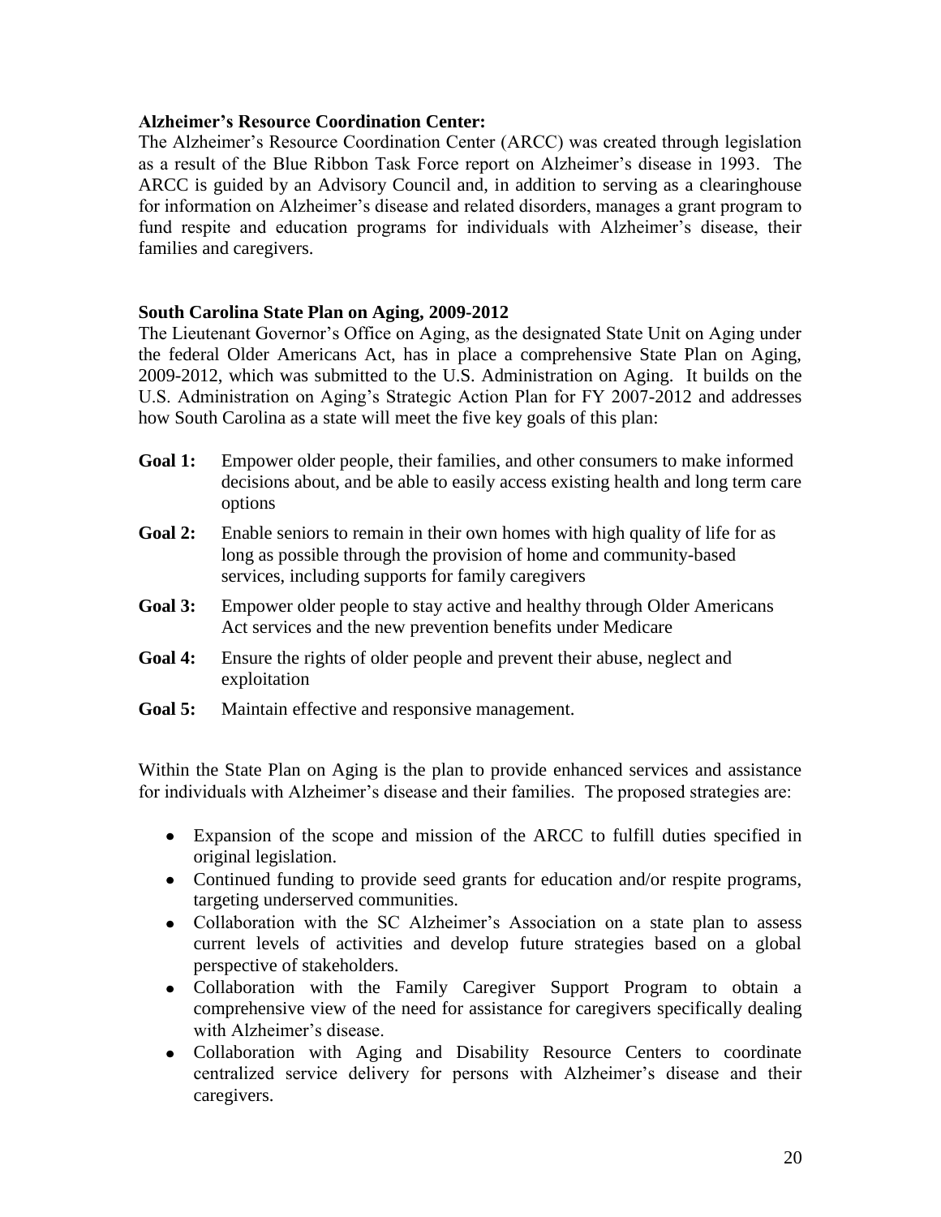**Alzheimer's Resource Coordination Center:**

The Alzheimer's Resource Coordination Center (ARCC) was created through legislation as a result of the Blue Ribbon Task Force report on Alzheimer's disease in 1993. The ARCC is guided by an Advisory Council and, in addition to serving as a clearinghouse for information on Alzheimer's disease and related disorders, manages a grant program to fund respite and education programs for individuals with Alzheimer's disease, their families and caregivers.

**South Carolina State Plan on Aging, 2009-2012**

The Lieutenant Governor's Office on Aging, as the designated State Unit on Aging under the federal Older Americans Act, has in place a comprehensive State Plan on Aging, 2009-2012, which was submitted to the U.S. Administration on Aging. It builds on the U.S. Administration on Aging's Strategic Action Plan for FY 2007-2012 and addresses how South Carolina as a state will meet the five key goals of this plan:

**Goal 1:** Empower older people, their families, and other consumers to make informed decisions about, and be able to easily access existing health and long term care options

**Goal 2:** Enable seniors to remain in their own homes with high quality of life for as long as possible through the provision of home and community-based services, including supports for family caregivers

**Goal 3:** Empower older people to stay active and healthy through Older Americans Act services and the new prevention benefits under Medicare

**Goal 4:** Ensure the rights of older people and prevent their abuse, neglect and exploitation

**Goal 5:** Maintain effective and responsive management.

Within the State Plan on Aging is the plan to provide enhanced services and assistance for individuals with Alzheimer's disease and their families. The proposed strategies are:

- Expansion of the scope and mission of the ARCC to fulfill duties specified in original legislation.
- Continued funding to provide seed grants for education and/or respite programs, targeting underserved communities.
- Collaboration with the SC Alzheimer's Association on a state plan to assess current levels of activities and develop future strategies based on a global perspective of stakeholders.
- Collaboration with the Family Caregiver Support Program to obtain a comprehensive view of the need for assistance for caregivers specifically dealing with Alzheimer's disease.
- Collaboration with Aging and Disability Resource Centers to coordinate centralized service delivery for persons with Alzheimer's disease and their caregivers.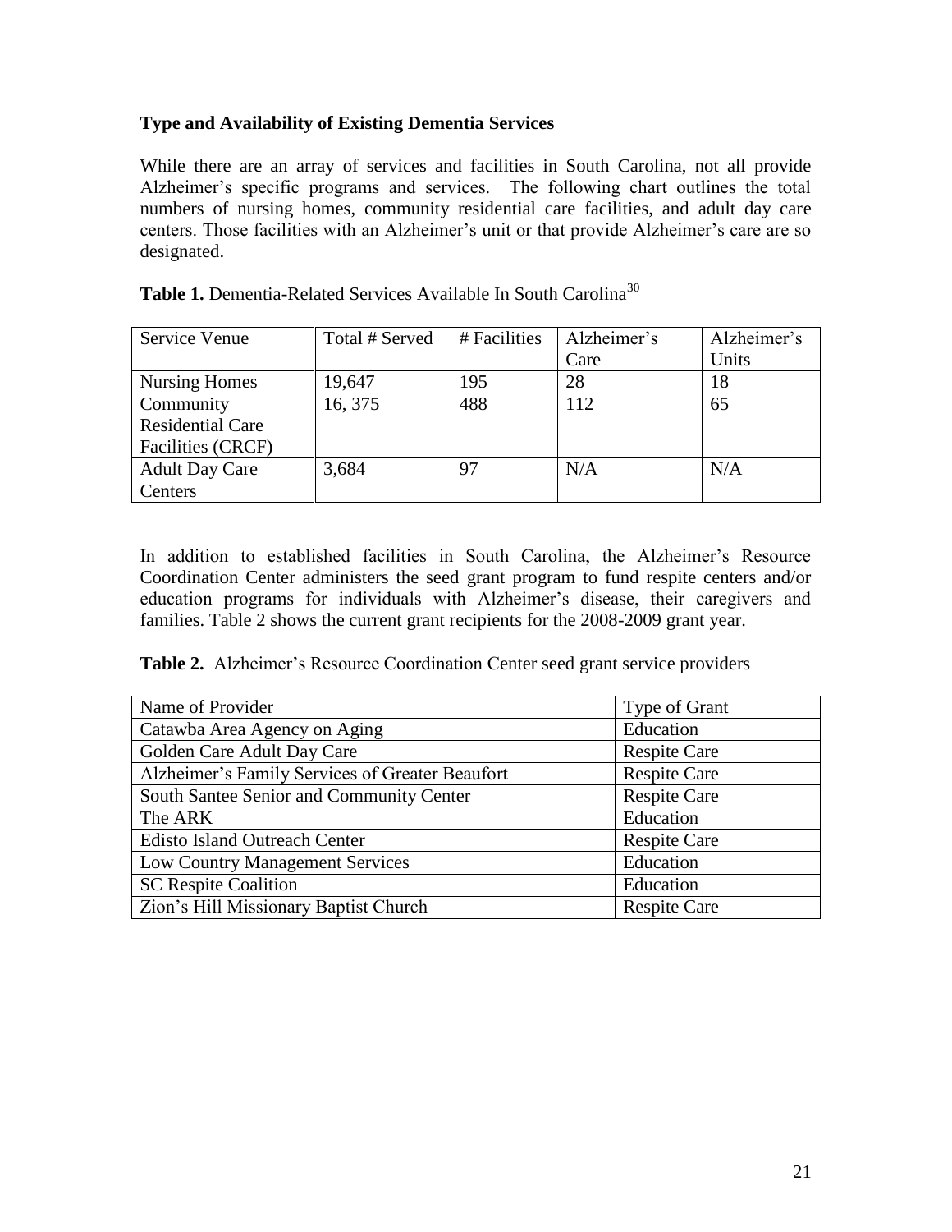**Type and Availability of Existing Dementia Services**

While there are an array of services and facilities in South Carolina, not all provide Alzheimer's specific programs and services. The following chart outlines the total numbers of nursing homes, community residential care facilities, and adult day care centers. Those facilities with an Alzheimer's unit or that provide Alzheimer's care are so designated.

**Table 1.** Dementia-Related Services Available In South Carolina[30]

| Service Venue | Total # Served | # Facilities | Alzheimer's Care | Alzheimer's Units |
|---|---|---|---|---|
| Nursing Homes | 19,647 | 195 | 28 | 18 |
| Community Residential Care Facilities (CRCF) | 16, 375 | 488 | 112 | 65 |
| Adult Day Care Centers | 3,684 | 97 | N/A | N/A |

In addition to established facilities in South Carolina, the Alzheimer's Resource Coordination Center administers the seed grant program to fund respite centers and/or education programs for individuals with Alzheimer's disease, their caregivers and families. Table 2 shows the current grant recipients for the 2008-2009 grant year.

**Table 2.** Alzheimer's Resource Coordination Center seed grant service providers

| Name of Provider | Type of Grant |
|---|---|
| Catawba Area Agency on Aging | Education |
| Golden Care Adult Day Care | Respite Care |
| Alzheimer's Family Services of Greater Beaufort | Respite Care |
| South Santee Senior and Community Center | Respite Care |
| The ARK | Education |
| Edisto Island Outreach Center | Respite Care |
| Low Country Management Services | Education |
| SC Respite Coalition | Education |
| Zion's Hill Missionary Baptist Church | Respite Care |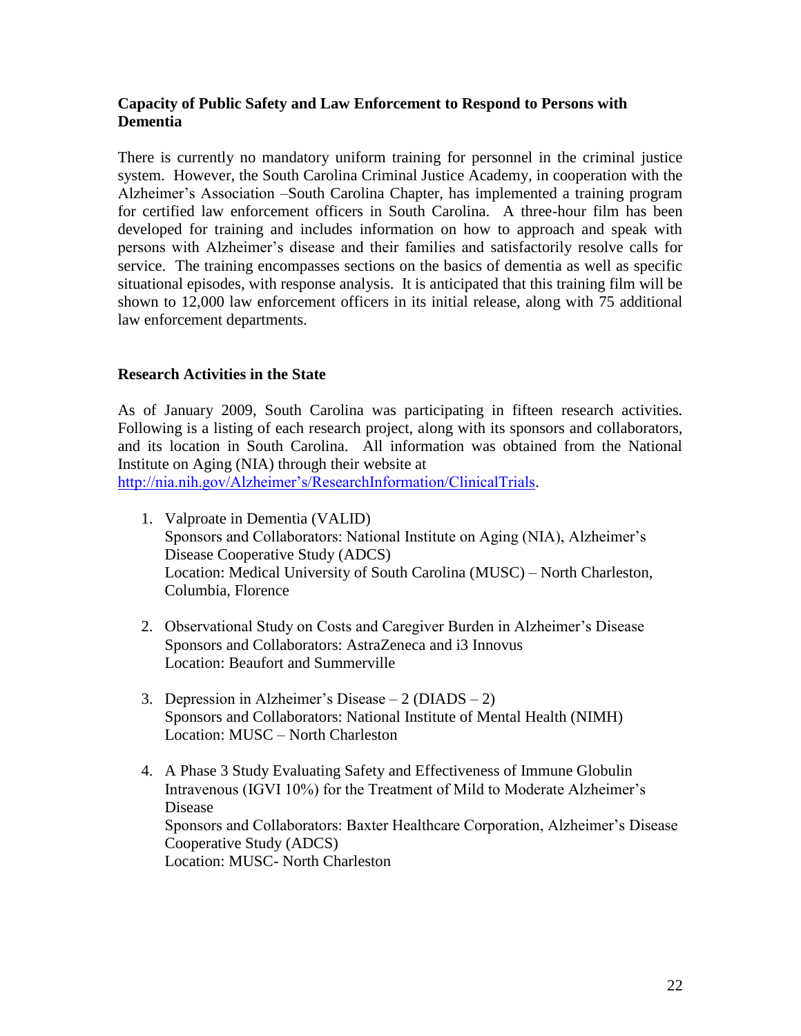### Capacity of Public Safety and Law Enforcement to Respond to Persons with Dementia

There is currently no mandatory uniform training for personnel in the criminal justice system. However, the South Carolina Criminal Justice Academy, in cooperation with the Alzheimer's Association –South Carolina Chapter, has implemented a training program for certified law enforcement officers in South Carolina. A three-hour film has been developed for training and includes information on how to approach and speak with persons with Alzheimer's disease and their families and satisfactorily resolve calls for service. The training encompasses sections on the basics of dementia as well as specific situational episodes, with response analysis. It is anticipated that this training film will be shown to 12,000 law enforcement officers in its initial release, along with 75 additional law enforcement departments.

### Research Activities in the State

As of January 2009, South Carolina was participating in fifteen research activities. Following is a listing of each research project, along with its sponsors and collaborators, and its location in South Carolina. All information was obtained from the National Institute on Aging (NIA) through their website at http://nia.nih.gov/Alzheimer's/ResearchInformation/ClinicalTrials.

1. Valproate in Dementia (VALID)
   Sponsors and Collaborators: National Institute on Aging (NIA), Alzheimer's Disease Cooperative Study (ADCS)
   Location: Medical University of South Carolina (MUSC) – North Charleston, Columbia, Florence

2. Observational Study on Costs and Caregiver Burden in Alzheimer's Disease
   Sponsors and Collaborators: AstraZeneca and i3 Innovus
   Location: Beaufort and Summerville

3. Depression in Alzheimer's Disease – 2 (DIADS – 2)
   Sponsors and Collaborators: National Institute of Mental Health (NIMH)
   Location: MUSC – North Charleston

4. A Phase 3 Study Evaluating Safety and Effectiveness of Immune Globulin Intravenous (IGVI 10%) for the Treatment of Mild to Moderate Alzheimer's Disease
   Sponsors and Collaborators: Baxter Healthcare Corporation, Alzheimer's Disease Cooperative Study (ADCS)
   Location: MUSC- North Charleston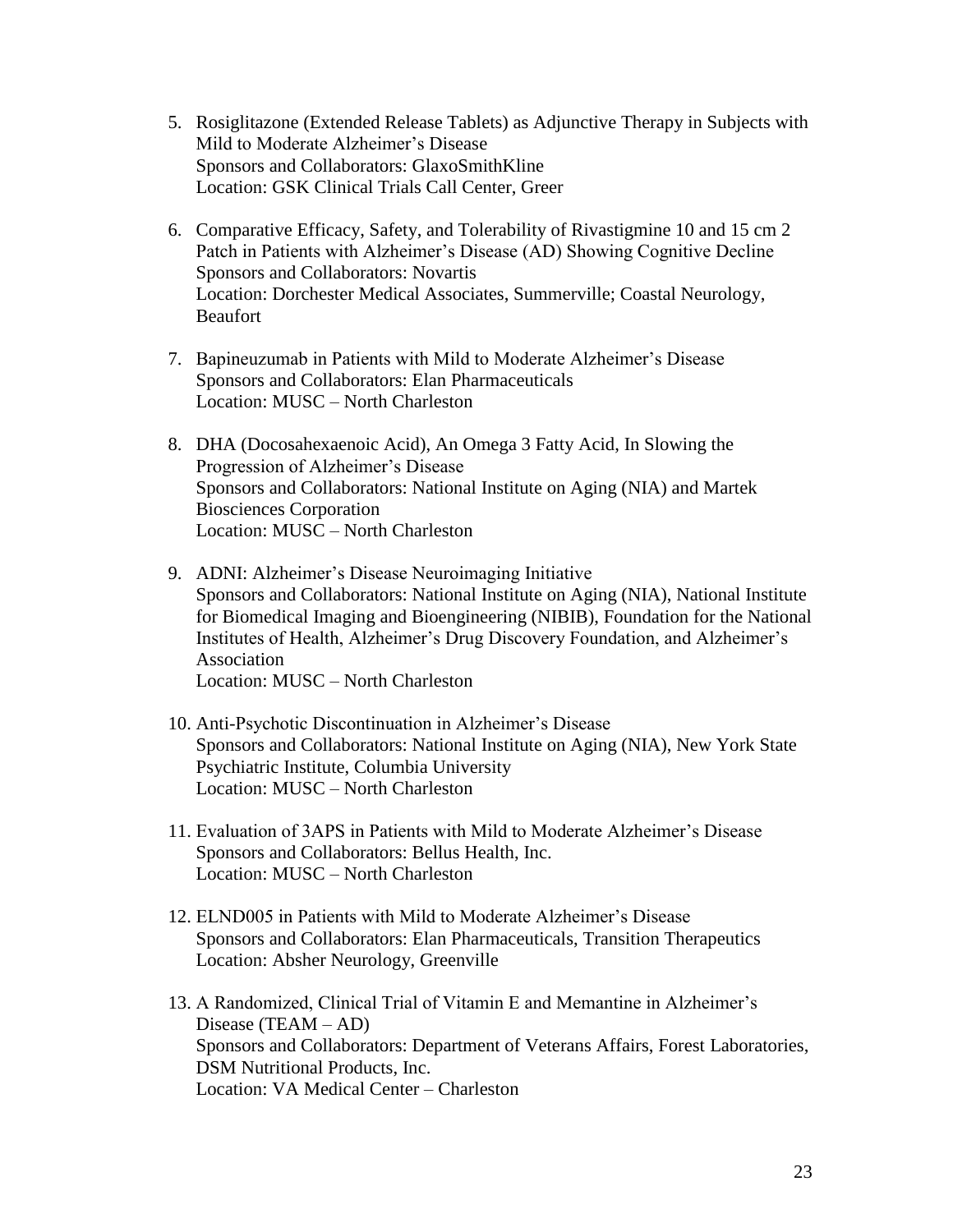5. Rosiglitazone (Extended Release Tablets) as Adjunctive Therapy in Subjects with Mild to Moderate Alzheimer's Disease
   Sponsors and Collaborators: GlaxoSmithKline
   Location: GSK Clinical Trials Call Center, Greer

6. Comparative Efficacy, Safety, and Tolerability of Rivastigmine 10 and 15 cm 2 Patch in Patients with Alzheimer's Disease (AD) Showing Cognitive Decline
   Sponsors and Collaborators: Novartis
   Location: Dorchester Medical Associates, Summerville; Coastal Neurology, Beaufort

7. Bapineuzumab in Patients with Mild to Moderate Alzheimer's Disease
   Sponsors and Collaborators: Elan Pharmaceuticals
   Location: MUSC – North Charleston

8. DHA (Docosahexaenoic Acid), An Omega 3 Fatty Acid, In Slowing the Progression of Alzheimer's Disease
   Sponsors and Collaborators: National Institute on Aging (NIA) and Martek Biosciences Corporation
   Location: MUSC – North Charleston

9. ADNI: Alzheimer's Disease Neuroimaging Initiative
   Sponsors and Collaborators: National Institute on Aging (NIA), National Institute for Biomedical Imaging and Bioengineering (NIBIB), Foundation for the National Institutes of Health, Alzheimer's Drug Discovery Foundation, and Alzheimer's Association
   Location: MUSC – North Charleston

10. Anti-Psychotic Discontinuation in Alzheimer's Disease
    Sponsors and Collaborators: National Institute on Aging (NIA), New York State Psychiatric Institute, Columbia University
    Location: MUSC – North Charleston

11. Evaluation of 3APS in Patients with Mild to Moderate Alzheimer's Disease
    Sponsors and Collaborators: Bellus Health, Inc.
    Location: MUSC – North Charleston

12. ELND005 in Patients with Mild to Moderate Alzheimer's Disease
    Sponsors and Collaborators: Elan Pharmaceuticals, Transition Therapeutics
    Location: Absher Neurology, Greenville

13. A Randomized, Clinical Trial of Vitamin E and Memantine in Alzheimer's Disease (TEAM – AD)
    Sponsors and Collaborators: Department of Veterans Affairs, Forest Laboratories, DSM Nutritional Products, Inc.
    Location: VA Medical Center – Charleston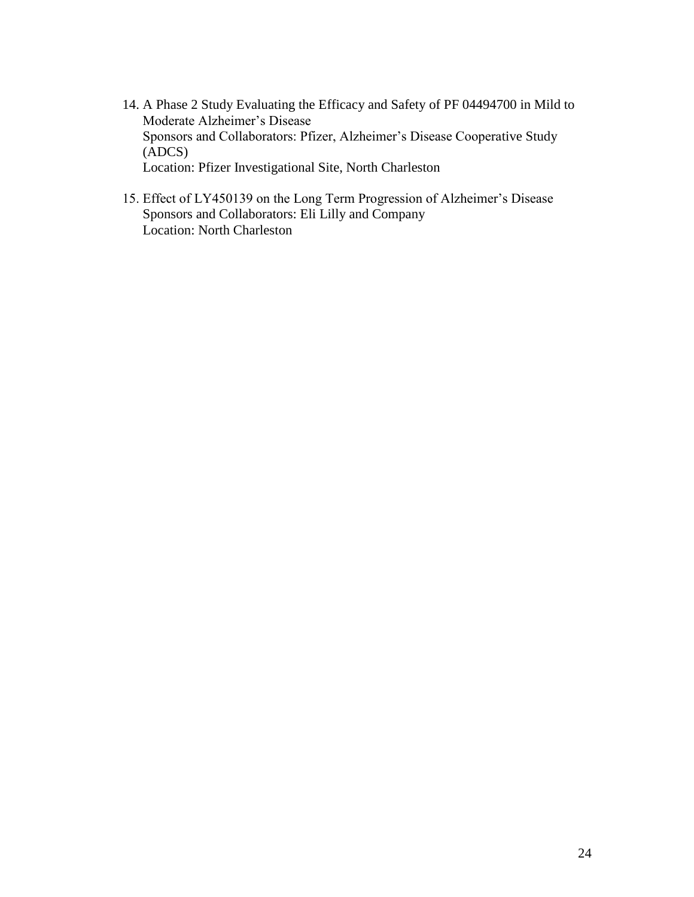14. A Phase 2 Study Evaluating the Efficacy and Safety of PF 04494700 in Mild to Moderate Alzheimer’s Disease
    Sponsors and Collaborators: Pfizer, Alzheimer’s Disease Cooperative Study (ADCS)
    Location: Pfizer Investigational Site, North Charleston

15. Effect of LY450139 on the Long Term Progression of Alzheimer’s Disease
    Sponsors and Collaborators: Eli Lilly and Company
    Location: North Charleston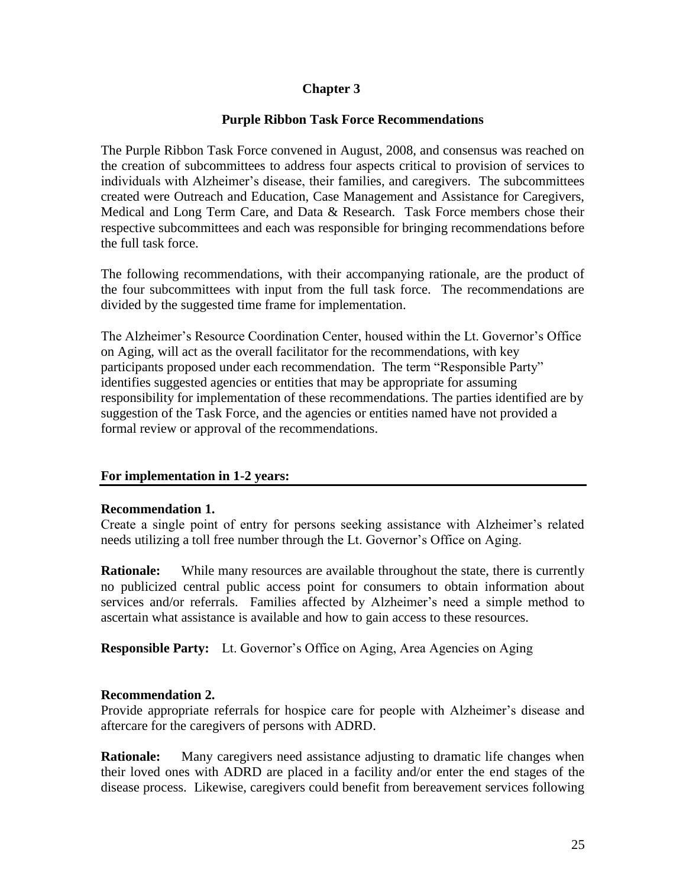# Chapter 3

## Purple Ribbon Task Force Recommendations

The Purple Ribbon Task Force convened in August, 2008, and consensus was reached on the creation of subcommittees to address four aspects critical to provision of services to individuals with Alzheimer's disease, their families, and caregivers. The subcommittees created were Outreach and Education, Case Management and Assistance for Caregivers, Medical and Long Term Care, and Data & Research. Task Force members chose their respective subcommittees and each was responsible for bringing recommendations before the full task force.

The following recommendations, with their accompanying rationale, are the product of the four subcommittees with input from the full task force. The recommendations are divided by the suggested time frame for implementation.

The Alzheimer's Resource Coordination Center, housed within the Lt. Governor's Office on Aging, will act as the overall facilitator for the recommendations, with key participants proposed under each recommendation. The term "Responsible Party" identifies suggested agencies or entities that may be appropriate for assuming responsibility for implementation of these recommendations. The parties identified are by suggestion of the Task Force, and the agencies or entities named have not provided a formal review or approval of the recommendations.

### For implementation in 1-2 years:

**Recommendation 1.**
Create a single point of entry for persons seeking assistance with Alzheimer's related needs utilizing a toll free number through the Lt. Governor's Office on Aging.

**Rationale:** While many resources are available throughout the state, there is currently no publicized central public access point for consumers to obtain information about services and/or referrals. Families affected by Alzheimer's need a simple method to ascertain what assistance is available and how to gain access to these resources.

**Responsible Party:** Lt. Governor's Office on Aging, Area Agencies on Aging

**Recommendation 2.**
Provide appropriate referrals for hospice care for people with Alzheimer's disease and aftercare for the caregivers of persons with ADRD.

**Rationale:** Many caregivers need assistance adjusting to dramatic life changes when their loved ones with ADRD are placed in a facility and/or enter the end stages of the disease process. Likewise, caregivers could benefit from bereavement services following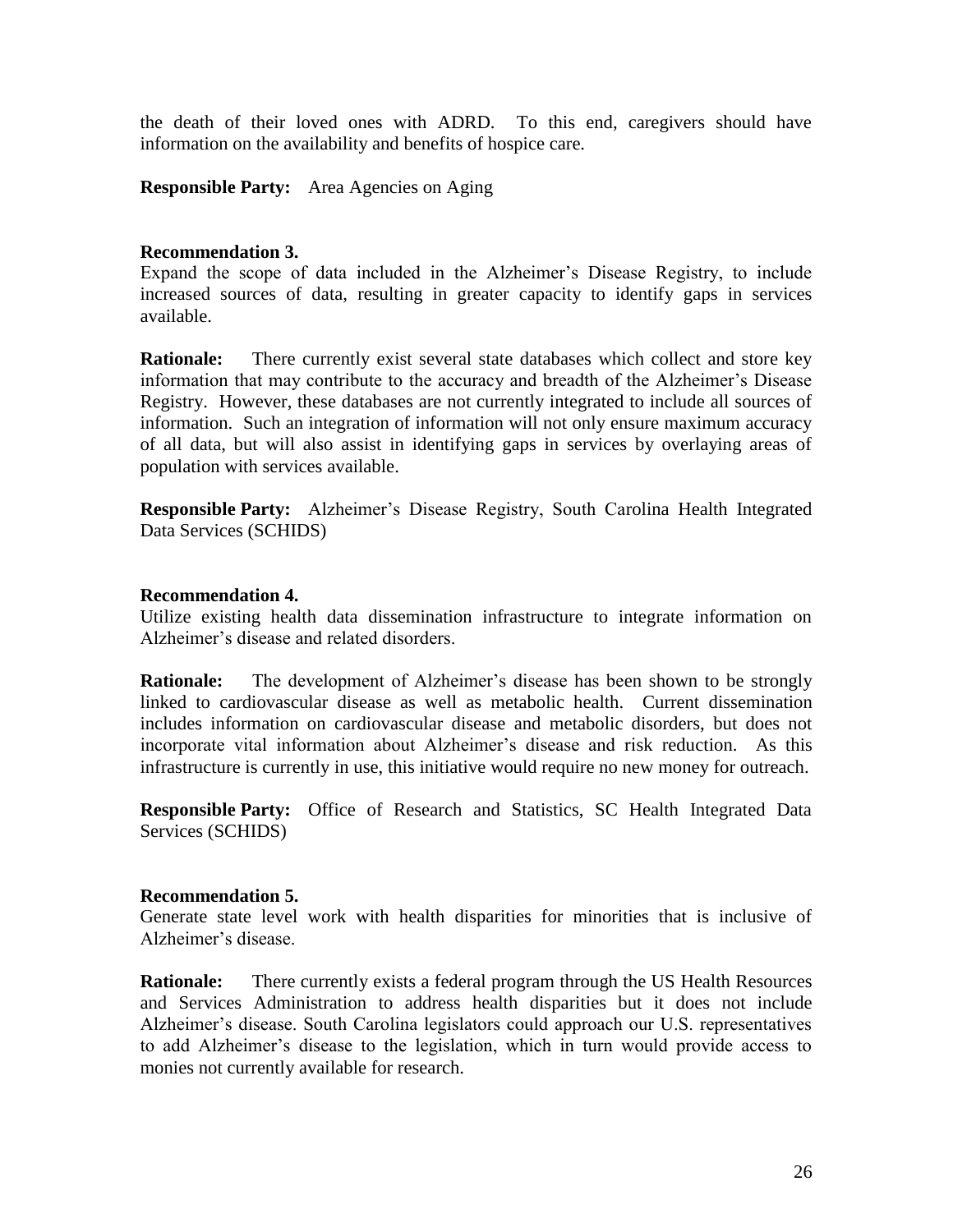the death of their loved ones with ADRD. To this end, caregivers should have information on the availability and benefits of hospice care.

**Responsible Party:** Area Agencies on Aging

**Recommendation 3.**
Expand the scope of data included in the Alzheimer's Disease Registry, to include increased sources of data, resulting in greater capacity to identify gaps in services available.

**Rationale:** There currently exist several state databases which collect and store key information that may contribute to the accuracy and breadth of the Alzheimer's Disease Registry. However, these databases are not currently integrated to include all sources of information. Such an integration of information will not only ensure maximum accuracy of all data, but will also assist in identifying gaps in services by overlaying areas of population with services available.

**Responsible Party:** Alzheimer's Disease Registry, South Carolina Health Integrated Data Services (SCHIDS)

**Recommendation 4.**
Utilize existing health data dissemination infrastructure to integrate information on Alzheimer's disease and related disorders.

**Rationale:** The development of Alzheimer's disease has been shown to be strongly linked to cardiovascular disease as well as metabolic health. Current dissemination includes information on cardiovascular disease and metabolic disorders, but does not incorporate vital information about Alzheimer's disease and risk reduction. As this infrastructure is currently in use, this initiative would require no new money for outreach.

**Responsible Party:** Office of Research and Statistics, SC Health Integrated Data Services (SCHIDS)

**Recommendation 5.**
Generate state level work with health disparities for minorities that is inclusive of Alzheimer's disease.

**Rationale:** There currently exists a federal program through the US Health Resources and Services Administration to address health disparities but it does not include Alzheimer's disease. South Carolina legislators could approach our U.S. representatives to add Alzheimer's disease to the legislation, which in turn would provide access to monies not currently available for research.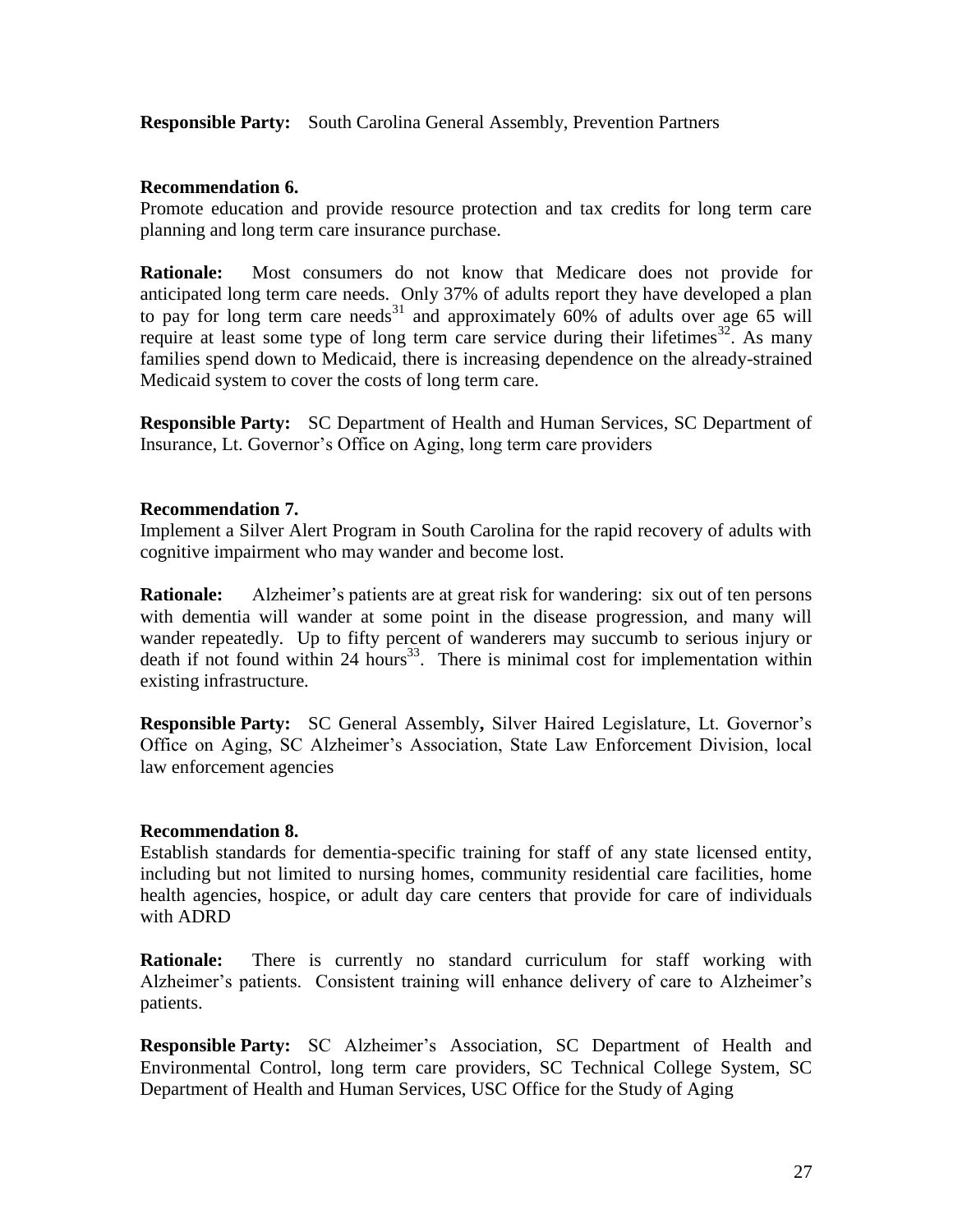**Responsible Party:** South Carolina General Assembly, Prevention Partners

**Recommendation 6.**
Promote education and provide resource protection and tax credits for long term care planning and long term care insurance purchase.

**Rationale:** Most consumers do not know that Medicare does not provide for anticipated long term care needs. Only 37% of adults report they have developed a plan to pay for long term care needs[31] and approximately 60% of adults over age 65 will require at least some type of long term care service during their lifetimes[32]. As many families spend down to Medicaid, there is increasing dependence on the already-strained Medicaid system to cover the costs of long term care.

**Responsible Party:** SC Department of Health and Human Services, SC Department of Insurance, Lt. Governor's Office on Aging, long term care providers

**Recommendation 7.**
Implement a Silver Alert Program in South Carolina for the rapid recovery of adults with cognitive impairment who may wander and become lost.

**Rationale:** Alzheimer's patients are at great risk for wandering: six out of ten persons with dementia will wander at some point in the disease progression, and many will wander repeatedly. Up to fifty percent of wanderers may succumb to serious injury or death if not found within 24 hours[33]. There is minimal cost for implementation within existing infrastructure.

**Responsible Party:** SC General Assembly**,** Silver Haired Legislature, Lt. Governor's Office on Aging, SC Alzheimer's Association, State Law Enforcement Division, local law enforcement agencies

**Recommendation 8.**
Establish standards for dementia-specific training for staff of any state licensed entity, including but not limited to nursing homes, community residential care facilities, home health agencies, hospice, or adult day care centers that provide for care of individuals with ADRD

**Rationale:** There is currently no standard curriculum for staff working with Alzheimer's patients. Consistent training will enhance delivery of care to Alzheimer's patients.

**Responsible Party:** SC Alzheimer's Association, SC Department of Health and Environmental Control, long term care providers, SC Technical College System, SC Department of Health and Human Services, USC Office for the Study of Aging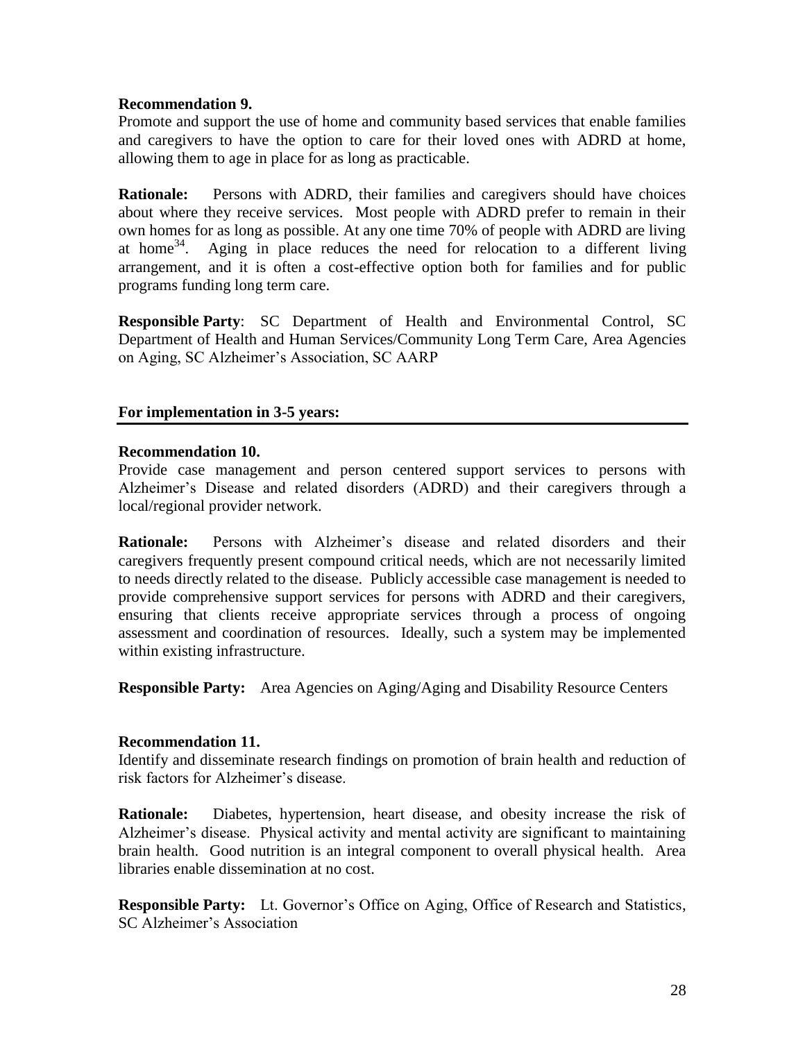**Recommendation 9.**
Promote and support the use of home and community based services that enable families and caregivers to have the option to care for their loved ones with ADRD at home, allowing them to age in place for as long as practicable.

**Rationale:** Persons with ADRD, their families and caregivers should have choices about where they receive services. Most people with ADRD prefer to remain in their own homes for as long as possible. At any one time 70% of people with ADRD are living at home[34]. Aging in place reduces the need for relocation to a different living arrangement, and it is often a cost-effective option both for families and for public programs funding long term care.

**Responsible Party**: SC Department of Health and Environmental Control, SC Department of Health and Human Services/Community Long Term Care, Area Agencies on Aging, SC Alzheimer's Association, SC AARP

## For implementation in 3-5 years:

**Recommendation 10.**
Provide case management and person centered support services to persons with Alzheimer's Disease and related disorders (ADRD) and their caregivers through a local/regional provider network.

**Rationale:** Persons with Alzheimer's disease and related disorders and their caregivers frequently present compound critical needs, which are not necessarily limited to needs directly related to the disease. Publicly accessible case management is needed to provide comprehensive support services for persons with ADRD and their caregivers, ensuring that clients receive appropriate services through a process of ongoing assessment and coordination of resources. Ideally, such a system may be implemented within existing infrastructure.

**Responsible Party:** Area Agencies on Aging/Aging and Disability Resource Centers

**Recommendation 11.**
Identify and disseminate research findings on promotion of brain health and reduction of risk factors for Alzheimer's disease.

**Rationale:** Diabetes, hypertension, heart disease, and obesity increase the risk of Alzheimer's disease. Physical activity and mental activity are significant to maintaining brain health. Good nutrition is an integral component to overall physical health. Area libraries enable dissemination at no cost.

**Responsible Party:** Lt. Governor's Office on Aging, Office of Research and Statistics, SC Alzheimer's Association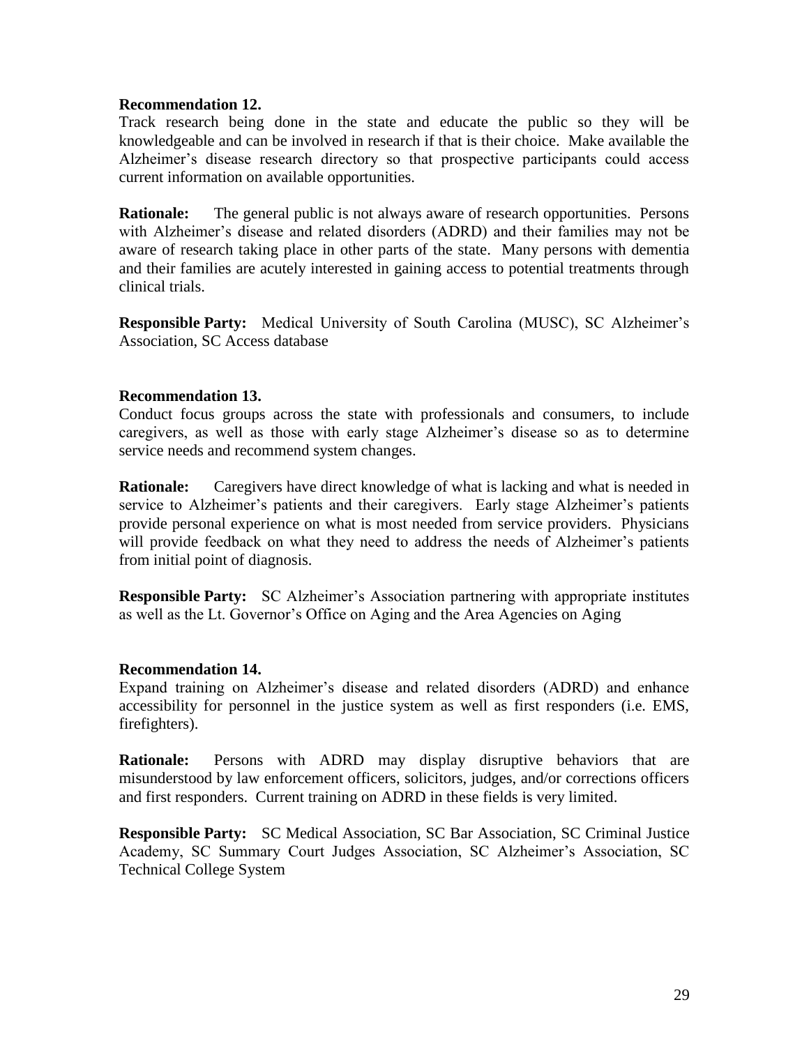**Recommendation 12.**

Track research being done in the state and educate the public so they will be knowledgeable and can be involved in research if that is their choice. Make available the Alzheimer's disease research directory so that prospective participants could access current information on available opportunities.

**Rationale:** The general public is not always aware of research opportunities. Persons with Alzheimer's disease and related disorders (ADRD) and their families may not be aware of research taking place in other parts of the state. Many persons with dementia and their families are acutely interested in gaining access to potential treatments through clinical trials.

**Responsible Party:** Medical University of South Carolina (MUSC), SC Alzheimer's Association, SC Access database

**Recommendation 13.**

Conduct focus groups across the state with professionals and consumers, to include caregivers, as well as those with early stage Alzheimer's disease so as to determine service needs and recommend system changes.

**Rationale:** Caregivers have direct knowledge of what is lacking and what is needed in service to Alzheimer's patients and their caregivers. Early stage Alzheimer's patients provide personal experience on what is most needed from service providers. Physicians will provide feedback on what they need to address the needs of Alzheimer's patients from initial point of diagnosis.

**Responsible Party:** SC Alzheimer's Association partnering with appropriate institutes as well as the Lt. Governor's Office on Aging and the Area Agencies on Aging

**Recommendation 14.**

Expand training on Alzheimer's disease and related disorders (ADRD) and enhance accessibility for personnel in the justice system as well as first responders (i.e. EMS, firefighters).

**Rationale:** Persons with ADRD may display disruptive behaviors that are misunderstood by law enforcement officers, solicitors, judges, and/or corrections officers and first responders. Current training on ADRD in these fields is very limited.

**Responsible Party:** SC Medical Association, SC Bar Association, SC Criminal Justice Academy, SC Summary Court Judges Association, SC Alzheimer's Association, SC Technical College System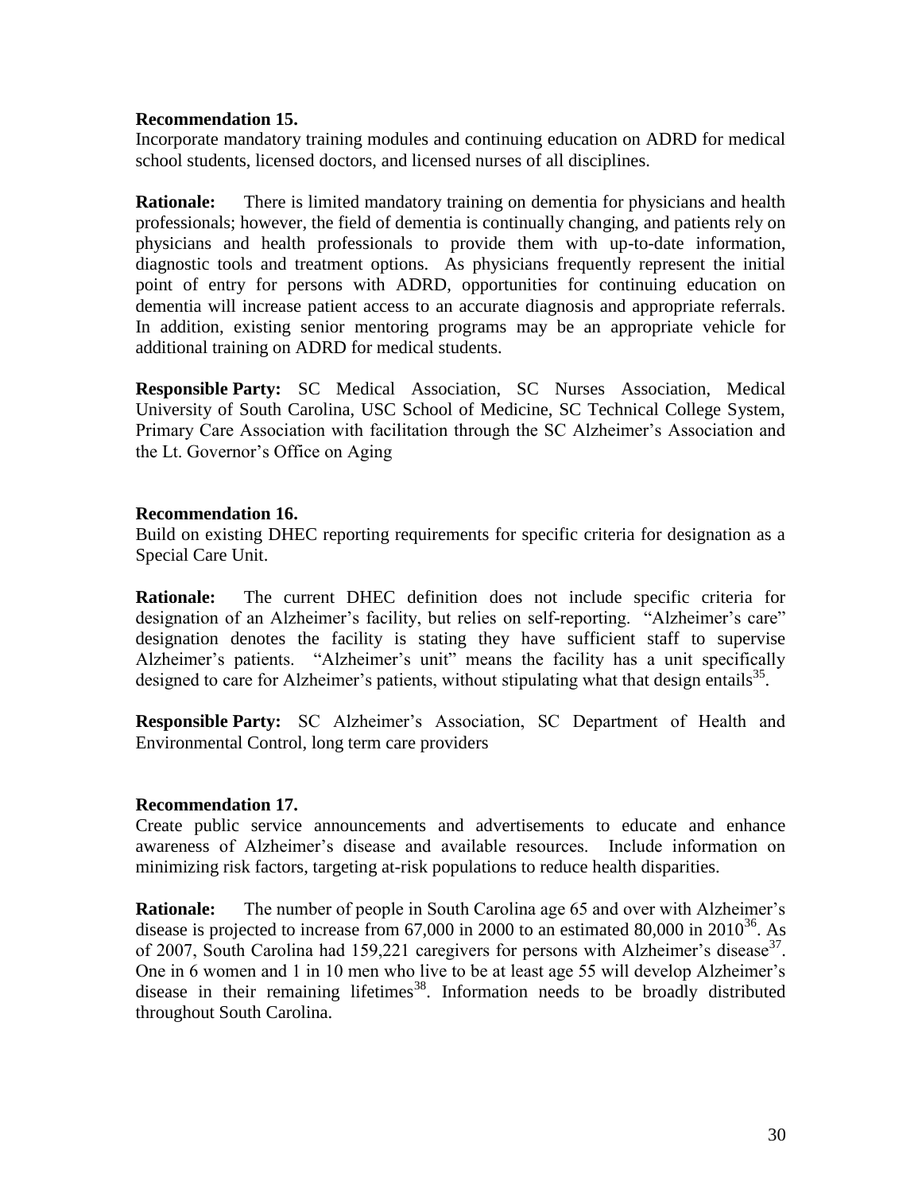**Recommendation 15.**

Incorporate mandatory training modules and continuing education on ADRD for medical school students, licensed doctors, and licensed nurses of all disciplines.

**Rationale:** There is limited mandatory training on dementia for physicians and health professionals; however, the field of dementia is continually changing, and patients rely on physicians and health professionals to provide them with up-to-date information, diagnostic tools and treatment options. As physicians frequently represent the initial point of entry for persons with ADRD, opportunities for continuing education on dementia will increase patient access to an accurate diagnosis and appropriate referrals. In addition, existing senior mentoring programs may be an appropriate vehicle for additional training on ADRD for medical students.

**Responsible Party:** SC Medical Association, SC Nurses Association, Medical University of South Carolina, USC School of Medicine, SC Technical College System, Primary Care Association with facilitation through the SC Alzheimer's Association and the Lt. Governor's Office on Aging

**Recommendation 16.**

Build on existing DHEC reporting requirements for specific criteria for designation as a Special Care Unit.

**Rationale:** The current DHEC definition does not include specific criteria for designation of an Alzheimer's facility, but relies on self-reporting. "Alzheimer's care" designation denotes the facility is stating they have sufficient staff to supervise Alzheimer's patients. "Alzheimer's unit" means the facility has a unit specifically designed to care for Alzheimer's patients, without stipulating what that design entails[35].

**Responsible Party:** SC Alzheimer's Association, SC Department of Health and Environmental Control, long term care providers

**Recommendation 17.**

Create public service announcements and advertisements to educate and enhance awareness of Alzheimer's disease and available resources. Include information on minimizing risk factors, targeting at-risk populations to reduce health disparities.

**Rationale:** The number of people in South Carolina age 65 and over with Alzheimer's disease is projected to increase from 67,000 in 2000 to an estimated 80,000 in 2010[36]. As of 2007, South Carolina had 159,221 caregivers for persons with Alzheimer's disease[37]. One in 6 women and 1 in 10 men who live to be at least age 55 will develop Alzheimer's disease in their remaining lifetimes[38]. Information needs to be broadly distributed throughout South Carolina.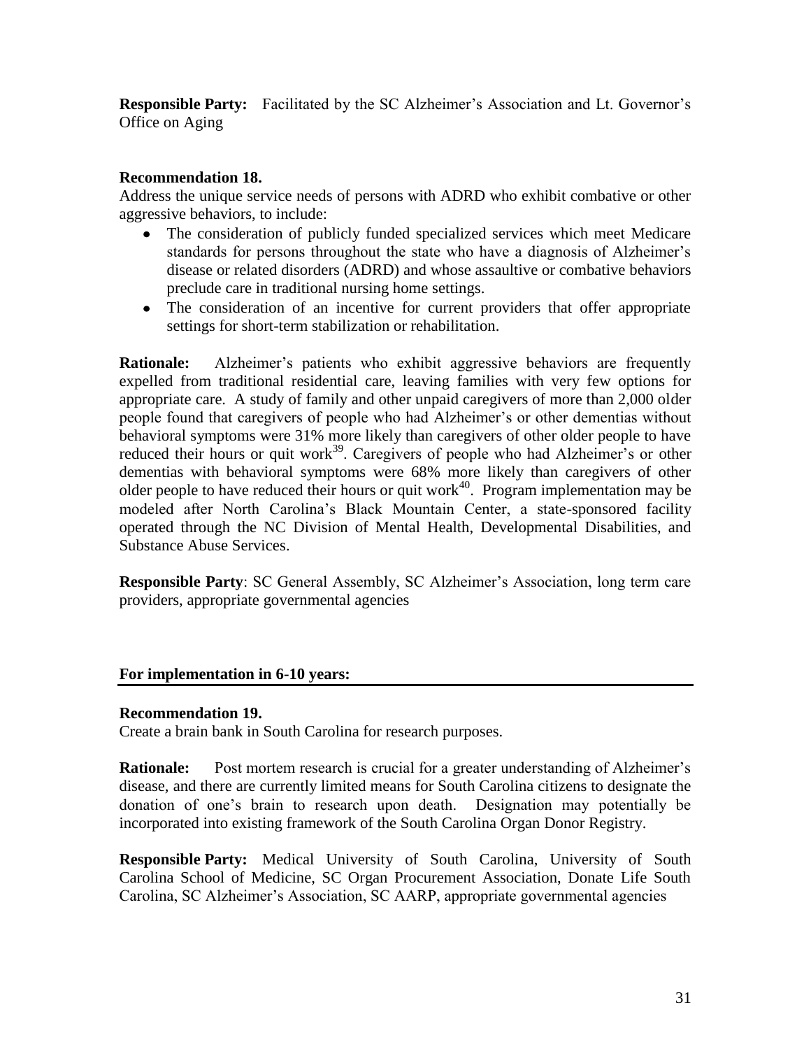**Responsible Party:** Facilitated by the SC Alzheimer's Association and Lt. Governor's Office on Aging

**Recommendation 18.**

Address the unique service needs of persons with ADRD who exhibit combative or other aggressive behaviors, to include:

- The consideration of publicly funded specialized services which meet Medicare standards for persons throughout the state who have a diagnosis of Alzheimer's disease or related disorders (ADRD) and whose assaultive or combative behaviors preclude care in traditional nursing home settings.
- The consideration of an incentive for current providers that offer appropriate settings for short-term stabilization or rehabilitation.

**Rationale:** Alzheimer's patients who exhibit aggressive behaviors are frequently expelled from traditional residential care, leaving families with very few options for appropriate care. A study of family and other unpaid caregivers of more than 2,000 older people found that caregivers of people who had Alzheimer's or other dementias without behavioral symptoms were 31% more likely than caregivers of other older people to have reduced their hours or quit work[39]. Caregivers of people who had Alzheimer's or other dementias with behavioral symptoms were 68% more likely than caregivers of other older people to have reduced their hours or quit work[40]. Program implementation may be modeled after North Carolina's Black Mountain Center, a state-sponsored facility operated through the NC Division of Mental Health, Developmental Disabilities, and Substance Abuse Services.

**Responsible Party**: SC General Assembly, SC Alzheimer's Association, long term care providers, appropriate governmental agencies

**For implementation in 6-10 years:**

**Recommendation 19.**

Create a brain bank in South Carolina for research purposes.

**Rationale:** Post mortem research is crucial for a greater understanding of Alzheimer's disease, and there are currently limited means for South Carolina citizens to designate the donation of one's brain to research upon death. Designation may potentially be incorporated into existing framework of the South Carolina Organ Donor Registry.

**Responsible Party:** Medical University of South Carolina, University of South Carolina School of Medicine, SC Organ Procurement Association, Donate Life South Carolina, SC Alzheimer's Association, SC AARP, appropriate governmental agencies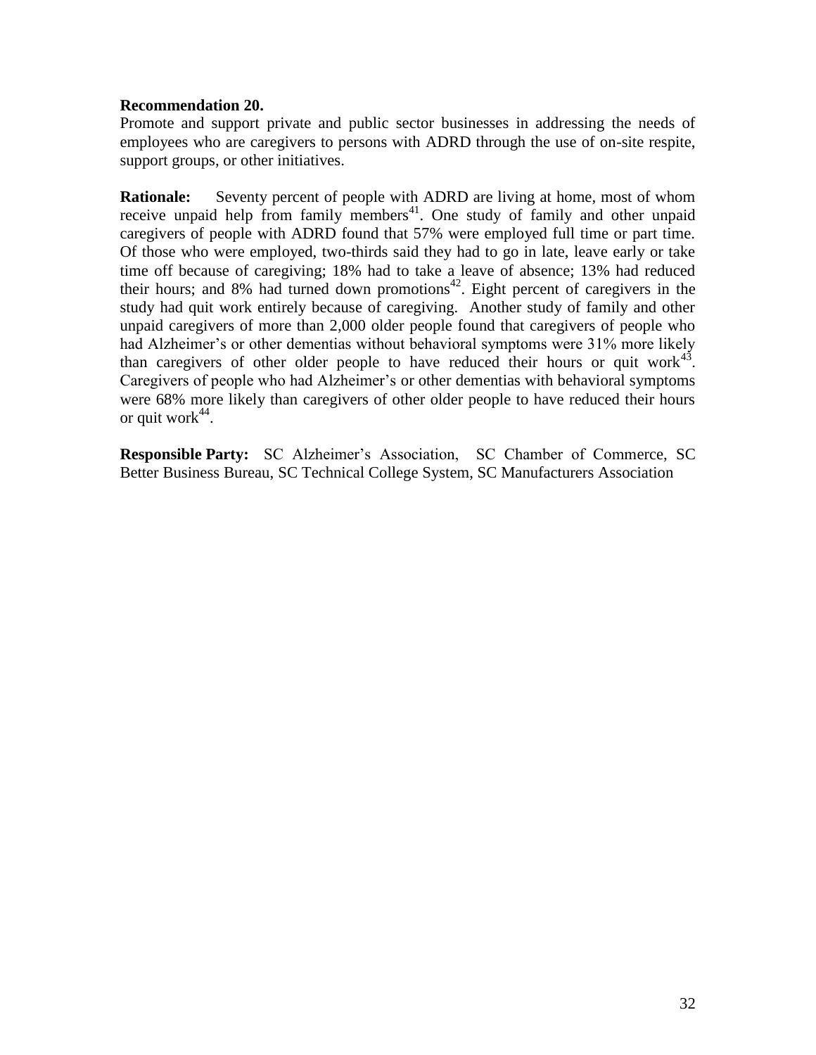**Recommendation 20.**
Promote and support private and public sector businesses in addressing the needs of employees who are caregivers to persons with ADRD through the use of on-site respite, support groups, or other initiatives.

**Rationale:** Seventy percent of people with ADRD are living at home, most of whom receive unpaid help from family members[41]. One study of family and other unpaid caregivers of people with ADRD found that 57% were employed full time or part time. Of those who were employed, two-thirds said they had to go in late, leave early or take time off because of caregiving; 18% had to take a leave of absence; 13% had reduced their hours; and 8% had turned down promotions[42]. Eight percent of caregivers in the study had quit work entirely because of caregiving. Another study of family and other unpaid caregivers of more than 2,000 older people found that caregivers of people who had Alzheimer's or other dementias without behavioral symptoms were 31% more likely than caregivers of other older people to have reduced their hours or quit work[43]. Caregivers of people who had Alzheimer's or other dementias with behavioral symptoms were 68% more likely than caregivers of other older people to have reduced their hours or quit work[44].

**Responsible Party:** SC Alzheimer's Association, SC Chamber of Commerce, SC Better Business Bureau, SC Technical College System, SC Manufacturers Association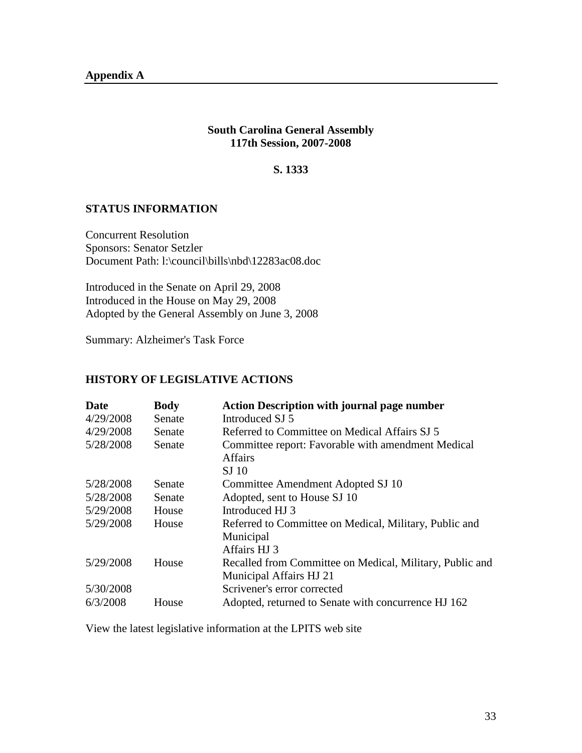**Appendix A**

**South Carolina General Assembly**
**117th Session, 2007-2008**

**S. 1333**

## STATUS INFORMATION

Concurrent Resolution
Sponsors: Senator Setzler
Document Path: l:\council\bills\nbd\12283ac08.doc

Introduced in the Senate on April 29, 2008
Introduced in the House on May 29, 2008
Adopted by the General Assembly on June 3, 2008

Summary: Alzheimer's Task Force

## HISTORY OF LEGISLATIVE ACTIONS

| Date | Body | Action Description with journal page number |
|---|---|---|
| 4/29/2008 | Senate | Introduced SJ 5 |
| 4/29/2008 | Senate | Referred to Committee on Medical Affairs SJ 5 |
| 5/28/2008 | Senate | Committee report: Favorable with amendment Medical Affairs SJ 10 |
| 5/28/2008 | Senate | Committee Amendment Adopted SJ 10 |
| 5/28/2008 | Senate | Adopted, sent to House SJ 10 |
| 5/29/2008 | House | Introduced HJ 3 |
| 5/29/2008 | House | Referred to Committee on Medical, Military, Public and Municipal Affairs HJ 3 |
| 5/29/2008 | House | Recalled from Committee on Medical, Military, Public and Municipal Affairs HJ 21 |
| 5/30/2008 | | Scrivener's error corrected |
| 6/3/2008 | House | Adopted, returned to Senate with concurrence HJ 162 |

View the latest legislative information at the LPITS web site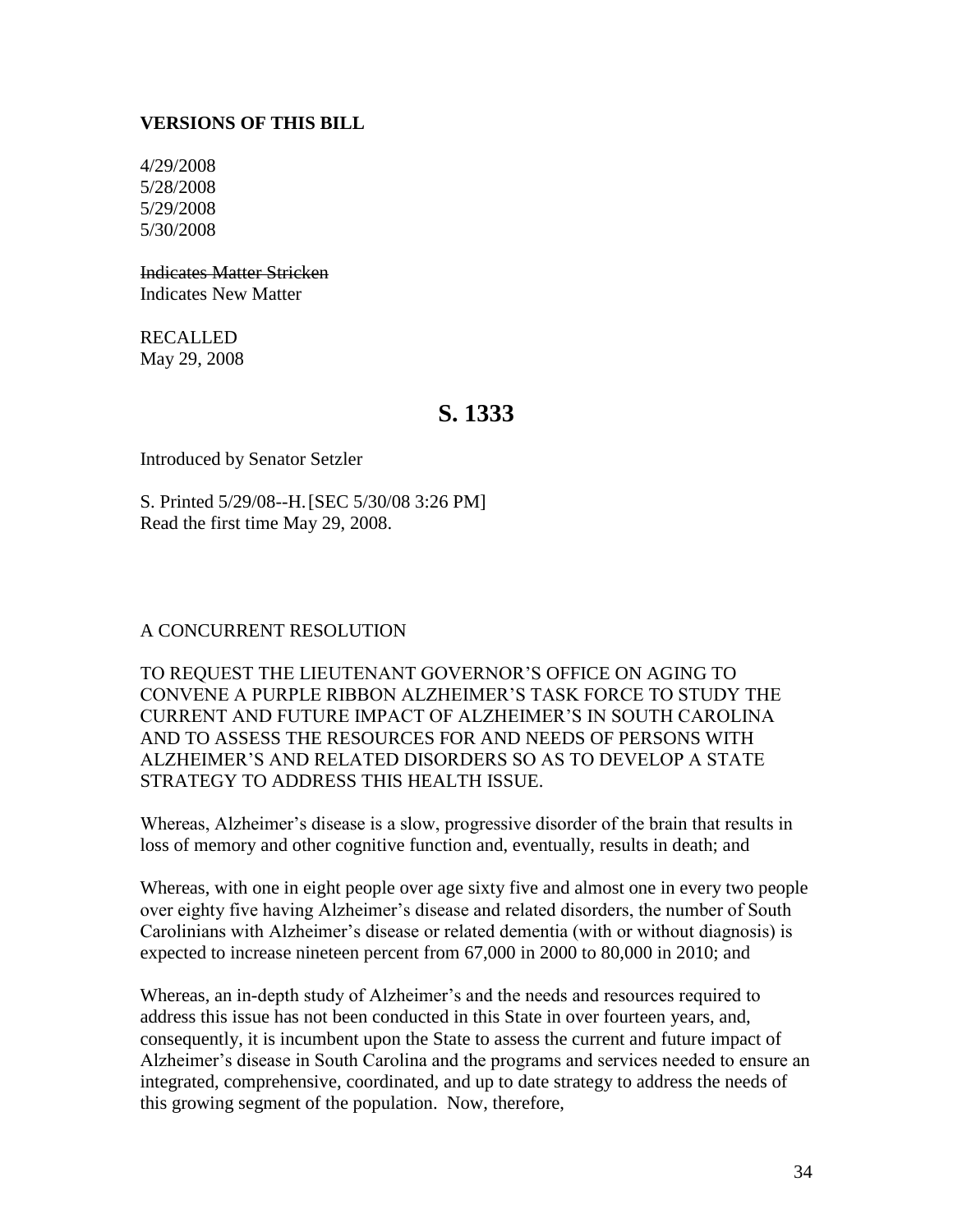**VERSIONS OF THIS BILL**

4/29/2008
5/28/2008
5/29/2008
5/30/2008

~~Indicates Matter Stricken~~
Indicates New Matter

RECALLED
May 29, 2008

## S. 1333

Introduced by Senator Setzler

S. Printed 5/29/08--H. [SEC 5/30/08 3:26 PM]
Read the first time May 29, 2008.

A CONCURRENT RESOLUTION

TO REQUEST THE LIEUTENANT GOVERNOR'S OFFICE ON AGING TO CONVENE A PURPLE RIBBON ALZHEIMER'S TASK FORCE TO STUDY THE CURRENT AND FUTURE IMPACT OF ALZHEIMER'S IN SOUTH CAROLINA AND TO ASSESS THE RESOURCES FOR AND NEEDS OF PERSONS WITH ALZHEIMER'S AND RELATED DISORDERS SO AS TO DEVELOP A STATE STRATEGY TO ADDRESS THIS HEALTH ISSUE.

Whereas, Alzheimer's disease is a slow, progressive disorder of the brain that results in loss of memory and other cognitive function and, eventually, results in death; and

Whereas, with one in eight people over age sixty five and almost one in every two people over eighty five having Alzheimer's disease and related disorders, the number of South Carolinians with Alzheimer's disease or related dementia (with or without diagnosis) is expected to increase nineteen percent from 67,000 in 2000 to 80,000 in 2010; and

Whereas, an in-depth study of Alzheimer's and the needs and resources required to address this issue has not been conducted in this State in over fourteen years, and, consequently, it is incumbent upon the State to assess the current and future impact of Alzheimer's disease in South Carolina and the programs and services needed to ensure an integrated, comprehensive, coordinated, and up to date strategy to address the needs of this growing segment of the population. Now, therefore,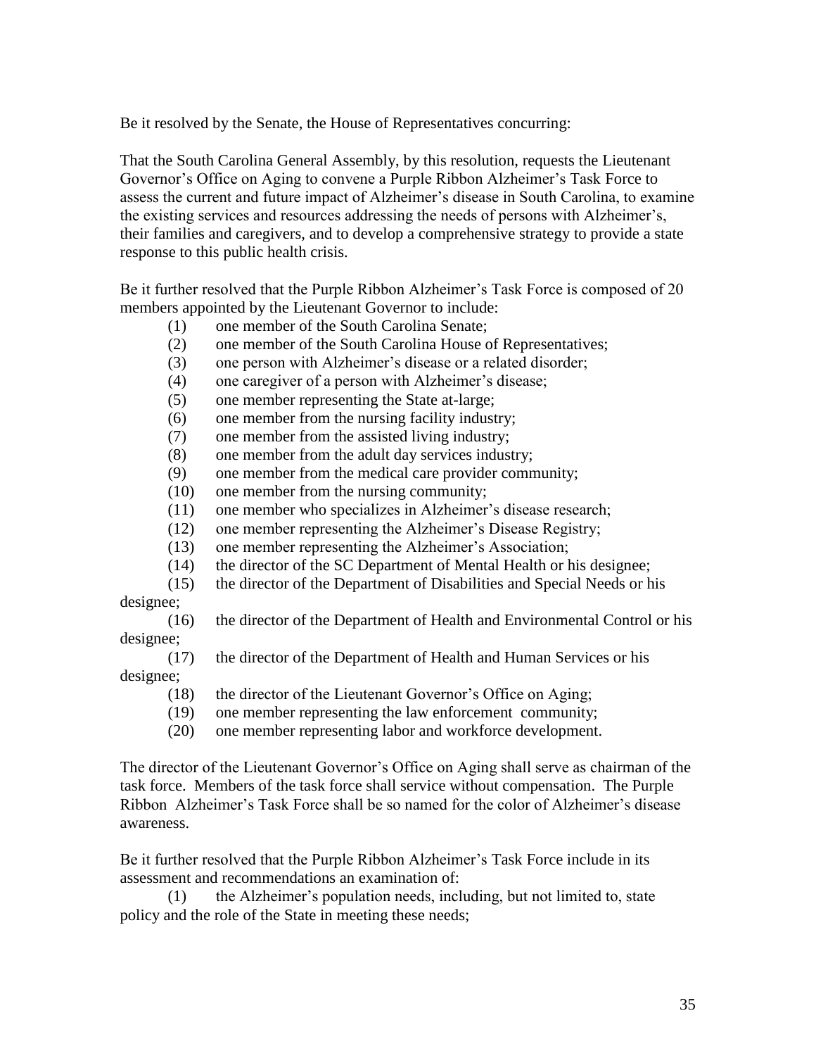Be it resolved by the Senate, the House of Representatives concurring:

That the South Carolina General Assembly, by this resolution, requests the Lieutenant Governor's Office on Aging to convene a Purple Ribbon Alzheimer's Task Force to assess the current and future impact of Alzheimer's disease in South Carolina, to examine the existing services and resources addressing the needs of persons with Alzheimer's, their families and caregivers, and to develop a comprehensive strategy to provide a state response to this public health crisis.

Be it further resolved that the Purple Ribbon Alzheimer's Task Force is composed of 20 members appointed by the Lieutenant Governor to include:

(1) one member of the South Carolina Senate;
(2) one member of the South Carolina House of Representatives;
(3) one person with Alzheimer's disease or a related disorder;
(4) one caregiver of a person with Alzheimer's disease;
(5) one member representing the State at-large;
(6) one member from the nursing facility industry;
(7) one member from the assisted living industry;
(8) one member from the adult day services industry;
(9) one member from the medical care provider community;
(10) one member from the nursing community;
(11) one member who specializes in Alzheimer's disease research;
(12) one member representing the Alzheimer's Disease Registry;
(13) one member representing the Alzheimer's Association;
(14) the director of the SC Department of Mental Health or his designee;
(15) the director of the Department of Disabilities and Special Needs or his designee;
(16) the director of the Department of Health and Environmental Control or his designee;
(17) the director of the Department of Health and Human Services or his designee;
(18) the director of the Lieutenant Governor's Office on Aging;
(19) one member representing the law enforcement community;
(20) one member representing labor and workforce development.

The director of the Lieutenant Governor's Office on Aging shall serve as chairman of the task force. Members of the task force shall service without compensation. The Purple Ribbon Alzheimer's Task Force shall be so named for the color of Alzheimer's disease awareness.

Be it further resolved that the Purple Ribbon Alzheimer's Task Force include in its assessment and recommendations an examination of:

(1) the Alzheimer's population needs, including, but not limited to, state policy and the role of the State in meeting these needs;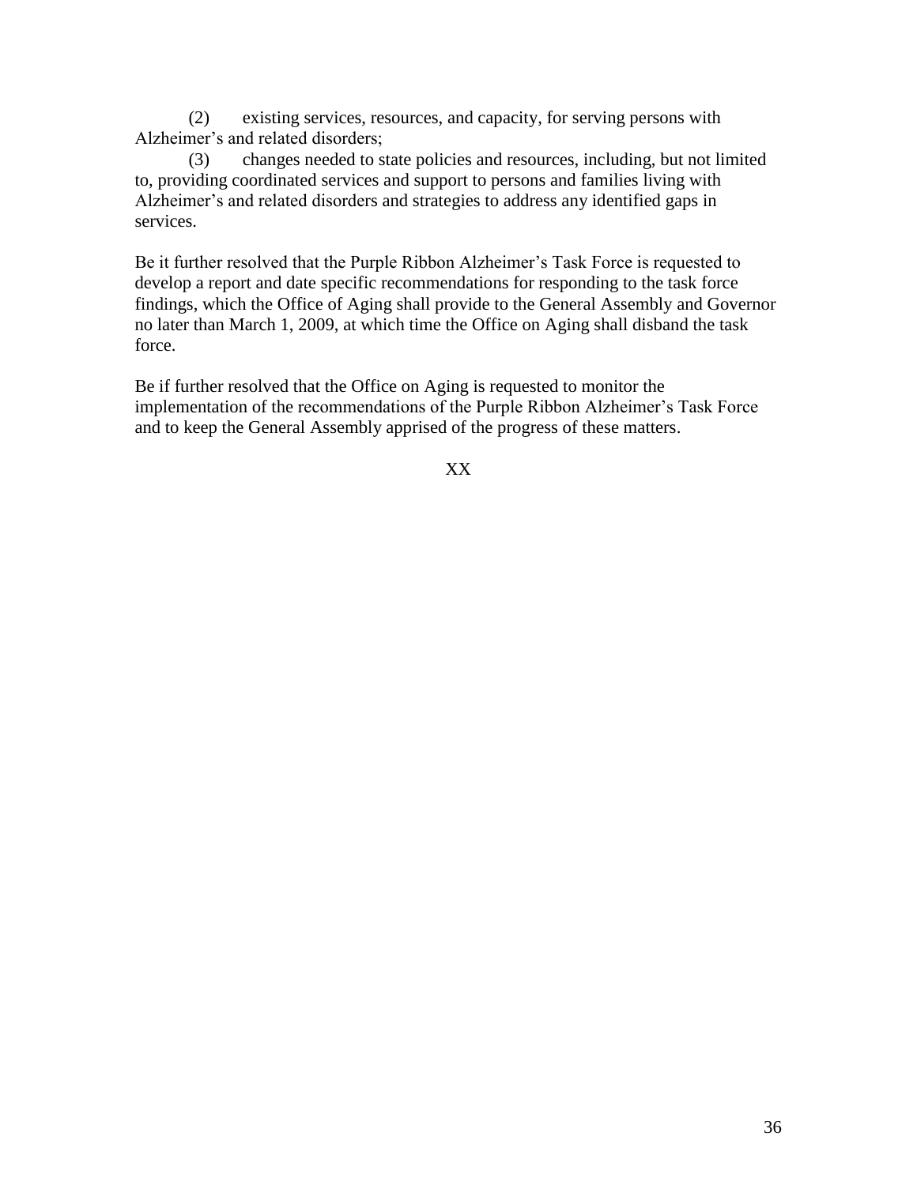(2) existing services, resources, and capacity, for serving persons with Alzheimer's and related disorders;

(3) changes needed to state policies and resources, including, but not limited to, providing coordinated services and support to persons and families living with Alzheimer's and related disorders and strategies to address any identified gaps in services.

Be it further resolved that the Purple Ribbon Alzheimer's Task Force is requested to develop a report and date specific recommendations for responding to the task force findings, which the Office of Aging shall provide to the General Assembly and Governor no later than March 1, 2009, at which time the Office on Aging shall disband the task force.

Be if further resolved that the Office on Aging is requested to monitor the implementation of the recommendations of the Purple Ribbon Alzheimer's Task Force and to keep the General Assembly apprised of the progress of these matters.

XX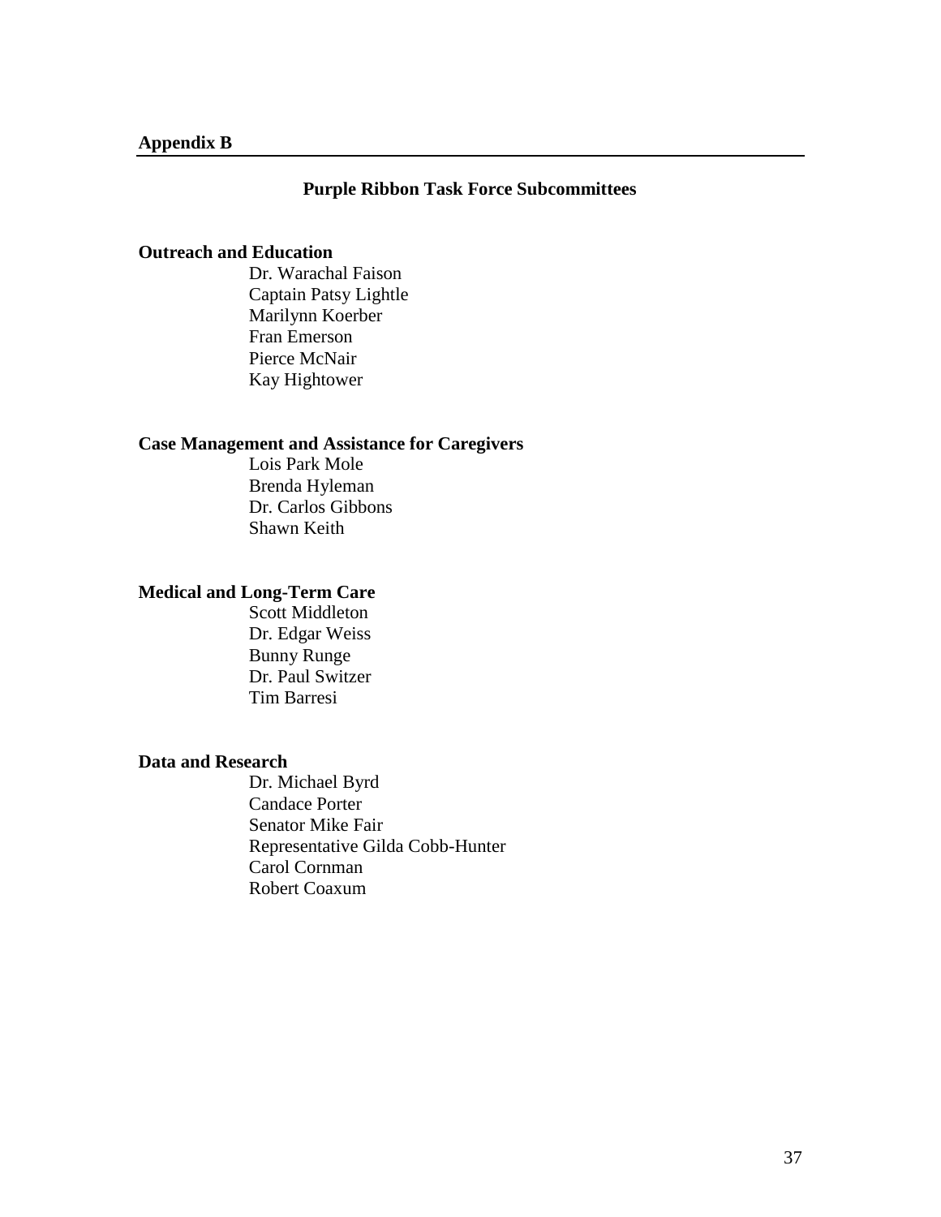## Appendix B

### Purple Ribbon Task Force Subcommittees

**Outreach and Education**

Dr. Warachal Faison
Captain Patsy Lightle
Marilynn Koerber
Fran Emerson
Pierce McNair
Kay Hightower

**Case Management and Assistance for Caregivers**

Lois Park Mole
Brenda Hyleman
Dr. Carlos Gibbons
Shawn Keith

**Medical and Long-Term Care**

Scott Middleton
Dr. Edgar Weiss
Bunny Runge
Dr. Paul Switzer
Tim Barresi

**Data and Research**

Dr. Michael Byrd
Candace Porter
Senator Mike Fair
Representative Gilda Cobb-Hunter
Carol Cornman
Robert Coaxum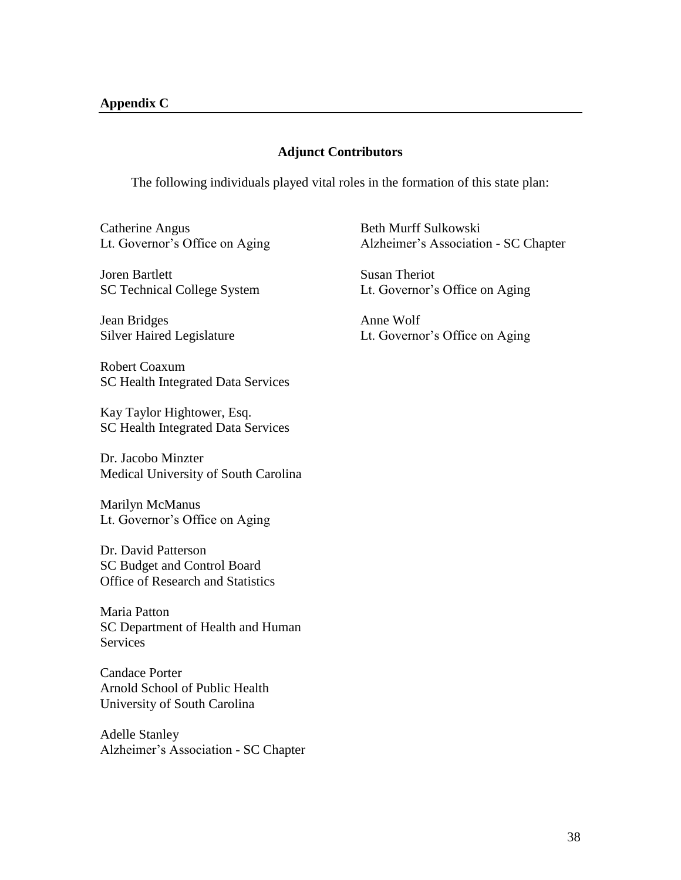**Appendix C**

## Adjunct Contributors

The following individuals played vital roles in the formation of this state plan:

Catherine Angus
Lt. Governor's Office on Aging

Joren Bartlett
SC Technical College System

Jean Bridges
Silver Haired Legislature

Robert Coaxum
SC Health Integrated Data Services

Kay Taylor Hightower, Esq.
SC Health Integrated Data Services

Dr. Jacobo Minzter
Medical University of South Carolina

Marilyn McManus
Lt. Governor's Office on Aging

Dr. David Patterson
SC Budget and Control Board
Office of Research and Statistics

Maria Patton
SC Department of Health and Human Services

Candace Porter
Arnold School of Public Health
University of South Carolina

Adelle Stanley
Alzheimer's Association - SC Chapter

Beth Murff Sulkowski
Alzheimer's Association - SC Chapter

Susan Theriot
Lt. Governor's Office on Aging

Anne Wolf
Lt. Governor's Office on Aging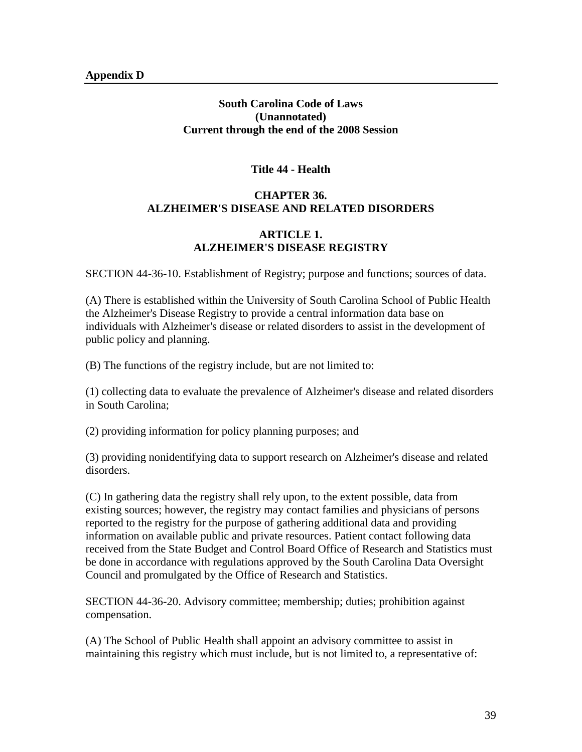**Appendix D**

## South Carolina Code of Laws (Unannotated) Current through the end of the 2008 Session

### Title 44 - Health

### CHAPTER 36. ALZHEIMER'S DISEASE AND RELATED DISORDERS

### ARTICLE 1. ALZHEIMER'S DISEASE REGISTRY

SECTION 44-36-10. Establishment of Registry; purpose and functions; sources of data.

(A) There is established within the University of South Carolina School of Public Health the Alzheimer's Disease Registry to provide a central information data base on individuals with Alzheimer's disease or related disorders to assist in the development of public policy and planning.

(B) The functions of the registry include, but are not limited to:

(1) collecting data to evaluate the prevalence of Alzheimer's disease and related disorders in South Carolina;

(2) providing information for policy planning purposes; and

(3) providing nonidentifying data to support research on Alzheimer's disease and related disorders.

(C) In gathering data the registry shall rely upon, to the extent possible, data from existing sources; however, the registry may contact families and physicians of persons reported to the registry for the purpose of gathering additional data and providing information on available public and private resources. Patient contact following data received from the State Budget and Control Board Office of Research and Statistics must be done in accordance with regulations approved by the South Carolina Data Oversight Council and promulgated by the Office of Research and Statistics.

SECTION 44-36-20. Advisory committee; membership; duties; prohibition against compensation.

(A) The School of Public Health shall appoint an advisory committee to assist in maintaining this registry which must include, but is not limited to, a representative of: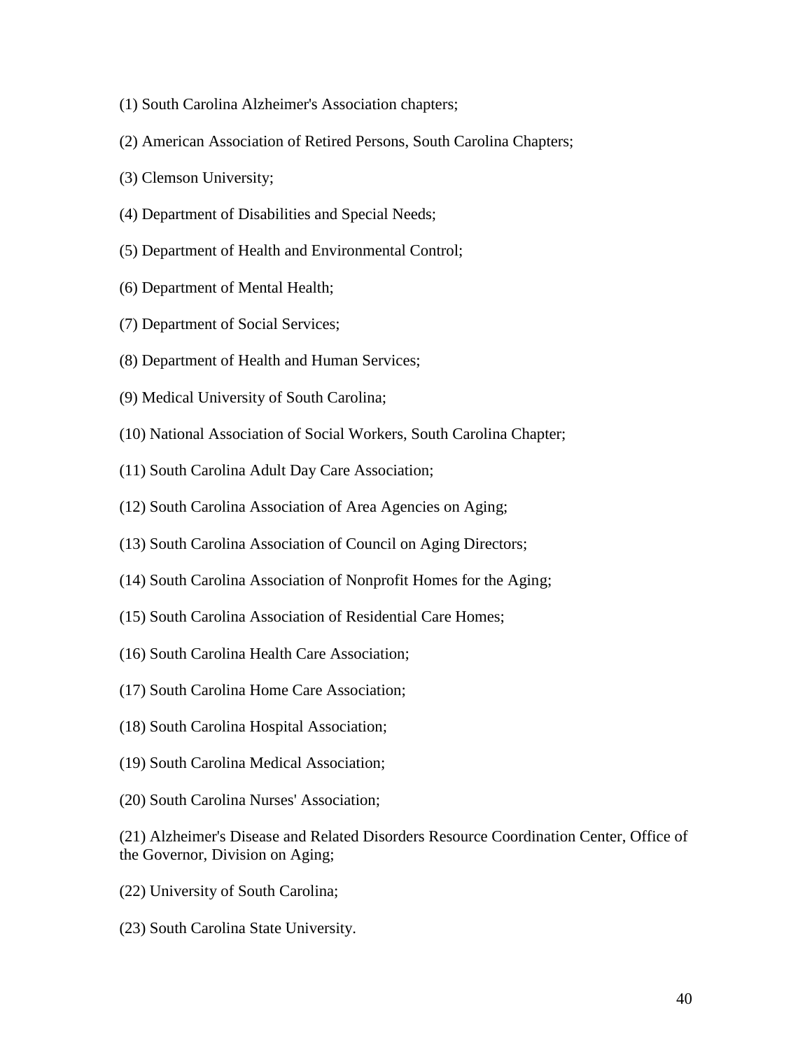(1) South Carolina Alzheimer's Association chapters;

(2) American Association of Retired Persons, South Carolina Chapters;

(3) Clemson University;

(4) Department of Disabilities and Special Needs;

(5) Department of Health and Environmental Control;

(6) Department of Mental Health;

(7) Department of Social Services;

(8) Department of Health and Human Services;

(9) Medical University of South Carolina;

(10) National Association of Social Workers, South Carolina Chapter;

(11) South Carolina Adult Day Care Association;

(12) South Carolina Association of Area Agencies on Aging;

(13) South Carolina Association of Council on Aging Directors;

(14) South Carolina Association of Nonprofit Homes for the Aging;

(15) South Carolina Association of Residential Care Homes;

(16) South Carolina Health Care Association;

(17) South Carolina Home Care Association;

(18) South Carolina Hospital Association;

(19) South Carolina Medical Association;

(20) South Carolina Nurses' Association;

(21) Alzheimer's Disease and Related Disorders Resource Coordination Center, Office of the Governor, Division on Aging;

(22) University of South Carolina;

(23) South Carolina State University.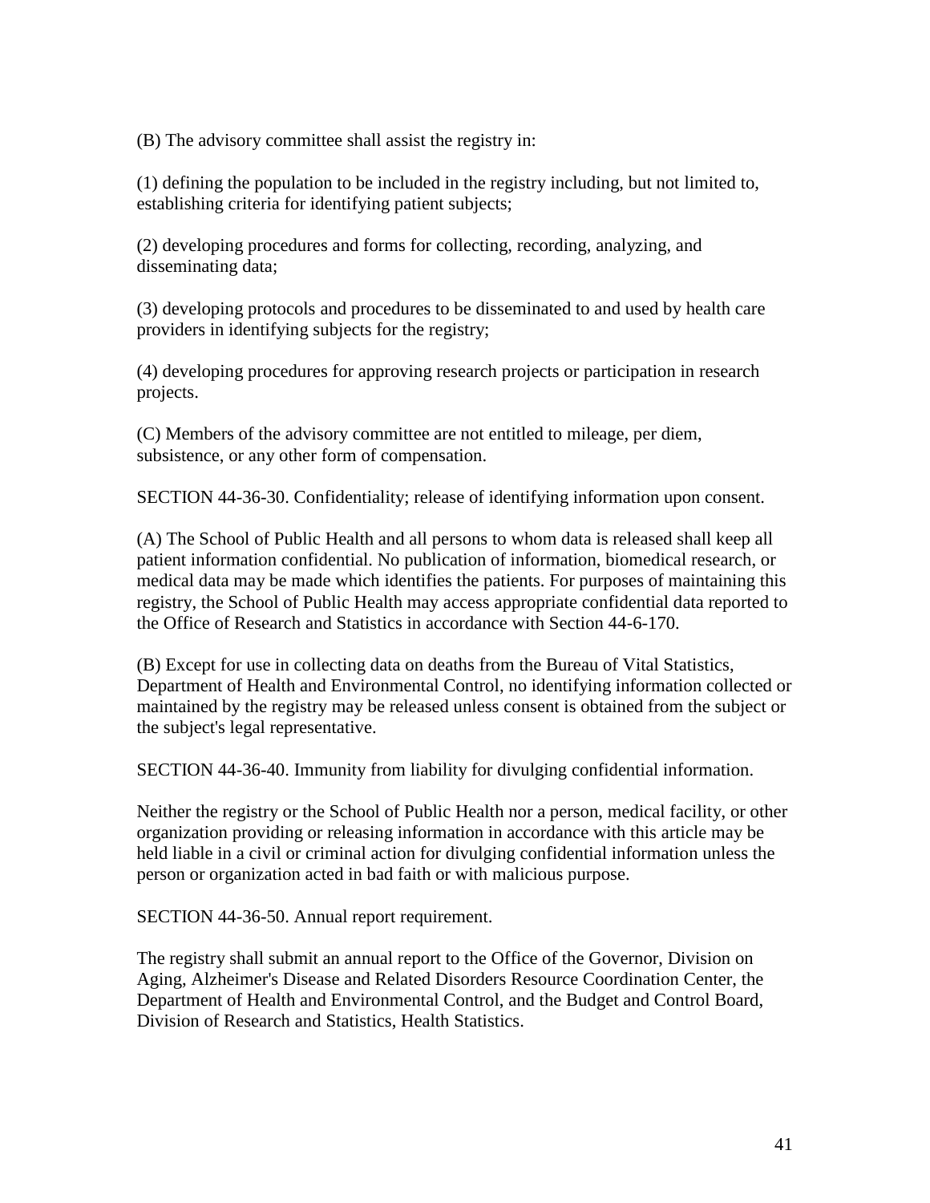(B) The advisory committee shall assist the registry in:

(1) defining the population to be included in the registry including, but not limited to, establishing criteria for identifying patient subjects;

(2) developing procedures and forms for collecting, recording, analyzing, and disseminating data;

(3) developing protocols and procedures to be disseminated to and used by health care providers in identifying subjects for the registry;

(4) developing procedures for approving research projects or participation in research projects.

(C) Members of the advisory committee are not entitled to mileage, per diem, subsistence, or any other form of compensation.

SECTION 44-36-30. Confidentiality; release of identifying information upon consent.

(A) The School of Public Health and all persons to whom data is released shall keep all patient information confidential. No publication of information, biomedical research, or medical data may be made which identifies the patients. For purposes of maintaining this registry, the School of Public Health may access appropriate confidential data reported to the Office of Research and Statistics in accordance with Section 44-6-170.

(B) Except for use in collecting data on deaths from the Bureau of Vital Statistics, Department of Health and Environmental Control, no identifying information collected or maintained by the registry may be released unless consent is obtained from the subject or the subject's legal representative.

SECTION 44-36-40. Immunity from liability for divulging confidential information.

Neither the registry or the School of Public Health nor a person, medical facility, or other organization providing or releasing information in accordance with this article may be held liable in a civil or criminal action for divulging confidential information unless the person or organization acted in bad faith or with malicious purpose.

SECTION 44-36-50. Annual report requirement.

The registry shall submit an annual report to the Office of the Governor, Division on Aging, Alzheimer's Disease and Related Disorders Resource Coordination Center, the Department of Health and Environmental Control, and the Budget and Control Board, Division of Research and Statistics, Health Statistics.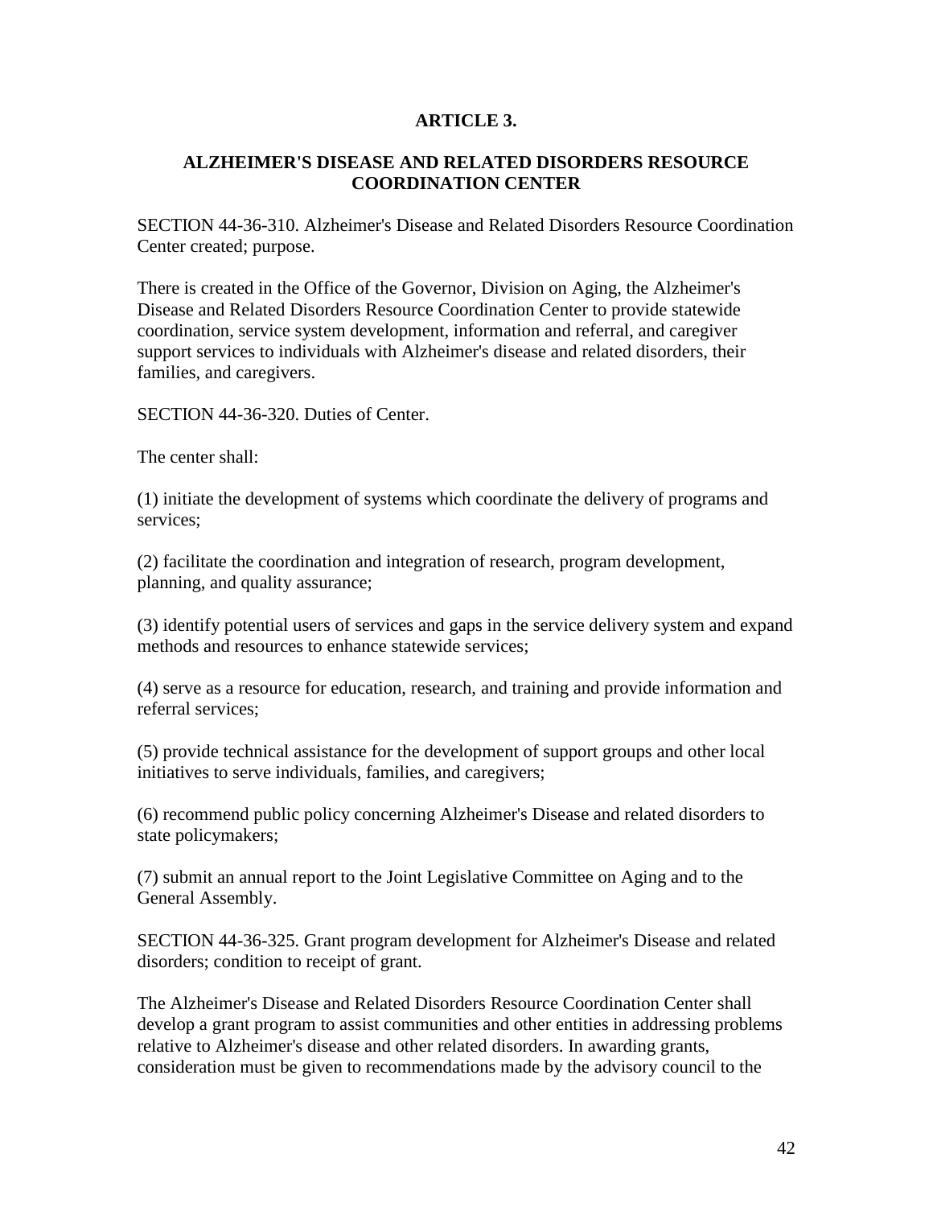## ARTICLE 3.

## ALZHEIMER'S DISEASE AND RELATED DISORDERS RESOURCE COORDINATION CENTER

SECTION 44-36-310. Alzheimer's Disease and Related Disorders Resource Coordination Center created; purpose.

There is created in the Office of the Governor, Division on Aging, the Alzheimer's Disease and Related Disorders Resource Coordination Center to provide statewide coordination, service system development, information and referral, and caregiver support services to individuals with Alzheimer's disease and related disorders, their families, and caregivers.

SECTION 44-36-320. Duties of Center.

The center shall:

(1) initiate the development of systems which coordinate the delivery of programs and services;

(2) facilitate the coordination and integration of research, program development, planning, and quality assurance;

(3) identify potential users of services and gaps in the service delivery system and expand methods and resources to enhance statewide services;

(4) serve as a resource for education, research, and training and provide information and referral services;

(5) provide technical assistance for the development of support groups and other local initiatives to serve individuals, families, and caregivers;

(6) recommend public policy concerning Alzheimer's Disease and related disorders to state policymakers;

(7) submit an annual report to the Joint Legislative Committee on Aging and to the General Assembly.

SECTION 44-36-325. Grant program development for Alzheimer's Disease and related disorders; condition to receipt of grant.

The Alzheimer's Disease and Related Disorders Resource Coordination Center shall develop a grant program to assist communities and other entities in addressing problems relative to Alzheimer's disease and other related disorders. In awarding grants, consideration must be given to recommendations made by the advisory council to the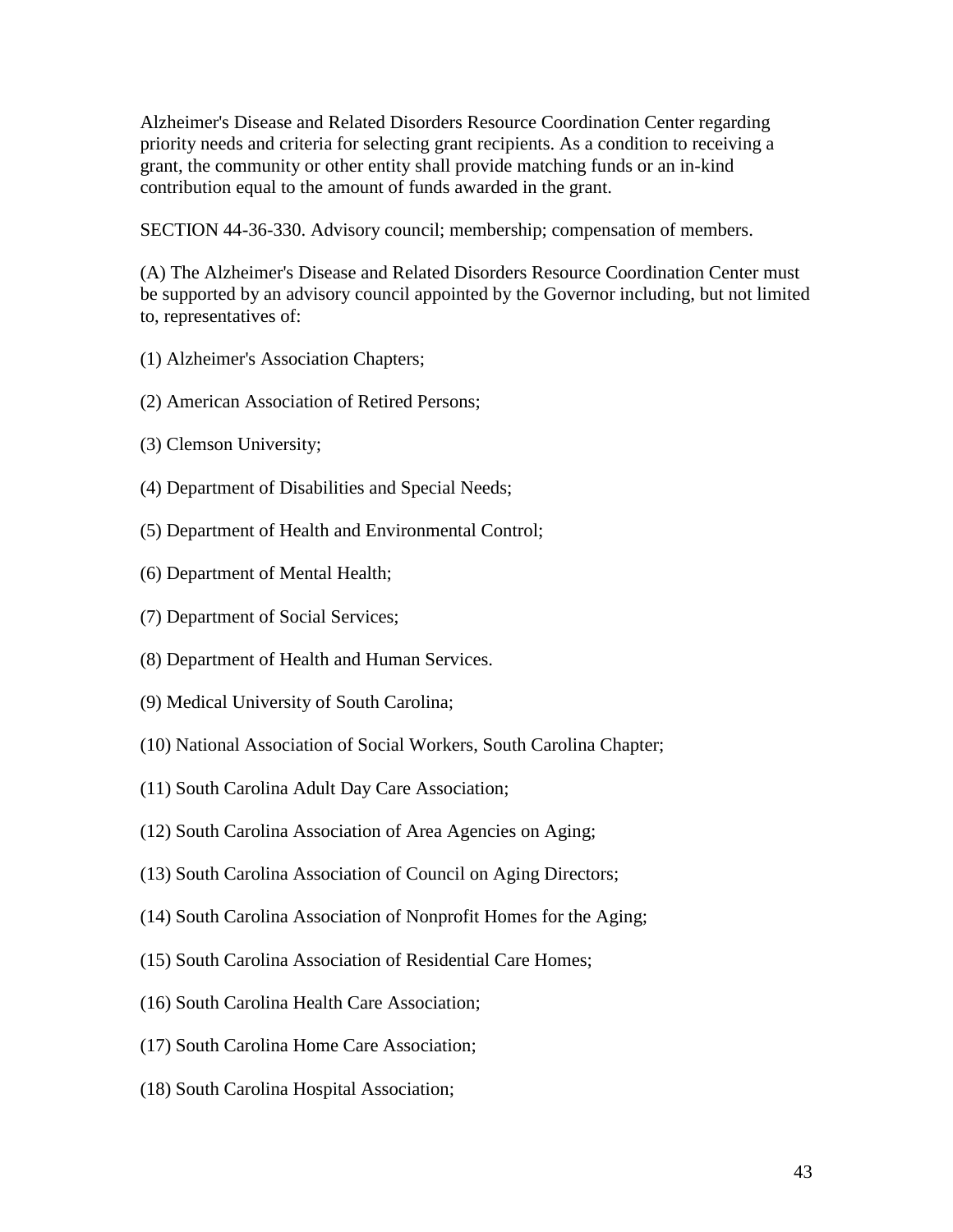Alzheimer's Disease and Related Disorders Resource Coordination Center regarding priority needs and criteria for selecting grant recipients. As a condition to receiving a grant, the community or other entity shall provide matching funds or an in-kind contribution equal to the amount of funds awarded in the grant.

SECTION 44-36-330. Advisory council; membership; compensation of members.

(A) The Alzheimer's Disease and Related Disorders Resource Coordination Center must be supported by an advisory council appointed by the Governor including, but not limited to, representatives of:

(1) Alzheimer's Association Chapters;

(2) American Association of Retired Persons;

(3) Clemson University;

(4) Department of Disabilities and Special Needs;

(5) Department of Health and Environmental Control;

(6) Department of Mental Health;

(7) Department of Social Services;

(8) Department of Health and Human Services.

(9) Medical University of South Carolina;

(10) National Association of Social Workers, South Carolina Chapter;

(11) South Carolina Adult Day Care Association;

(12) South Carolina Association of Area Agencies on Aging;

(13) South Carolina Association of Council on Aging Directors;

(14) South Carolina Association of Nonprofit Homes for the Aging;

(15) South Carolina Association of Residential Care Homes;

(16) South Carolina Health Care Association;

(17) South Carolina Home Care Association;

(18) South Carolina Hospital Association;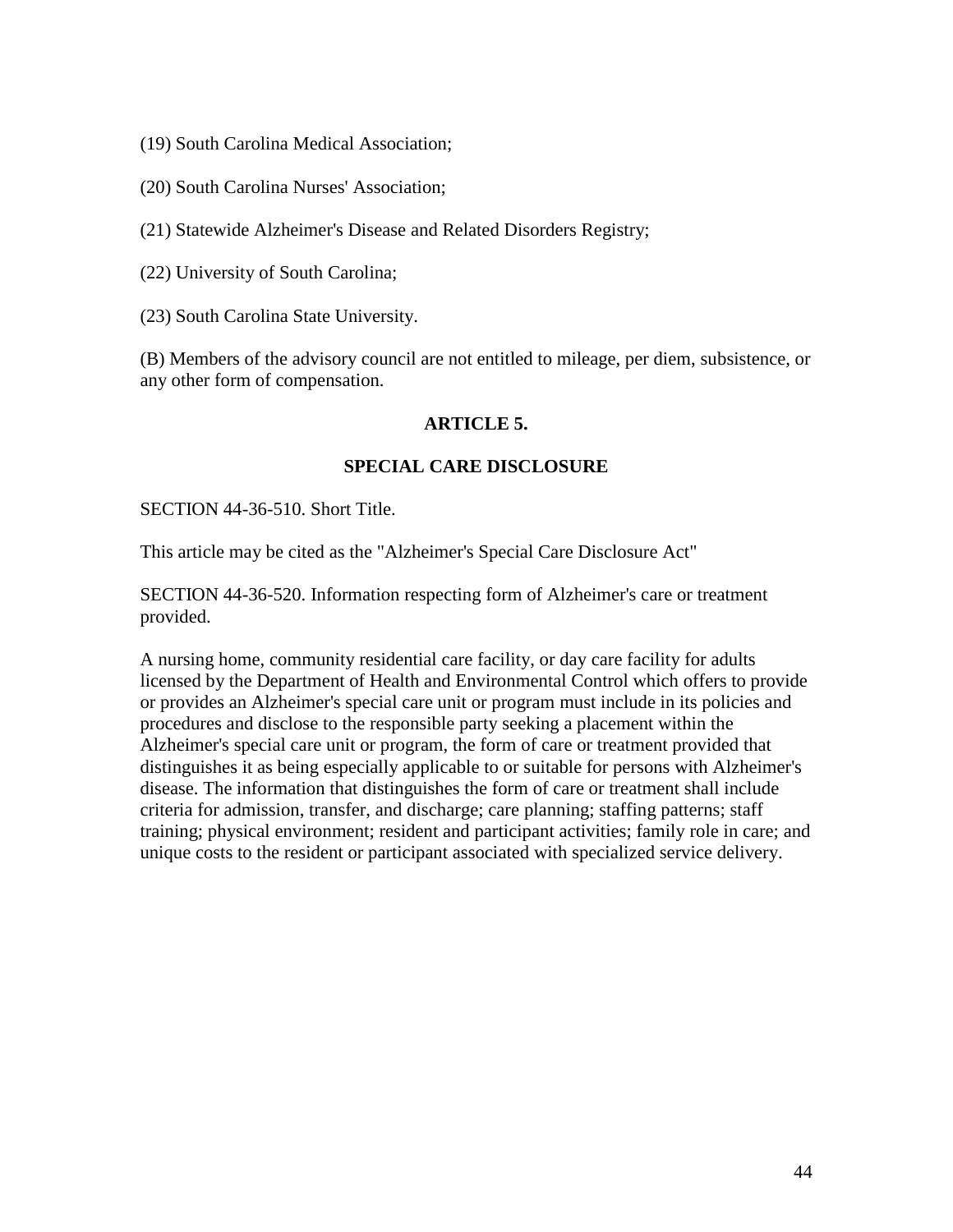(19) South Carolina Medical Association;

(20) South Carolina Nurses' Association;

(21) Statewide Alzheimer's Disease and Related Disorders Registry;

(22) University of South Carolina;

(23) South Carolina State University.

(B) Members of the advisory council are not entitled to mileage, per diem, subsistence, or any other form of compensation.

## ARTICLE 5.

## SPECIAL CARE DISCLOSURE

SECTION 44-36-510. Short Title.

This article may be cited as the "Alzheimer's Special Care Disclosure Act"

SECTION 44-36-520. Information respecting form of Alzheimer's care or treatment provided.

A nursing home, community residential care facility, or day care facility for adults licensed by the Department of Health and Environmental Control which offers to provide or provides an Alzheimer's special care unit or program must include in its policies and procedures and disclose to the responsible party seeking a placement within the Alzheimer's special care unit or program, the form of care or treatment provided that distinguishes it as being especially applicable to or suitable for persons with Alzheimer's disease. The information that distinguishes the form of care or treatment shall include criteria for admission, transfer, and discharge; care planning; staffing patterns; staff training; physical environment; resident and participant activities; family role in care; and unique costs to the resident or participant associated with specialized service delivery.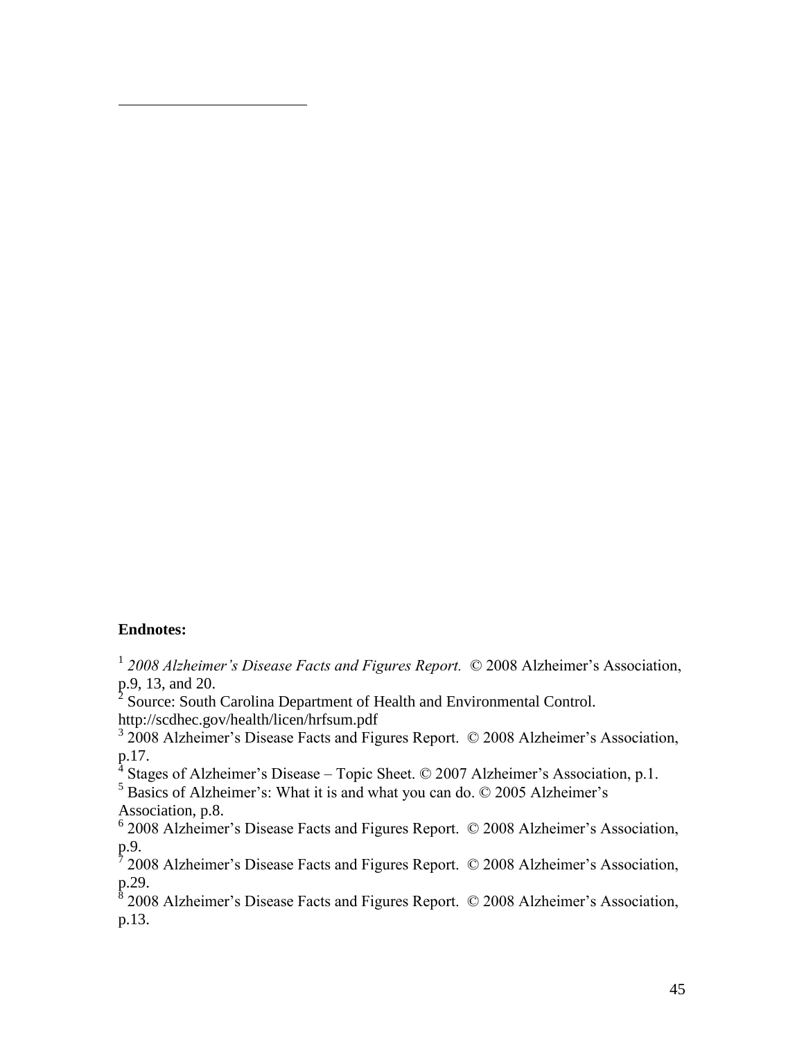**Endnotes:**

[1] *2008 Alzheimer's Disease Facts and Figures Report.* © 2008 Alzheimer's Association, p.9, 13, and 20.

[2] Source: South Carolina Department of Health and Environmental Control. http://scdhec.gov/health/licen/hrfsum.pdf

[3] 2008 Alzheimer's Disease Facts and Figures Report. © 2008 Alzheimer's Association, p.17.

[4] Stages of Alzheimer's Disease – Topic Sheet. © 2007 Alzheimer's Association, p.1.

[5] Basics of Alzheimer's: What it is and what you can do. © 2005 Alzheimer's Association, p.8.

[6] 2008 Alzheimer's Disease Facts and Figures Report. © 2008 Alzheimer's Association, p.9.

[7] 2008 Alzheimer's Disease Facts and Figures Report. © 2008 Alzheimer's Association, p.29.

[8] 2008 Alzheimer's Disease Facts and Figures Report. © 2008 Alzheimer's Association, p.13.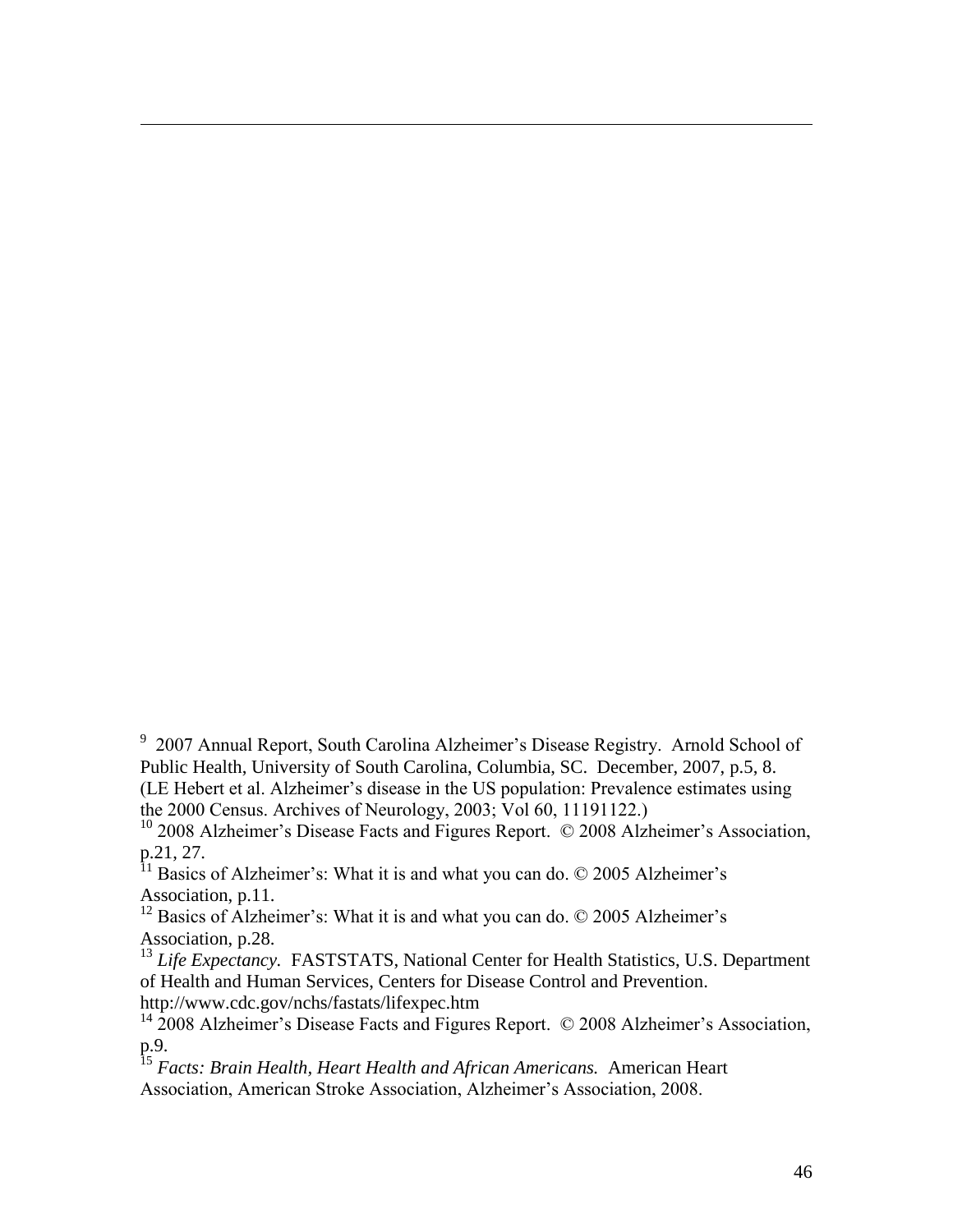[9] 2007 Annual Report, South Carolina Alzheimer's Disease Registry. Arnold School of Public Health, University of South Carolina, Columbia, SC. December, 2007, p.5, 8. (LE Hebert et al. Alzheimer's disease in the US population: Prevalence estimates using the 2000 Census. Archives of Neurology, 2003; Vol 60, 11191122.)

[10] 2008 Alzheimer's Disease Facts and Figures Report. © 2008 Alzheimer's Association, p.21, 27.

[11] Basics of Alzheimer's: What it is and what you can do. © 2005 Alzheimer's Association, p.11.

[12] Basics of Alzheimer's: What it is and what you can do. © 2005 Alzheimer's Association, p.28.

[13] *Life Expectancy.* FASTSTATS, National Center for Health Statistics, U.S. Department of Health and Human Services, Centers for Disease Control and Prevention. http://www.cdc.gov/nchs/fastats/lifexpec.htm

[14] 2008 Alzheimer's Disease Facts and Figures Report. © 2008 Alzheimer's Association, p.9.

[15] *Facts: Brain Health, Heart Health and African Americans.* American Heart Association, American Stroke Association, Alzheimer's Association, 2008.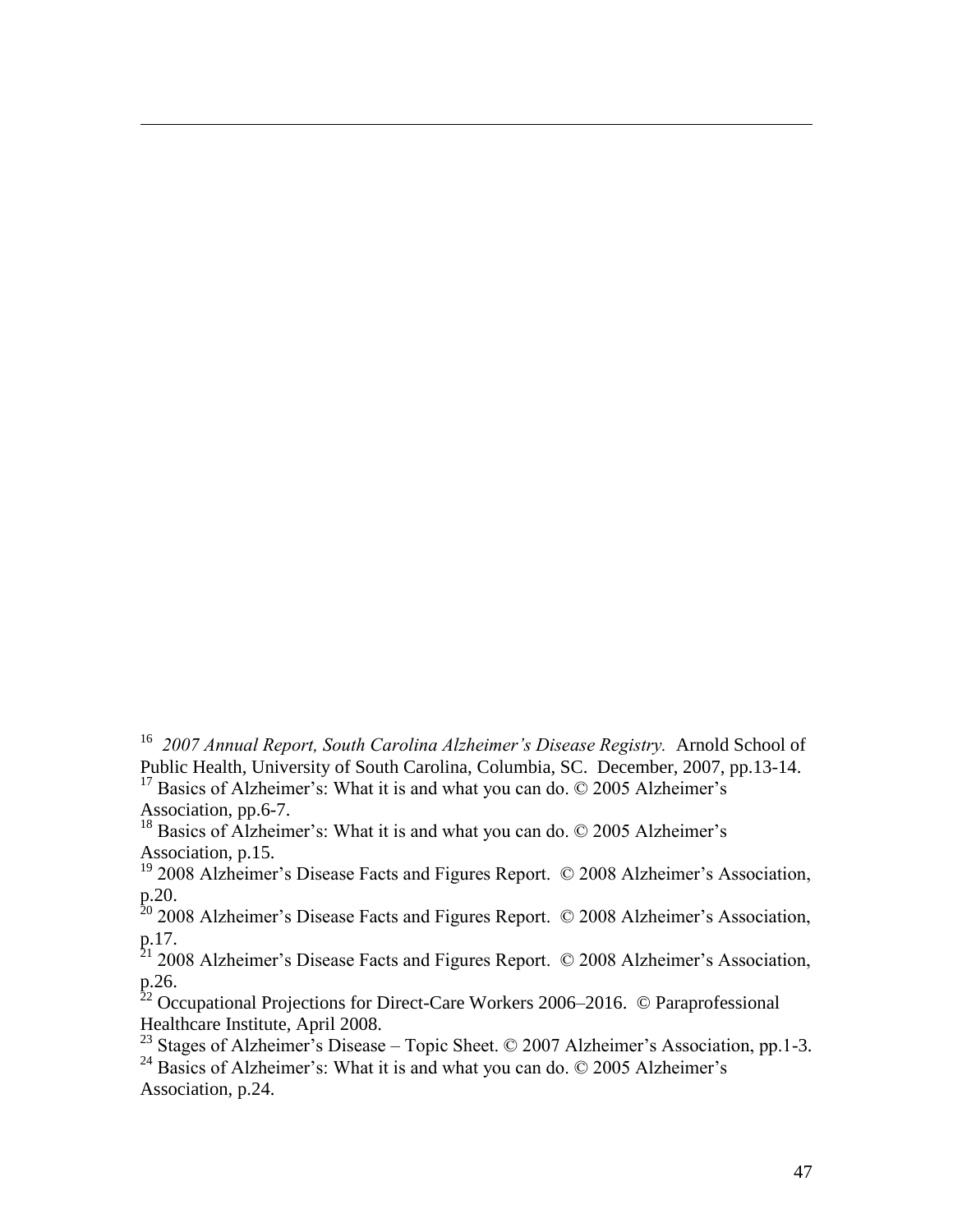[16] *2007 Annual Report, South Carolina Alzheimer's Disease Registry.* Arnold School of Public Health, University of South Carolina, Columbia, SC. December, 2007, pp.13-14.

[17] Basics of Alzheimer's: What it is and what you can do. © 2005 Alzheimer's Association, pp.6-7.

[18] Basics of Alzheimer's: What it is and what you can do. © 2005 Alzheimer's Association, p.15.

[19] 2008 Alzheimer's Disease Facts and Figures Report. © 2008 Alzheimer's Association, p.20.

[20] 2008 Alzheimer's Disease Facts and Figures Report. © 2008 Alzheimer's Association, p.17.

[21] 2008 Alzheimer's Disease Facts and Figures Report. © 2008 Alzheimer's Association, p.26.

[22] Occupational Projections for Direct-Care Workers 2006–2016. © Paraprofessional Healthcare Institute, April 2008.

[23] Stages of Alzheimer's Disease – Topic Sheet. © 2007 Alzheimer's Association, pp.1-3.

[24] Basics of Alzheimer's: What it is and what you can do. © 2005 Alzheimer's Association, p.24.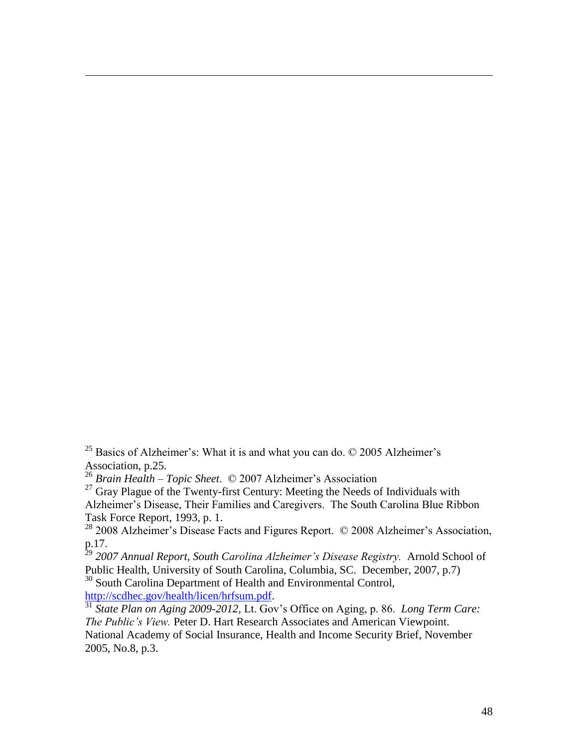[25] Basics of Alzheimer's: What it is and what you can do. © 2005 Alzheimer's Association, p.25.

[26] *Brain Health – Topic Sheet*. © 2007 Alzheimer's Association

[27] Gray Plague of the Twenty-first Century: Meeting the Needs of Individuals with Alzheimer's Disease, Their Families and Caregivers. The South Carolina Blue Ribbon Task Force Report, 1993, p. 1.

[28] 2008 Alzheimer's Disease Facts and Figures Report. © 2008 Alzheimer's Association, p.17.

[29] *2007 Annual Report, South Carolina Alzheimer's Disease Registry.* Arnold School of Public Health, University of South Carolina, Columbia, SC. December, 2007, p.7)

[30] South Carolina Department of Health and Environmental Control, http://scdhec.gov/health/licen/hrfsum.pdf.

[31] *State Plan on Aging 2009-2012,* Lt. Gov's Office on Aging, p. 86. *Long Term Care: The Public's View.* Peter D. Hart Research Associates and American Viewpoint. National Academy of Social Insurance, Health and Income Security Brief, November 2005, No.8, p.3.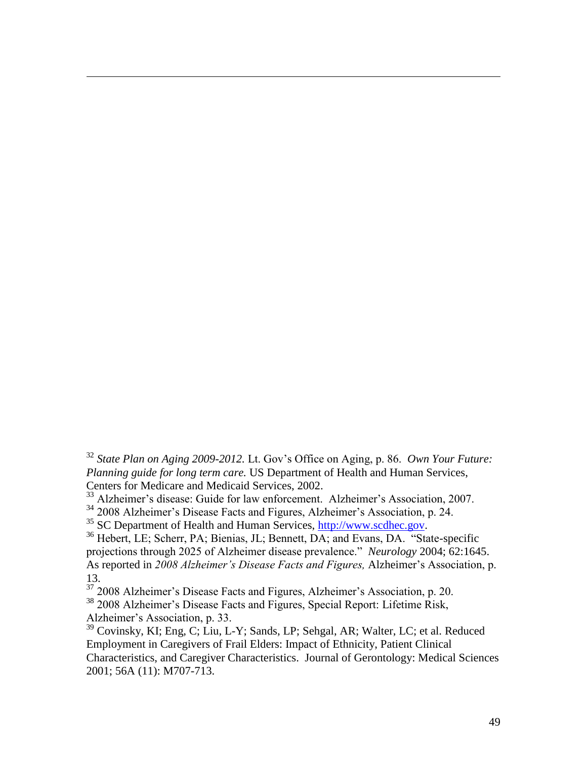[32] *State Plan on Aging 2009-2012.* Lt. Gov's Office on Aging, p. 86. *Own Your Future: Planning guide for long term care.* US Department of Health and Human Services, Centers for Medicare and Medicaid Services, 2002.

[33] Alzheimer's disease: Guide for law enforcement. Alzheimer's Association, 2007.

[34] 2008 Alzheimer's Disease Facts and Figures, Alzheimer's Association, p. 24.

[35] SC Department of Health and Human Services, http://www.scdhec.gov.

[36] Hebert, LE; Scherr, PA; Bienias, JL; Bennett, DA; and Evans, DA. "State-specific projections through 2025 of Alzheimer disease prevalence." *Neurology* 2004; 62:1645. As reported in *2008 Alzheimer's Disease Facts and Figures,* Alzheimer's Association, p. 13.

[37] 2008 Alzheimer's Disease Facts and Figures, Alzheimer's Association, p. 20.

[38] 2008 Alzheimer's Disease Facts and Figures, Special Report: Lifetime Risk, Alzheimer's Association, p. 33.

[39] Covinsky, KI; Eng, C; Liu, L-Y; Sands, LP; Sehgal, AR; Walter, LC; et al. Reduced Employment in Caregivers of Frail Elders: Impact of Ethnicity, Patient Clinical Characteristics, and Caregiver Characteristics. Journal of Gerontology: Medical Sciences 2001; 56A (11): M707-713.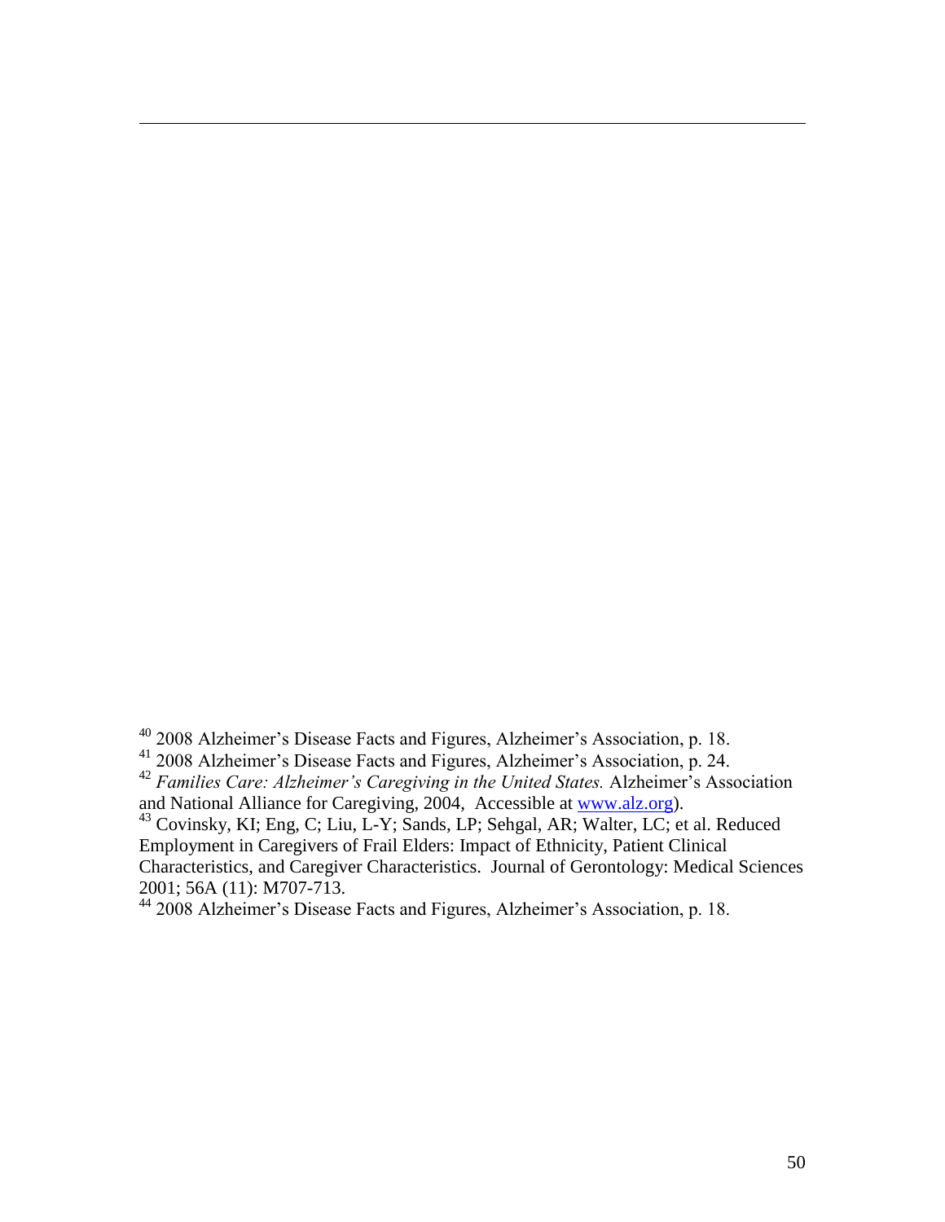[40] 2008 Alzheimer's Disease Facts and Figures, Alzheimer's Association, p. 18.

[41] 2008 Alzheimer's Disease Facts and Figures, Alzheimer's Association, p. 24.

[42] *Families Care: Alzheimer's Caregiving in the United States.* Alzheimer's Association and National Alliance for Caregiving, 2004, Accessible at www.alz.org).

[43] Covinsky, KI; Eng, C; Liu, L-Y; Sands, LP; Sehgal, AR; Walter, LC; et al. Reduced Employment in Caregivers of Frail Elders: Impact of Ethnicity, Patient Clinical Characteristics, and Caregiver Characteristics. Journal of Gerontology: Medical Sciences 2001; 56A (11): M707-713.

[44] 2008 Alzheimer's Disease Facts and Figures, Alzheimer's Association, p. 18.